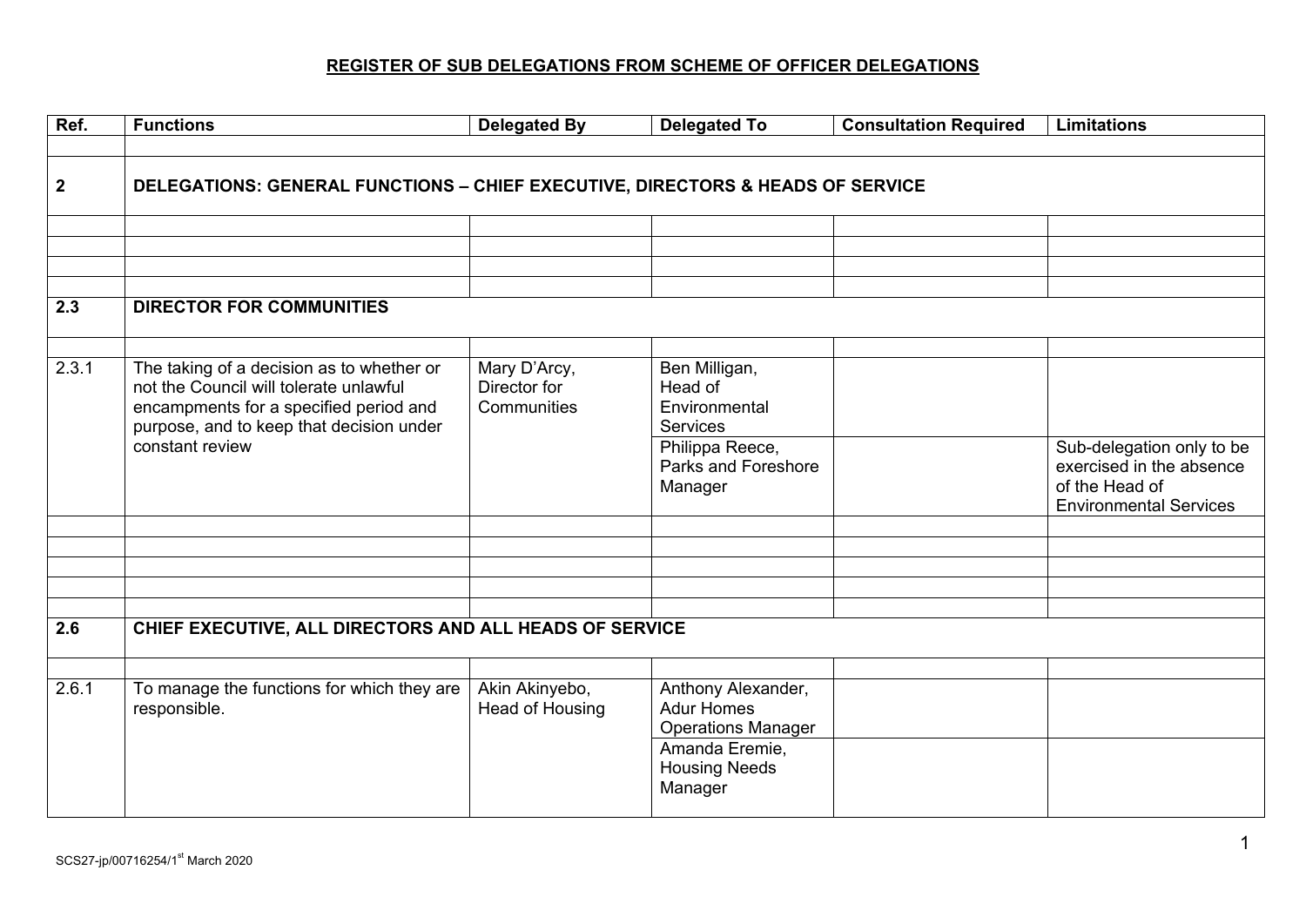# REGISTER OF SUB DELEGATIONS FROM SCHEME OF OFFICER DELEGATIONS

| Ref. | Functions | Delegated By | Delegated To | Consultation Required | Limitations |
|---|---|---|---|---|---|
| | | | | | |
| **2** | **DELEGATIONS: GENERAL FUNCTIONS – CHIEF EXECUTIVE, DIRECTORS & HEADS OF SERVICE** | | | | |
| | | | | | |
| | | | | | |
| | | | | | |
| | | | | | |
| **2.3** | **DIRECTOR FOR COMMUNITIES** | | | | |
| | | | | | |
| 2.3.1 | The taking of a decision as to whether or not the Council will tolerate unlawful encampments for a specified period and purpose, and to keep that decision under constant review | Mary D'Arcy, Director for Communities | Ben Milligan, Head of Environmental Services | | |
| | | | Philippa Reece, Parks and Foreshore Manager | | Sub-delegation only to be exercised in the absence of the Head of Environmental Services |
| | | | | | |
| | | | | | |
| | | | | | |
| | | | | | |
| | | | | | |
| **2.6** | **CHIEF EXECUTIVE, ALL DIRECTORS AND ALL HEADS OF SERVICE** | | | | |
| | | | | | |
| 2.6.1 | To manage the functions for which they are responsible. | Akin Akinyebo, Head of Housing | Anthony Alexander, Adur Homes Operations Manager | | |
| | | | Amanda Eremie, Housing Needs Manager | | |

SCS27-jp/00716254/1st March 2020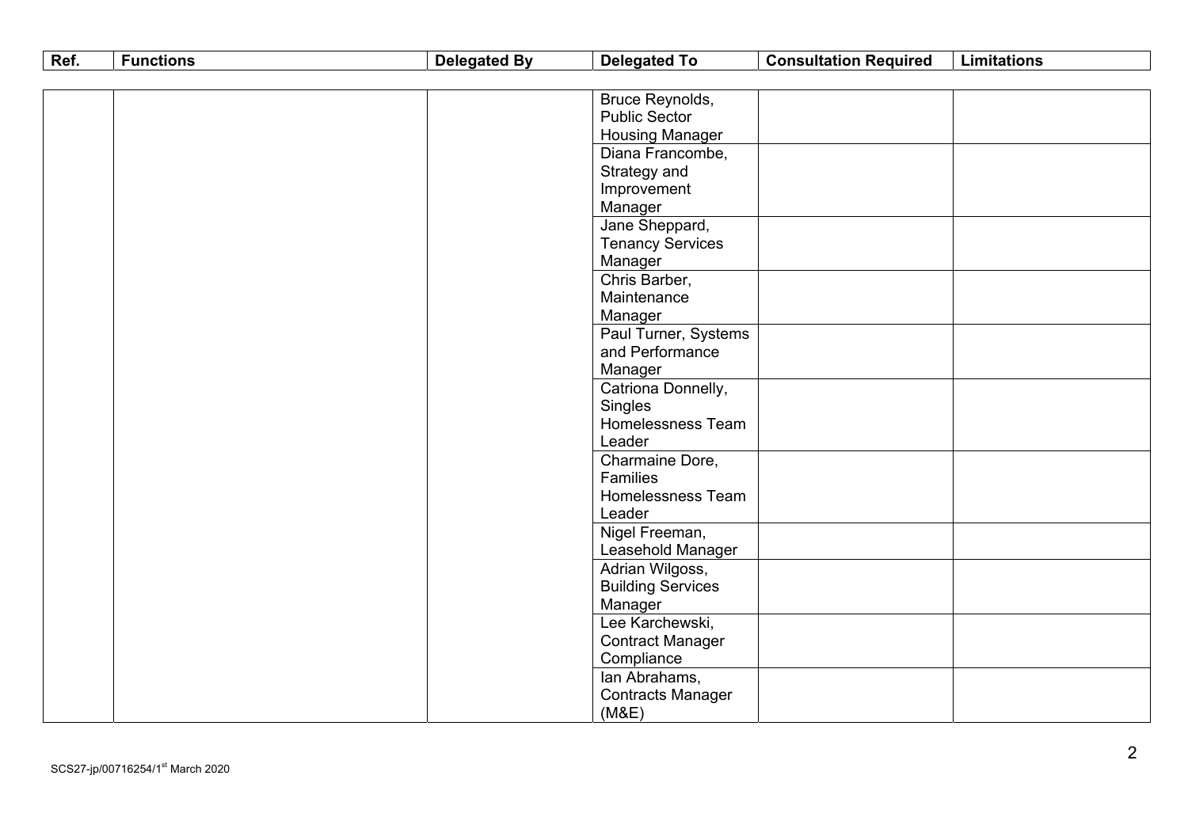| Ref. | Functions | Delegated By | Delegated To | Consultation Required | Limitations |
|---|---|---|---|---|---|
| | | | Bruce Reynolds, Public Sector Housing Manager | | |
| | | | Diana Francombe, Strategy and Improvement Manager | | |
| | | | Jane Sheppard, Tenancy Services Manager | | |
| | | | Chris Barber, Maintenance Manager | | |
| | | | Paul Turner, Systems and Performance Manager | | |
| | | | Catriona Donnelly, Singles Homelessness Team Leader | | |
| | | | Charmaine Dore, Families Homelessness Team Leader | | |
| | | | Nigel Freeman, Leasehold Manager | | |
| | | | Adrian Wilgoss, Building Services Manager | | |
| | | | Lee Karchewski, Contract Manager Compliance | | |
| | | | Ian Abrahams, Contracts Manager (M&E) | | |

SCS27-jp/00716254/1st March 2020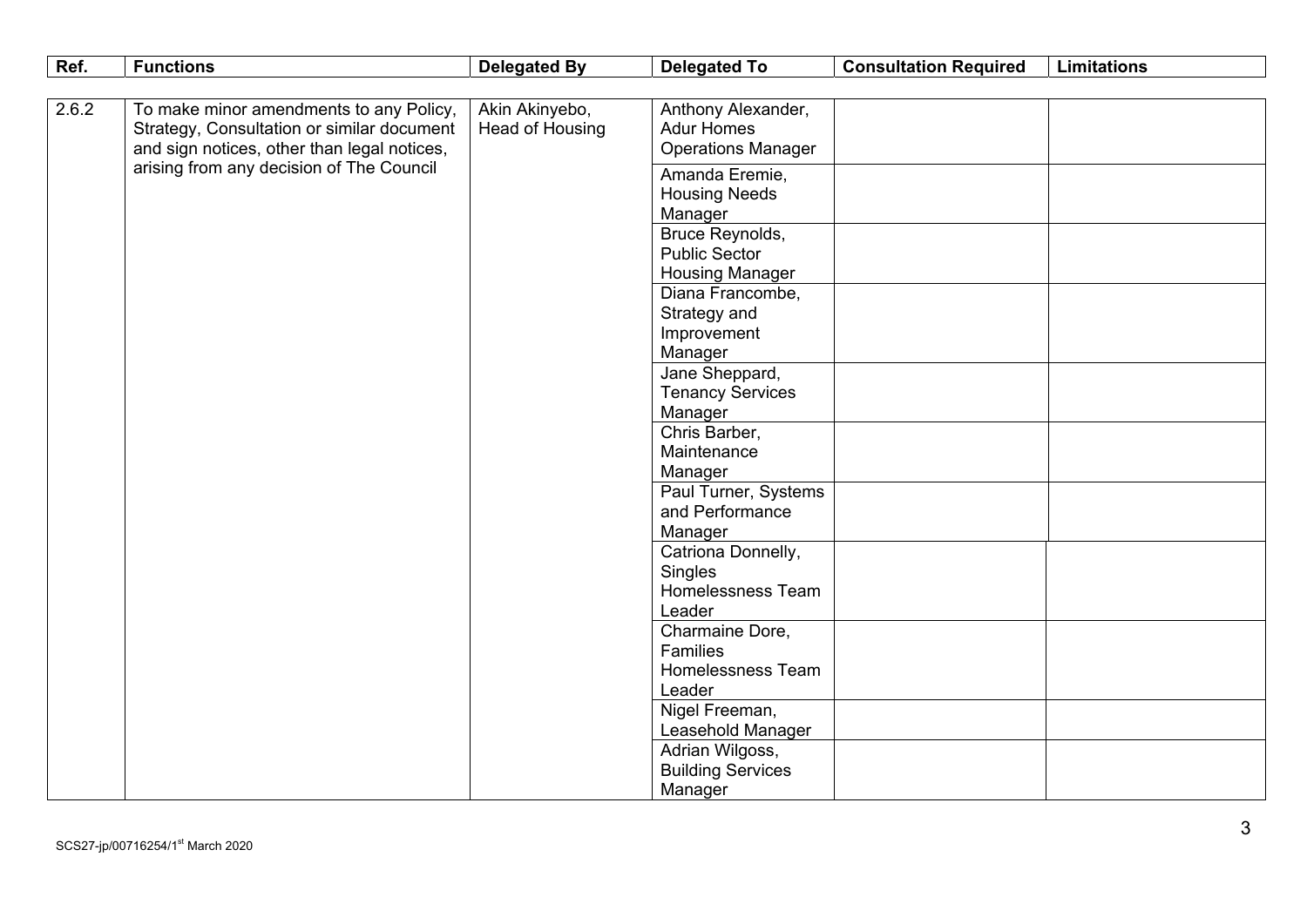| Ref. | Functions | Delegated By | Delegated To | Consultation Required | Limitations |
|---|---|---|---|---|---|
| 2.6.2 | To make minor amendments to any Policy, Strategy, Consultation or similar document and sign notices, other than legal notices, arising from any decision of The Council | Akin Akinyebo, Head of Housing | Anthony Alexander, Adur Homes Operations Manager | | |
| | | | Amanda Eremie, Housing Needs Manager | | |
| | | | Bruce Reynolds, Public Sector Housing Manager | | |
| | | | Diana Francombe, Strategy and Improvement Manager | | |
| | | | Jane Sheppard, Tenancy Services Manager | | |
| | | | Chris Barber, Maintenance Manager | | |
| | | | Paul Turner, Systems and Performance Manager | | |
| | | | Catriona Donnelly, Singles Homelessness Team Leader | | |
| | | | Charmaine Dore, Families Homelessness Team Leader | | |
| | | | Nigel Freeman, Leasehold Manager | | |
| | | | Adrian Wilgoss, Building Services Manager | | |

SCS27-jp/00716254/1st March 2020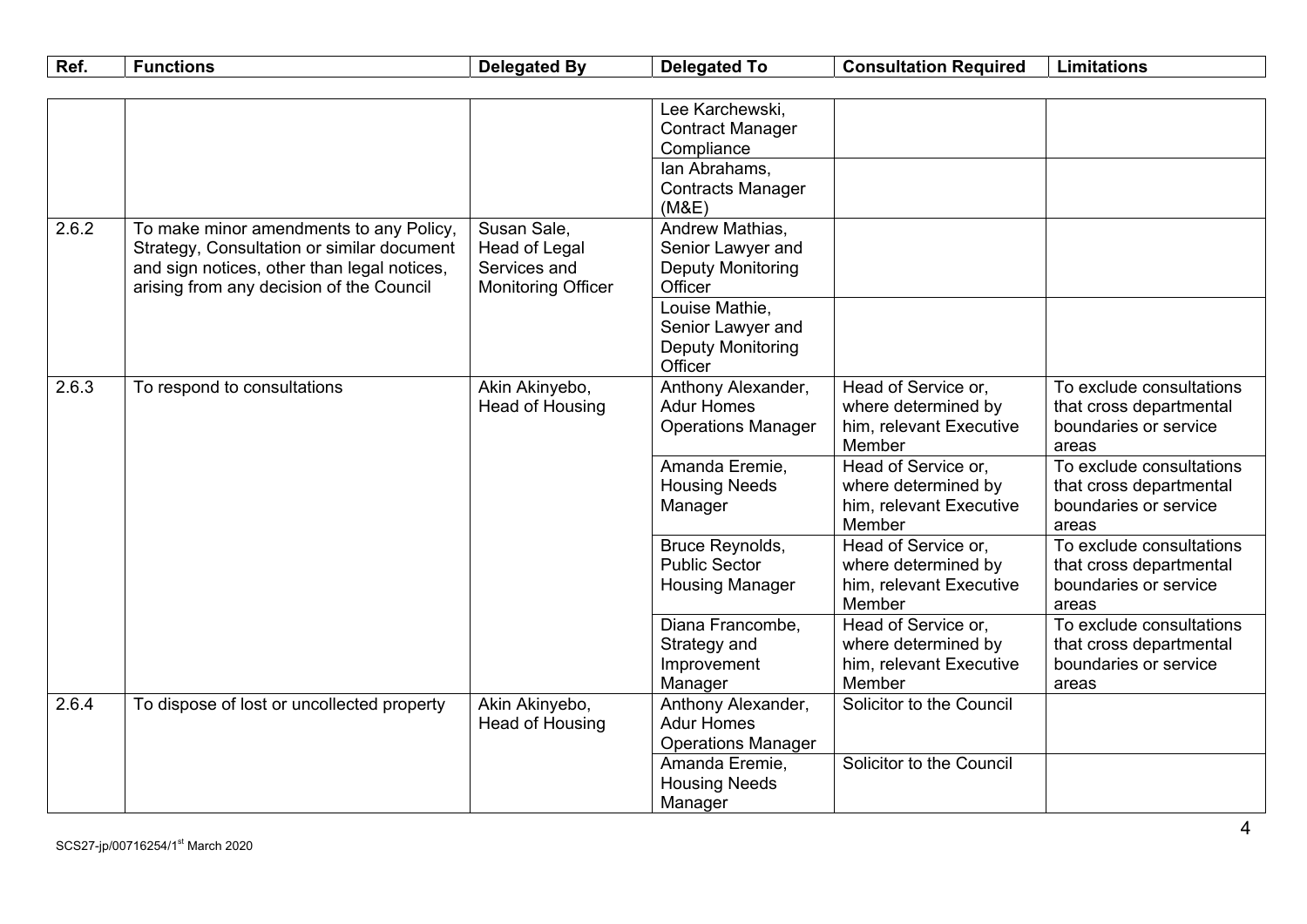| Ref. | Functions | Delegated By | Delegated To | Consultation Required | Limitations |
|---|---|---|---|---|---|
| | | | Lee Karchewski, Contract Manager Compliance | | |
| | | | Ian Abrahams, Contracts Manager (M&E) | | |
| 2.6.2 | To make minor amendments to any Policy, Strategy, Consultation or similar document and sign notices, other than legal notices, arising from any decision of the Council | Susan Sale, Head of Legal Services and Monitoring Officer | Andrew Mathias, Senior Lawyer and Deputy Monitoring Officer | | |
| | | | Louise Mathie, Senior Lawyer and Deputy Monitoring Officer | | |
| 2.6.3 | To respond to consultations | Akin Akinyebo, Head of Housing | Anthony Alexander, Adur Homes Operations Manager | Head of Service or, where determined by him, relevant Executive Member | To exclude consultations that cross departmental boundaries or service areas |
| | | | Amanda Eremie, Housing Needs Manager | Head of Service or, where determined by him, relevant Executive Member | To exclude consultations that cross departmental boundaries or service areas |
| | | | Bruce Reynolds, Public Sector Housing Manager | Head of Service or, where determined by him, relevant Executive Member | To exclude consultations that cross departmental boundaries or service areas |
| | | | Diana Francombe, Strategy and Improvement Manager | Head of Service or, where determined by him, relevant Executive Member | To exclude consultations that cross departmental boundaries or service areas |
| 2.6.4 | To dispose of lost or uncollected property | Akin Akinyebo, Head of Housing | Anthony Alexander, Adur Homes Operations Manager | Solicitor to the Council | |
| | | | Amanda Eremie, Housing Needs Manager | Solicitor to the Council | |

SCS27-jp/00716254/1st March 2020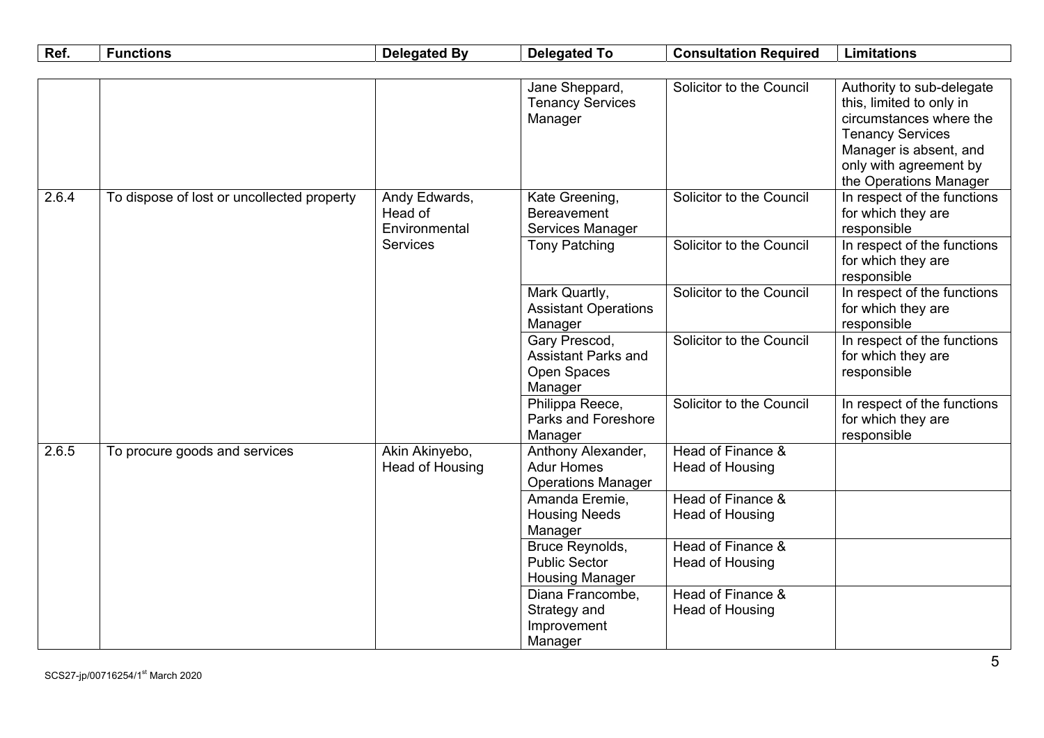| Ref. | Functions | Delegated By | Delegated To | Consultation Required | Limitations |
|---|---|---|---|---|---|
| | | | Jane Sheppard, Tenancy Services Manager | Solicitor to the Council | Authority to sub-delegate this, limited to only in circumstances where the Tenancy Services Manager is absent, and only with agreement by the Operations Manager |
| 2.6.4 | To dispose of lost or uncollected property | Andy Edwards, Head of Environmental Services | Kate Greening, Bereavement Services Manager | Solicitor to the Council | In respect of the functions for which they are responsible |
| | | | Tony Patching | Solicitor to the Council | In respect of the functions for which they are responsible |
| | | | Mark Quartly, Assistant Operations Manager | Solicitor to the Council | In respect of the functions for which they are responsible |
| | | | Gary Prescod, Assistant Parks and Open Spaces Manager | Solicitor to the Council | In respect of the functions for which they are responsible |
| | | | Philippa Reece, Parks and Foreshore Manager | Solicitor to the Council | In respect of the functions for which they are responsible |
| 2.6.5 | To procure goods and services | Akin Akinyebo, Head of Housing | Anthony Alexander, Adur Homes Operations Manager | Head of Finance & Head of Housing | |
| | | | Amanda Eremie, Housing Needs Manager | Head of Finance & Head of Housing | |
| | | | Bruce Reynolds, Public Sector Housing Manager | Head of Finance & Head of Housing | |
| | | | Diana Francombe, Strategy and Improvement Manager | Head of Finance & Head of Housing | |

SCS27-jp/00716254/1st March 2020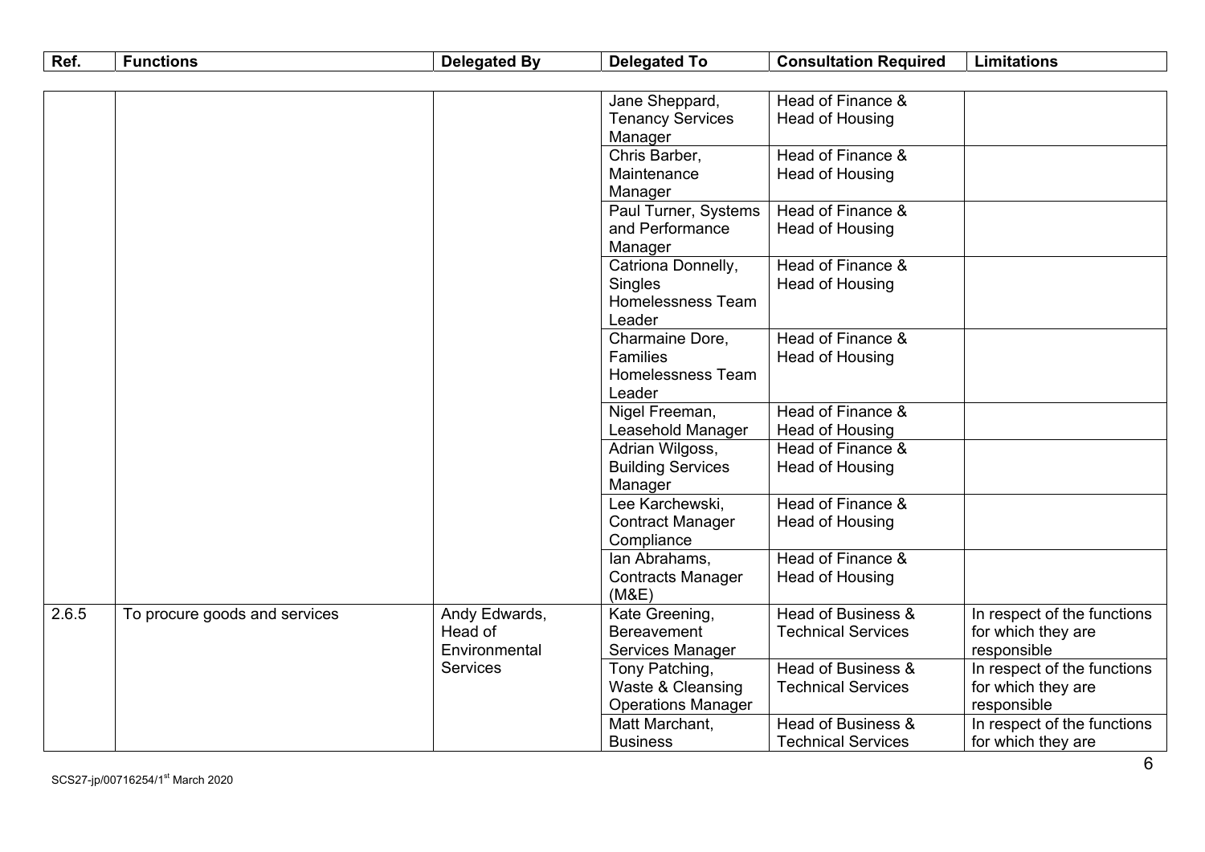| Ref. | Functions | Delegated By | Delegated To | Consultation Required | Limitations |
|---|---|---|---|---|---|
| | | | Jane Sheppard, Tenancy Services Manager | Head of Finance & Head of Housing | |
| | | | Chris Barber, Maintenance Manager | Head of Finance & Head of Housing | |
| | | | Paul Turner, Systems and Performance Manager | Head of Finance & Head of Housing | |
| | | | Catriona Donnelly, Singles Homelessness Team Leader | Head of Finance & Head of Housing | |
| | | | Charmaine Dore, Families Homelessness Team Leader | Head of Finance & Head of Housing | |
| | | | Nigel Freeman, Leasehold Manager | Head of Finance & Head of Housing | |
| | | | Adrian Wilgoss, Building Services Manager | Head of Finance & Head of Housing | |
| | | | Lee Karchewski, Contract Manager Compliance | Head of Finance & Head of Housing | |
| | | | Ian Abrahams, Contracts Manager (M&E) | Head of Finance & Head of Housing | |
| 2.6.5 | To procure goods and services | Andy Edwards, Head of Environmental Services | Kate Greening, Bereavement Services Manager | Head of Business & Technical Services | In respect of the functions for which they are responsible |
| | | | Tony Patching, Waste & Cleansing Operations Manager | Head of Business & Technical Services | In respect of the functions for which they are responsible |
| | | | Matt Marchant, Business | Head of Business & Technical Services | In respect of the functions for which they are |

SCS27-jp/00716254/1st March 2020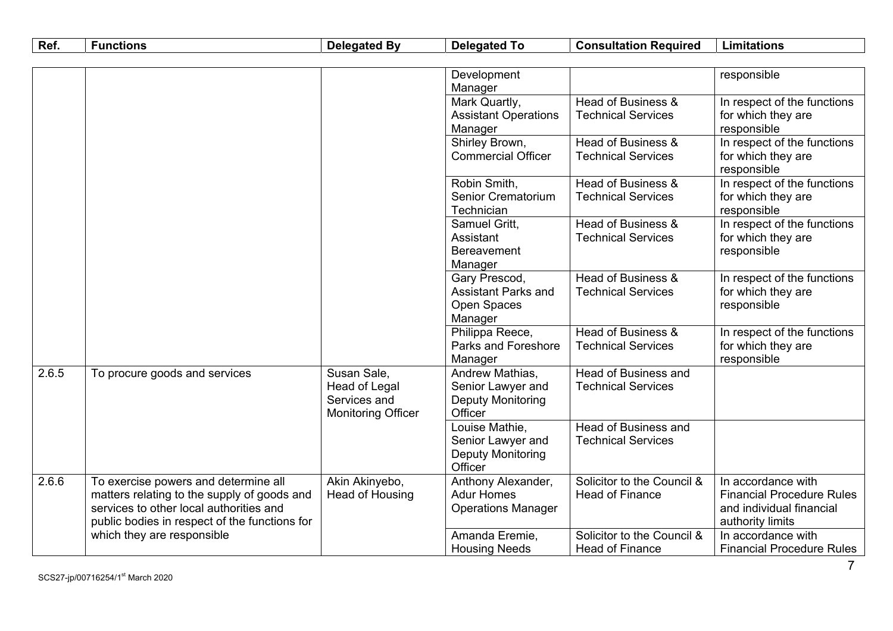| Ref. | Functions | Delegated By | Delegated To | Consultation Required | Limitations |
|---|---|---|---|---|---|
| | | | Development Manager | | responsible |
| | | | Mark Quartly, Assistant Operations Manager | Head of Business & Technical Services | In respect of the functions for which they are responsible |
| | | | Shirley Brown, Commercial Officer | Head of Business & Technical Services | In respect of the functions for which they are responsible |
| | | | Robin Smith, Senior Crematorium Technician | Head of Business & Technical Services | In respect of the functions for which they are responsible |
| | | | Samuel Gritt, Assistant Bereavement Manager | Head of Business & Technical Services | In respect of the functions for which they are responsible |
| | | | Gary Prescod, Assistant Parks and Open Spaces Manager | Head of Business & Technical Services | In respect of the functions for which they are responsible |
| | | | Philippa Reece, Parks and Foreshore Manager | Head of Business & Technical Services | In respect of the functions for which they are responsible |
| 2.6.5 | To procure goods and services | Susan Sale, Head of Legal Services and Monitoring Officer | Andrew Mathias, Senior Lawyer and Deputy Monitoring Officer | Head of Business and Technical Services | |
| | | | Louise Mathie, Senior Lawyer and Deputy Monitoring Officer | Head of Business and Technical Services | |
| 2.6.6 | To exercise powers and determine all matters relating to the supply of goods and services to other local authorities and public bodies in respect of the functions for which they are responsible | Akin Akinyebo, Head of Housing | Anthony Alexander, Adur Homes Operations Manager | Solicitor to the Council & Head of Finance | In accordance with Financial Procedure Rules and individual financial authority limits |
| | | | Amanda Eremie, Housing Needs | Solicitor to the Council & Head of Finance | In accordance with Financial Procedure Rules |

SCS27-jp/00716254/1st March 2020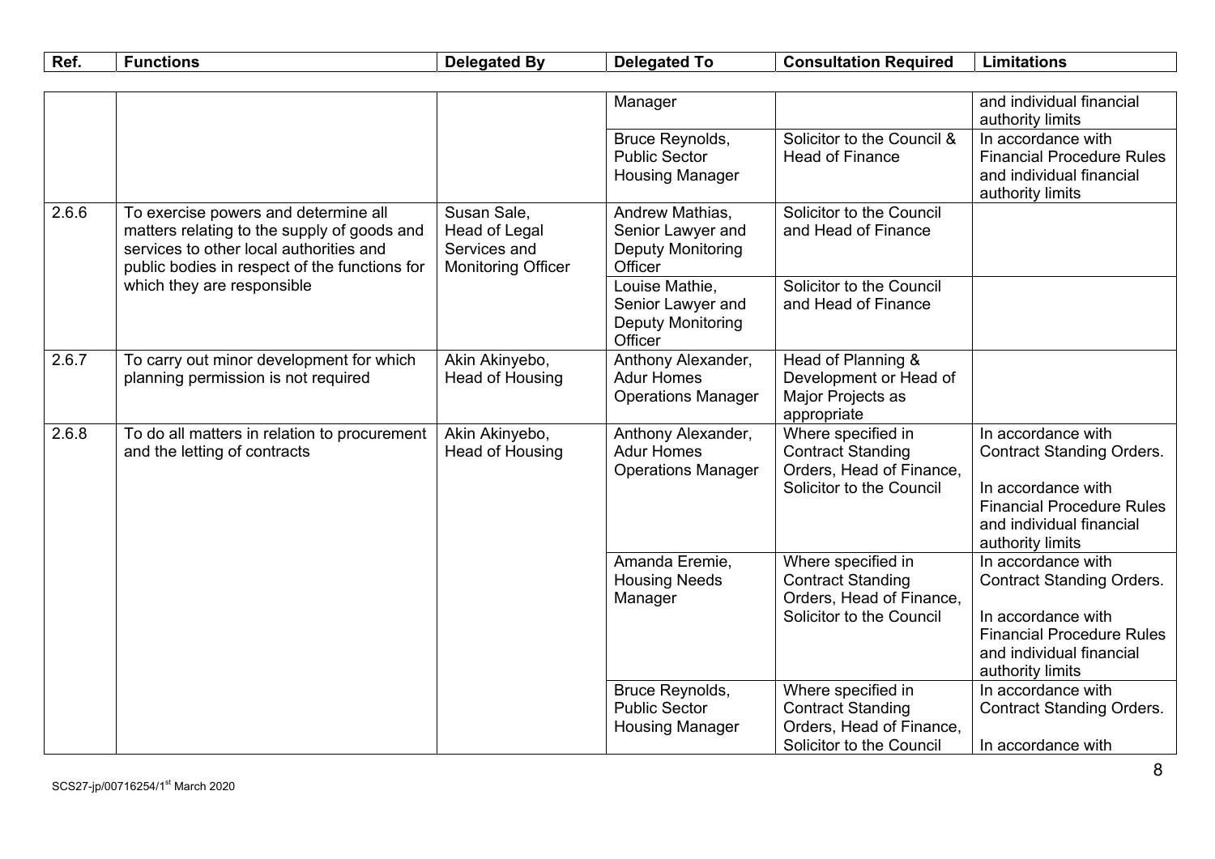| Ref. | Functions | Delegated By | Delegated To | Consultation Required | Limitations |
|---|---|---|---|---|---|
| | | | Manager | | and individual financial authority limits |
| | | | Bruce Reynolds, Public Sector Housing Manager | Solicitor to the Council & Head of Finance | In accordance with Financial Procedure Rules and individual financial authority limits |
| 2.6.6 | To exercise powers and determine all matters relating to the supply of goods and services to other local authorities and public bodies in respect of the functions for which they are responsible | Susan Sale, Head of Legal Services and Monitoring Officer | Andrew Mathias, Senior Lawyer and Deputy Monitoring Officer | Solicitor to the Council and Head of Finance | |
| | | | Louise Mathie, Senior Lawyer and Deputy Monitoring Officer | Solicitor to the Council and Head of Finance | |
| 2.6.7 | To carry out minor development for which planning permission is not required | Akin Akinyebo, Head of Housing | Anthony Alexander, Adur Homes Operations Manager | Head of Planning & Development or Head of Major Projects as appropriate | |
| 2.6.8 | To do all matters in relation to procurement and the letting of contracts | Akin Akinyebo, Head of Housing | Anthony Alexander, Adur Homes Operations Manager | Where specified in Contract Standing Orders, Head of Finance, Solicitor to the Council | In accordance with Contract Standing Orders.<br><br>In accordance with Financial Procedure Rules and individual financial authority limits |
| | | | Amanda Eremie, Housing Needs Manager | Where specified in Contract Standing Orders, Head of Finance, Solicitor to the Council | In accordance with Contract Standing Orders.<br><br>In accordance with Financial Procedure Rules and individual financial authority limits |
| | | | Bruce Reynolds, Public Sector Housing Manager | Where specified in Contract Standing Orders, Head of Finance, Solicitor to the Council | In accordance with Contract Standing Orders.<br><br>In accordance with |

SCS27-jp/00716254/1st March 2020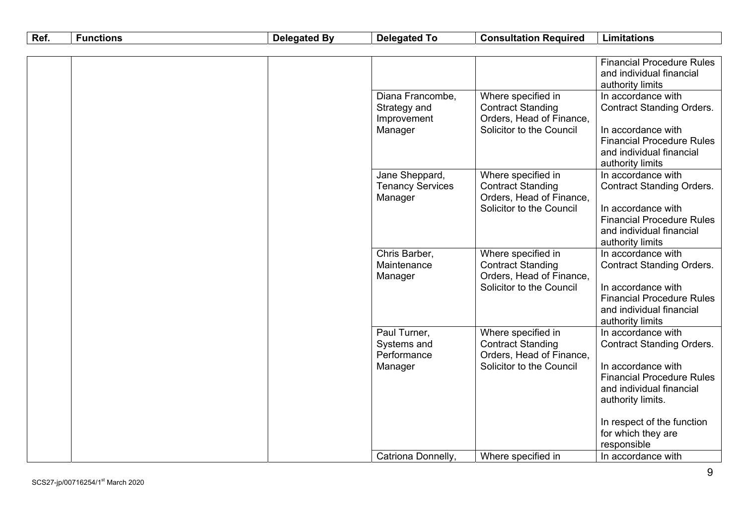| Ref. | Functions | Delegated By | Delegated To | Consultation Required | Limitations |
|---|---|---|---|---|---|
| | | | | | Financial Procedure Rules and individual financial authority limits |
| | | | Diana Francombe, Strategy and Improvement Manager | Where specified in Contract Standing Orders, Head of Finance, Solicitor to the Council | In accordance with Contract Standing Orders.<br><br>In accordance with Financial Procedure Rules and individual financial authority limits |
| | | | Jane Sheppard, Tenancy Services Manager | Where specified in Contract Standing Orders, Head of Finance, Solicitor to the Council | In accordance with Contract Standing Orders.<br><br>In accordance with Financial Procedure Rules and individual financial authority limits |
| | | | Chris Barber, Maintenance Manager | Where specified in Contract Standing Orders, Head of Finance, Solicitor to the Council | In accordance with Contract Standing Orders.<br><br>In accordance with Financial Procedure Rules and individual financial authority limits |
| | | | Paul Turner, Systems and Performance Manager | Where specified in Contract Standing Orders, Head of Finance, Solicitor to the Council | In accordance with Contract Standing Orders.<br><br>In accordance with Financial Procedure Rules and individual financial authority limits.<br><br>In respect of the function for which they are responsible |
| | | | Catriona Donnelly, | Where specified in | In accordance with |

SCS27-jp/00716254/1st March 2020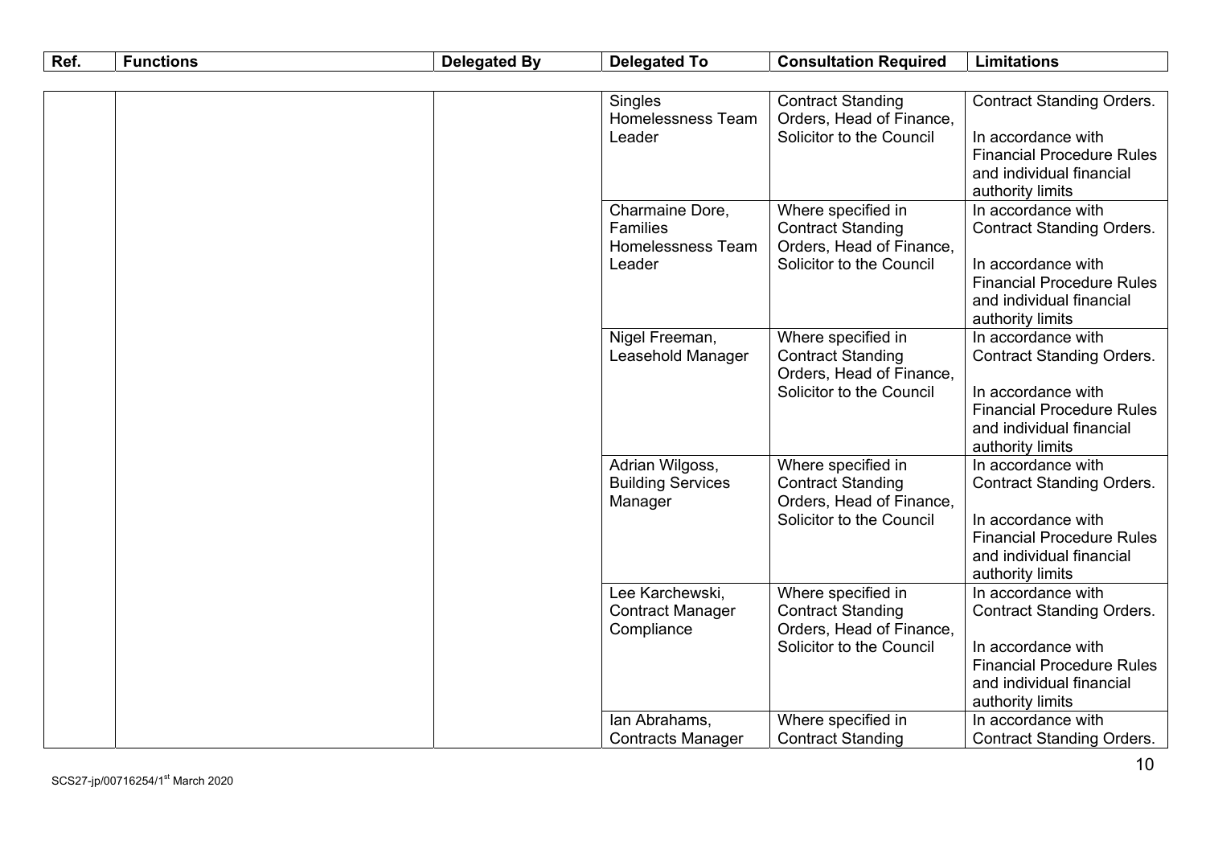| Ref. | Functions | Delegated By | Delegated To | Consultation Required | Limitations |
|---|---|---|---|---|---|
| | | | Singles Homelessness Team Leader | Contract Standing Orders, Head of Finance, Solicitor to the Council | Contract Standing Orders.<br><br>In accordance with Financial Procedure Rules and individual financial authority limits |
| | | | Charmaine Dore, Families Homelessness Team Leader | Where specified in Contract Standing Orders, Head of Finance, Solicitor to the Council | In accordance with Contract Standing Orders.<br><br>In accordance with Financial Procedure Rules and individual financial authority limits |
| | | | Nigel Freeman, Leasehold Manager | Where specified in Contract Standing Orders, Head of Finance, Solicitor to the Council | In accordance with Contract Standing Orders.<br><br>In accordance with Financial Procedure Rules and individual financial authority limits |
| | | | Adrian Wilgoss, Building Services Manager | Where specified in Contract Standing Orders, Head of Finance, Solicitor to the Council | In accordance with Contract Standing Orders.<br><br>In accordance with Financial Procedure Rules and individual financial authority limits |
| | | | Lee Karchewski, Contract Manager Compliance | Where specified in Contract Standing Orders, Head of Finance, Solicitor to the Council | In accordance with Contract Standing Orders.<br><br>In accordance with Financial Procedure Rules and individual financial authority limits |
| | | | Ian Abrahams, Contracts Manager | Where specified in Contract Standing | In accordance with Contract Standing Orders. |

SCS27-jp/00716254/1st March 2020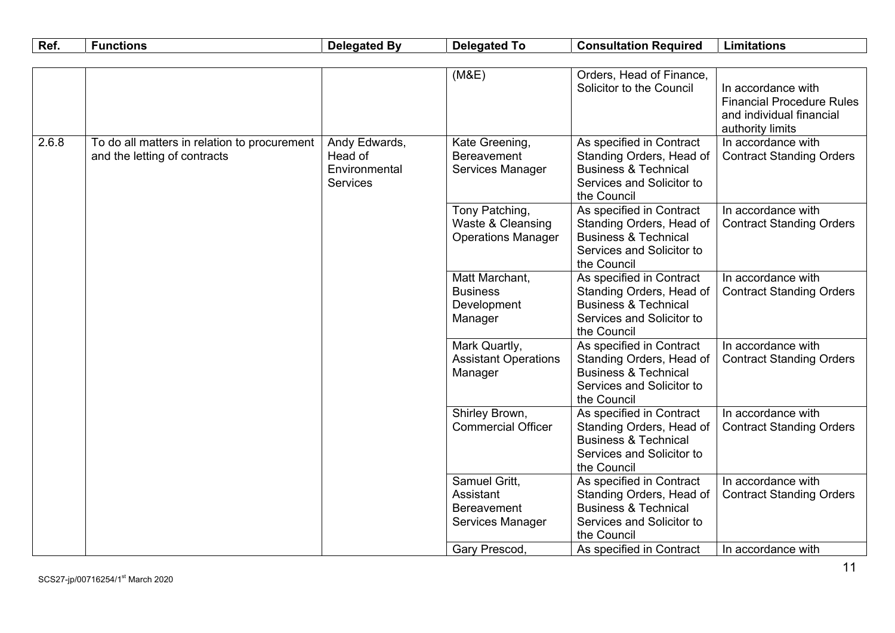| Ref. | Functions | Delegated By | Delegated To | Consultation Required | Limitations |
|---|---|---|---|---|---|
| | | | (M&E) | Orders, Head of Finance, Solicitor to the Council | In accordance with Financial Procedure Rules and individual financial authority limits |
| 2.6.8 | To do all matters in relation to procurement and the letting of contracts | Andy Edwards, Head of Environmental Services | Kate Greening, Bereavement Services Manager | As specified in Contract Standing Orders, Head of Business & Technical Services and Solicitor to the Council | In accordance with Contract Standing Orders |
| | | | Tony Patching, Waste & Cleansing Operations Manager | As specified in Contract Standing Orders, Head of Business & Technical Services and Solicitor to the Council | In accordance with Contract Standing Orders |
| | | | Matt Marchant, Business Development Manager | As specified in Contract Standing Orders, Head of Business & Technical Services and Solicitor to the Council | In accordance with Contract Standing Orders |
| | | | Mark Quartly, Assistant Operations Manager | As specified in Contract Standing Orders, Head of Business & Technical Services and Solicitor to the Council | In accordance with Contract Standing Orders |
| | | | Shirley Brown, Commercial Officer | As specified in Contract Standing Orders, Head of Business & Technical Services and Solicitor to the Council | In accordance with Contract Standing Orders |
| | | | Samuel Gritt, Assistant Bereavement Services Manager | As specified in Contract Standing Orders, Head of Business & Technical Services and Solicitor to the Council | In accordance with Contract Standing Orders |
| | | | Gary Prescod, | As specified in Contract | In accordance with |

SCS27-jp/00716254/1st March 2020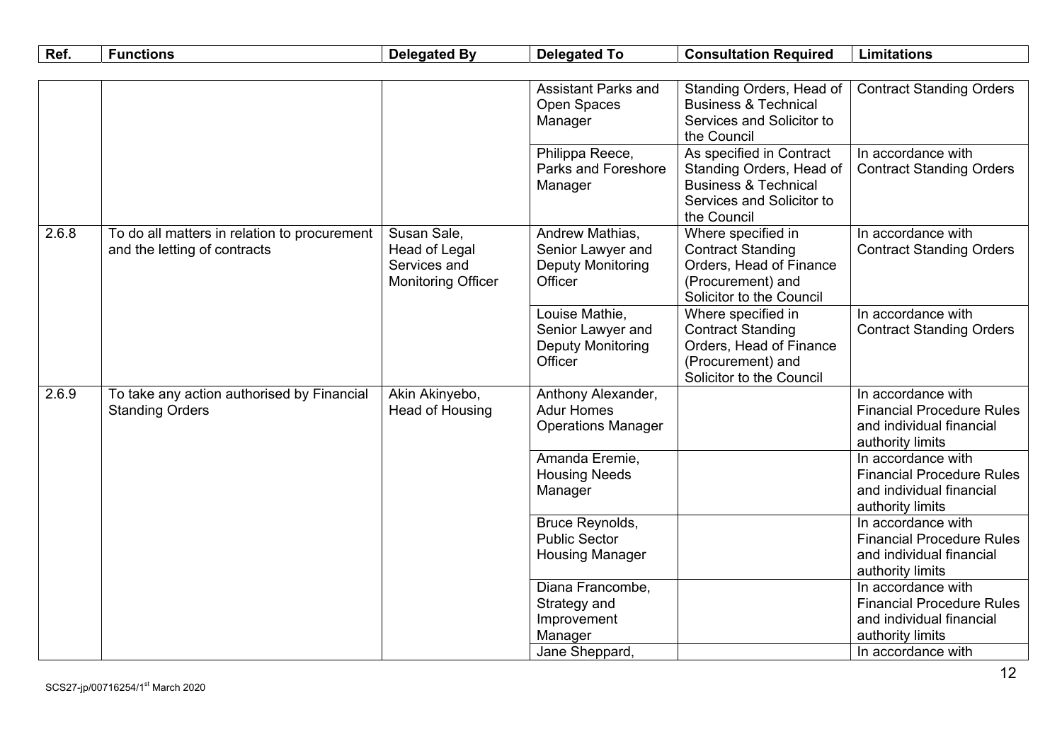| Ref. | Functions | Delegated By | Delegated To | Consultation Required | Limitations |
|---|---|---|---|---|---|
| | | | Assistant Parks and Open Spaces Manager | Standing Orders, Head of Business & Technical Services and Solicitor to the Council | Contract Standing Orders |
| | | | Philippa Reece, Parks and Foreshore Manager | As specified in Contract Standing Orders, Head of Business & Technical Services and Solicitor to the Council | In accordance with Contract Standing Orders |
| 2.6.8 | To do all matters in relation to procurement and the letting of contracts | Susan Sale, Head of Legal Services and Monitoring Officer | Andrew Mathias, Senior Lawyer and Deputy Monitoring Officer | Where specified in Contract Standing Orders, Head of Finance (Procurement) and Solicitor to the Council | In accordance with Contract Standing Orders |
| | | | Louise Mathie, Senior Lawyer and Deputy Monitoring Officer | Where specified in Contract Standing Orders, Head of Finance (Procurement) and Solicitor to the Council | In accordance with Contract Standing Orders |
| 2.6.9 | To take any action authorised by Financial Standing Orders | Akin Akinyebo, Head of Housing | Anthony Alexander, Adur Homes Operations Manager | | In accordance with Financial Procedure Rules and individual financial authority limits |
| | | | Amanda Eremie, Housing Needs Manager | | In accordance with Financial Procedure Rules and individual financial authority limits |
| | | | Bruce Reynolds, Public Sector Housing Manager | | In accordance with Financial Procedure Rules and individual financial authority limits |
| | | | Diana Francombe, Strategy and Improvement Manager | | In accordance with Financial Procedure Rules and individual financial authority limits |
| | | | Jane Sheppard, | | In accordance with |

SCS27-jp/00716254/1st March 2020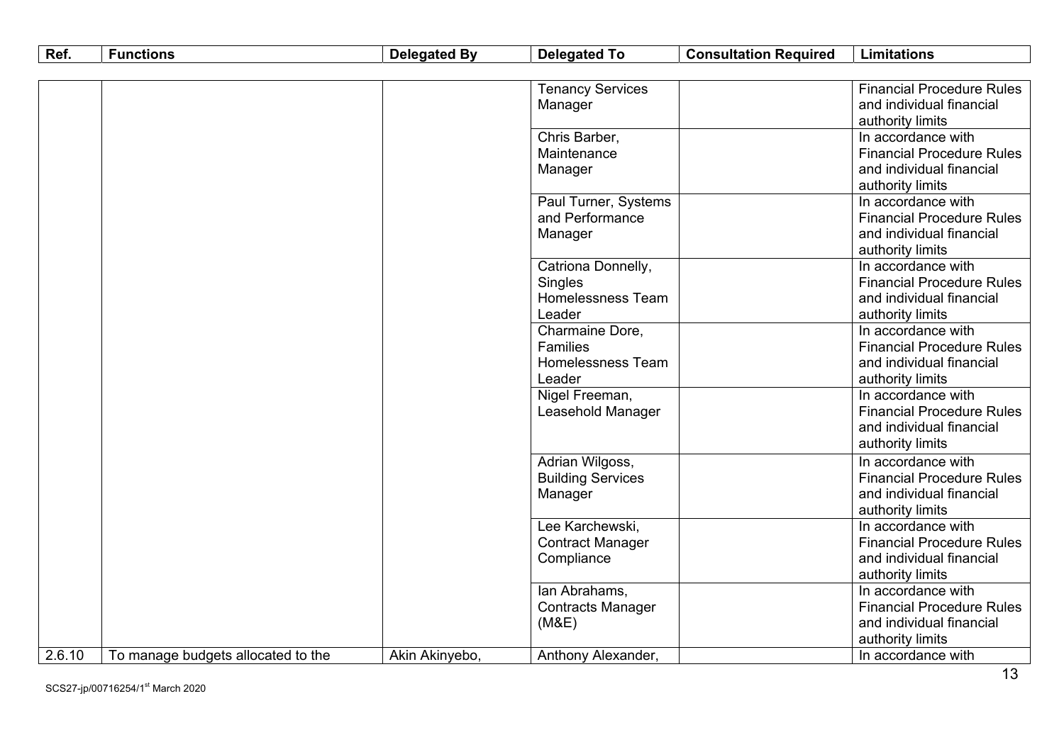| Ref. | Functions | Delegated By | Delegated To | Consultation Required | Limitations |
|---|---|---|---|---|---|
| | | | Tenancy Services Manager | | Financial Procedure Rules and individual financial authority limits |
| | | | Chris Barber, Maintenance Manager | | In accordance with Financial Procedure Rules and individual financial authority limits |
| | | | Paul Turner, Systems and Performance Manager | | In accordance with Financial Procedure Rules and individual financial authority limits |
| | | | Catriona Donnelly, Singles Homelessness Team Leader | | In accordance with Financial Procedure Rules and individual financial authority limits |
| | | | Charmaine Dore, Families Homelessness Team Leader | | In accordance with Financial Procedure Rules and individual financial authority limits |
| | | | Nigel Freeman, Leasehold Manager | | In accordance with Financial Procedure Rules and individual financial authority limits |
| | | | Adrian Wilgoss, Building Services Manager | | In accordance with Financial Procedure Rules and individual financial authority limits |
| | | | Lee Karchewski, Contract Manager Compliance | | In accordance with Financial Procedure Rules and individual financial authority limits |
| | | | Ian Abrahams, Contracts Manager (M&E) | | In accordance with Financial Procedure Rules and individual financial authority limits |
| 2.6.10 | To manage budgets allocated to the | Akin Akinyebo, | Anthony Alexander, | | In accordance with |

SCS27-jp/00716254/1st March 2020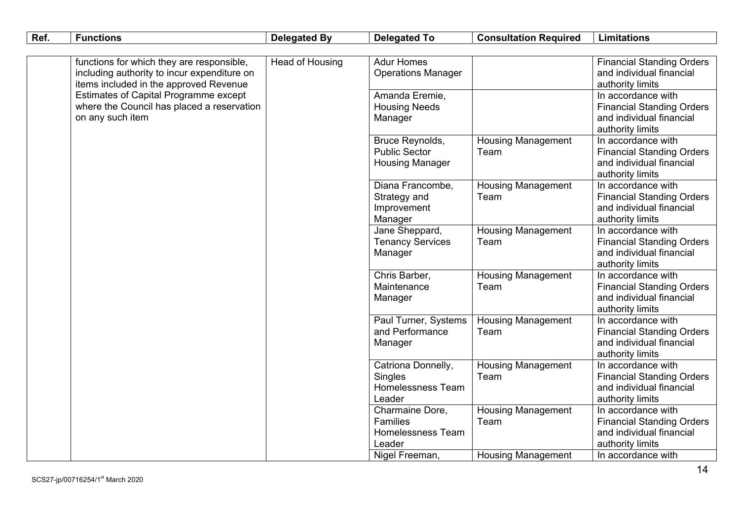| Ref. | Functions | Delegated By | Delegated To | Consultation Required | Limitations |
|---|---|---|---|---|---|
| | functions for which they are responsible, including authority to incur expenditure on items included in the approved Revenue Estimates of Capital Programme except where the Council has placed a reservation on any such item | Head of Housing | Adur Homes Operations Manager | | Financial Standing Orders and individual financial authority limits |
| | | | Amanda Eremie, Housing Needs Manager | | In accordance with Financial Standing Orders and individual financial authority limits |
| | | | Bruce Reynolds, Public Sector Housing Manager | Housing Management Team | In accordance with Financial Standing Orders and individual financial authority limits |
| | | | Diana Francombe, Strategy and Improvement Manager | Housing Management Team | In accordance with Financial Standing Orders and individual financial authority limits |
| | | | Jane Sheppard, Tenancy Services Manager | Housing Management Team | In accordance with Financial Standing Orders and individual financial authority limits |
| | | | Chris Barber, Maintenance Manager | Housing Management Team | In accordance with Financial Standing Orders and individual financial authority limits |
| | | | Paul Turner, Systems and Performance Manager | Housing Management Team | In accordance with Financial Standing Orders and individual financial authority limits |
| | | | Catriona Donnelly, Singles Homelessness Team Leader | Housing Management Team | In accordance with Financial Standing Orders and individual financial authority limits |
| | | | Charmaine Dore, Families Homelessness Team Leader | Housing Management Team | In accordance with Financial Standing Orders and individual financial authority limits |
| | | | Nigel Freeman, | Housing Management | In accordance with |

SCS27-jp/00716254/1st March 2020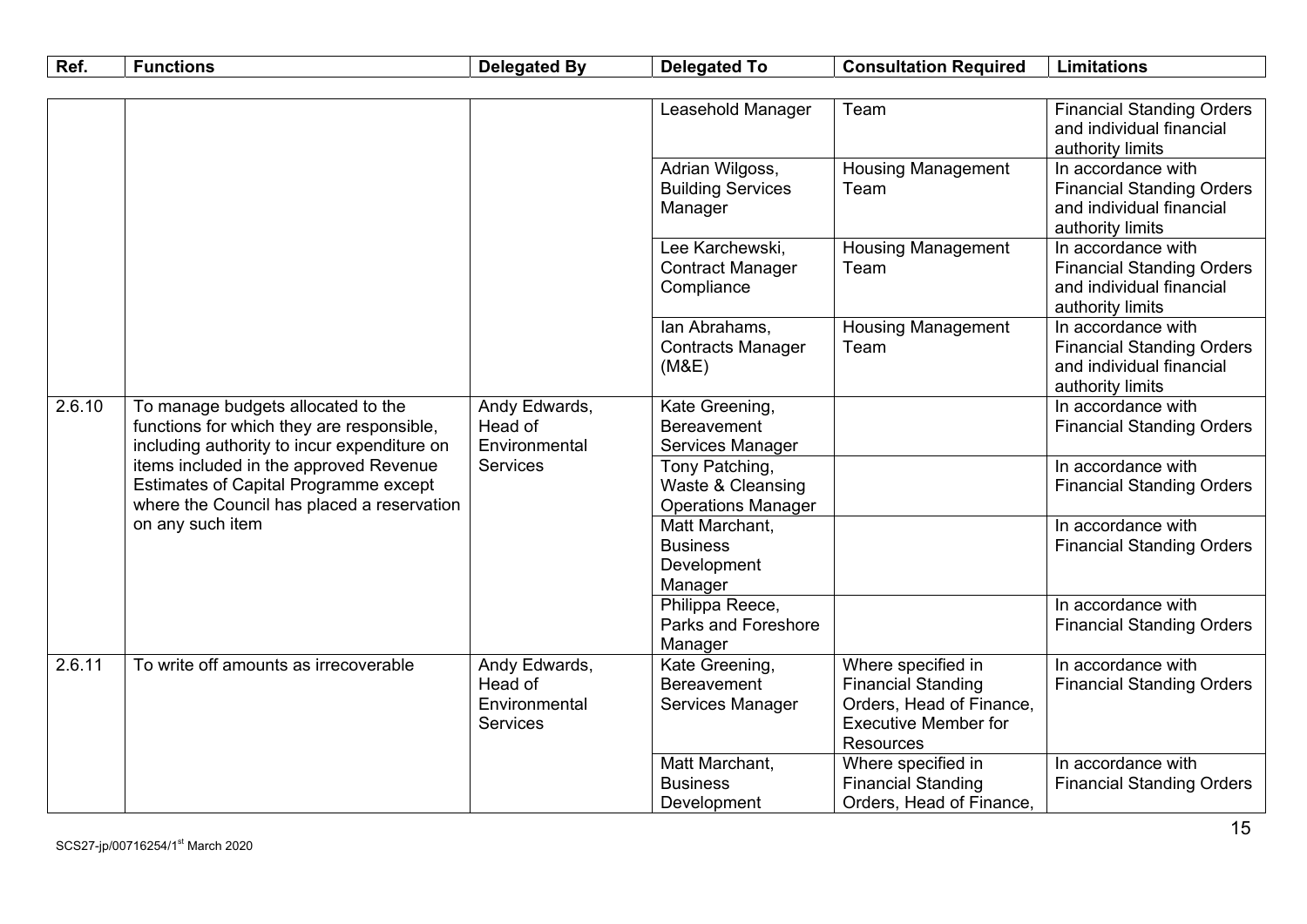| Ref. | Functions | Delegated By | Delegated To | Consultation Required | Limitations |
|---|---|---|---|---|---|
| | | | Leasehold Manager | Team | Financial Standing Orders and individual financial authority limits |
| | | | Adrian Wilgoss, Building Services Manager | Housing Management Team | In accordance with Financial Standing Orders and individual financial authority limits |
| | | | Lee Karchewski, Contract Manager Compliance | Housing Management Team | In accordance with Financial Standing Orders and individual financial authority limits |
| | | | Ian Abrahams, Contracts Manager (M&E) | Housing Management Team | In accordance with Financial Standing Orders and individual financial authority limits |
| 2.6.10 | To manage budgets allocated to the functions for which they are responsible, including authority to incur expenditure on items included in the approved Revenue Estimates of Capital Programme except where the Council has placed a reservation on any such item | Andy Edwards, Head of Environmental Services | Kate Greening, Bereavement Services Manager | | In accordance with Financial Standing Orders |
| | | | Tony Patching, Waste & Cleansing Operations Manager | | In accordance with Financial Standing Orders |
| | | | Matt Marchant, Business Development Manager | | In accordance with Financial Standing Orders |
| | | | Philippa Reece, Parks and Foreshore Manager | | In accordance with Financial Standing Orders |
| 2.6.11 | To write off amounts as irrecoverable | Andy Edwards, Head of Environmental Services | Kate Greening, Bereavement Services Manager | Where specified in Financial Standing Orders, Head of Finance, Executive Member for Resources | In accordance with Financial Standing Orders |
| | | | Matt Marchant, Business Development | Where specified in Financial Standing Orders, Head of Finance, | In accordance with Financial Standing Orders |

SCS27-jp/00716254/1st March 2020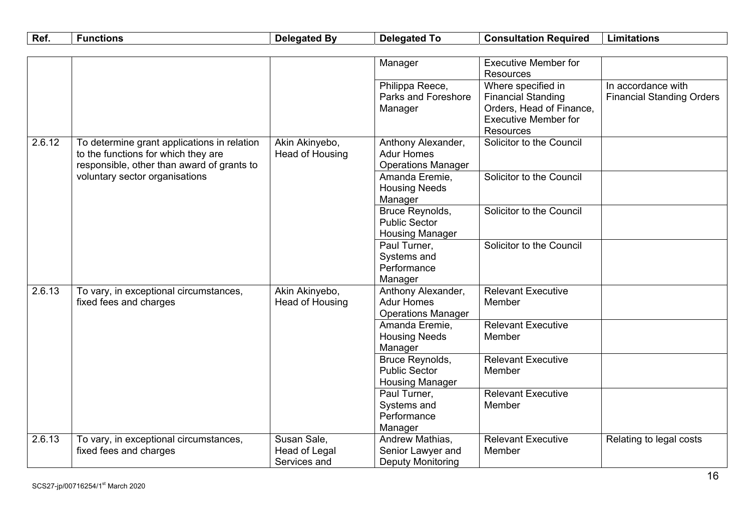| Ref. | Functions | Delegated By | Delegated To | Consultation Required | Limitations |
|---|---|---|---|---|---|
| | | | Manager | Executive Member for Resources | |
| | | | Philippa Reece, Parks and Foreshore Manager | Where specified in Financial Standing Orders, Head of Finance, Executive Member for Resources | In accordance with Financial Standing Orders |
| 2.6.12 | To determine grant applications in relation to the functions for which they are responsible, other than award of grants to voluntary sector organisations | Akin Akinyebo, Head of Housing | Anthony Alexander, Adur Homes Operations Manager | Solicitor to the Council | |
| | | | Amanda Eremie, Housing Needs Manager | Solicitor to the Council | |
| | | | Bruce Reynolds, Public Sector Housing Manager | Solicitor to the Council | |
| | | | Paul Turner, Systems and Performance Manager | Solicitor to the Council | |
| 2.6.13 | To vary, in exceptional circumstances, fixed fees and charges | Akin Akinyebo, Head of Housing | Anthony Alexander, Adur Homes Operations Manager | Relevant Executive Member | |
| | | | Amanda Eremie, Housing Needs Manager | Relevant Executive Member | |
| | | | Bruce Reynolds, Public Sector Housing Manager | Relevant Executive Member | |
| | | | Paul Turner, Systems and Performance Manager | Relevant Executive Member | |
| 2.6.13 | To vary, in exceptional circumstances, fixed fees and charges | Susan Sale, Head of Legal Services and | Andrew Mathias, Senior Lawyer and Deputy Monitoring | Relevant Executive Member | Relating to legal costs |

SCS27-jp/00716254/1st March 2020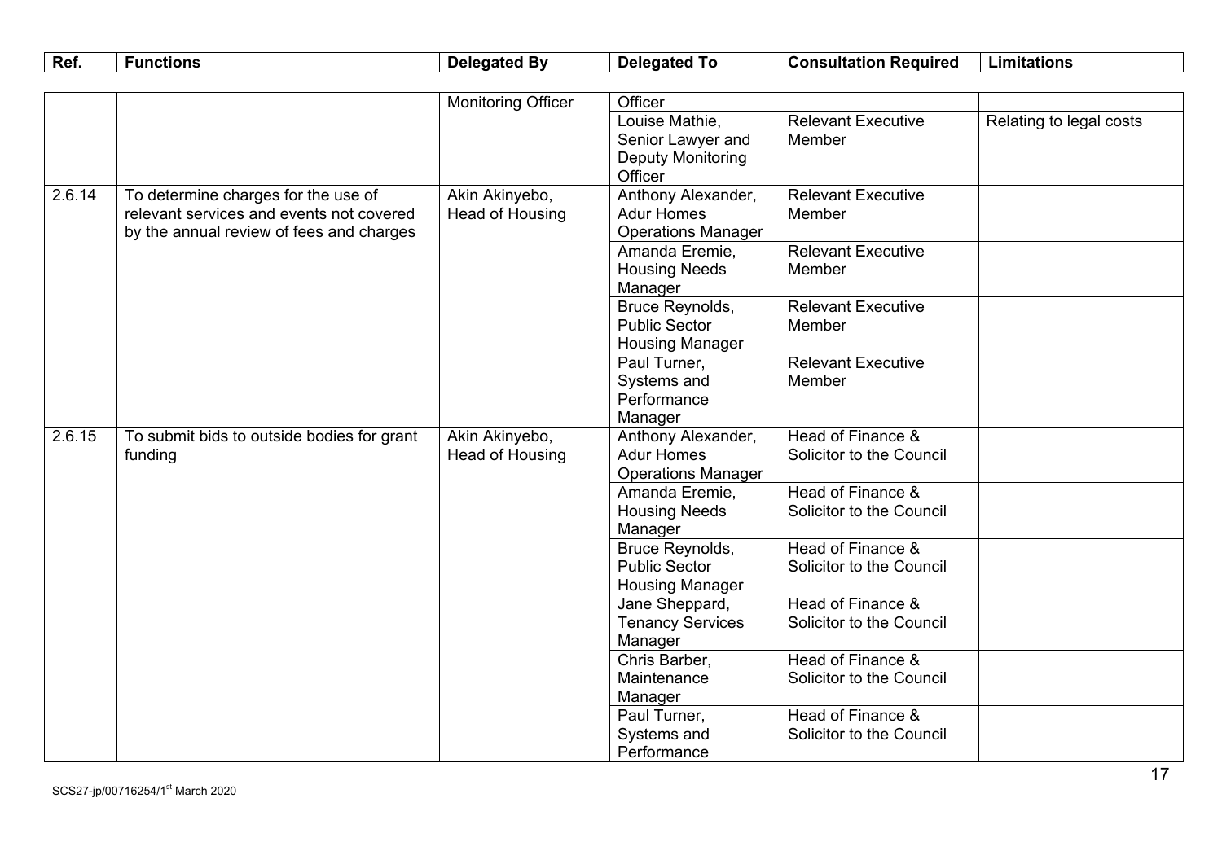| Ref. | Functions | Delegated By | Delegated To | Consultation Required | Limitations |
|---|---|---|---|---|---|
| | | Monitoring Officer | Officer | | |
| | | | Louise Mathie, Senior Lawyer and Deputy Monitoring Officer | Relevant Executive Member | Relating to legal costs |
| 2.6.14 | To determine charges for the use of relevant services and events not covered by the annual review of fees and charges | Akin Akinyebo, Head of Housing | Anthony Alexander, Adur Homes Operations Manager | Relevant Executive Member | |
| | | | Amanda Eremie, Housing Needs Manager | Relevant Executive Member | |
| | | | Bruce Reynolds, Public Sector Housing Manager | Relevant Executive Member | |
| | | | Paul Turner, Systems and Performance Manager | Relevant Executive Member | |
| 2.6.15 | To submit bids to outside bodies for grant funding | Akin Akinyebo, Head of Housing | Anthony Alexander, Adur Homes Operations Manager | Head of Finance & Solicitor to the Council | |
| | | | Amanda Eremie, Housing Needs Manager | Head of Finance & Solicitor to the Council | |
| | | | Bruce Reynolds, Public Sector Housing Manager | Head of Finance & Solicitor to the Council | |
| | | | Jane Sheppard, Tenancy Services Manager | Head of Finance & Solicitor to the Council | |
| | | | Chris Barber, Maintenance Manager | Head of Finance & Solicitor to the Council | |
| | | | Paul Turner, Systems and Performance | Head of Finance & Solicitor to the Council | |

SCS27-jp/00716254/1st March 2020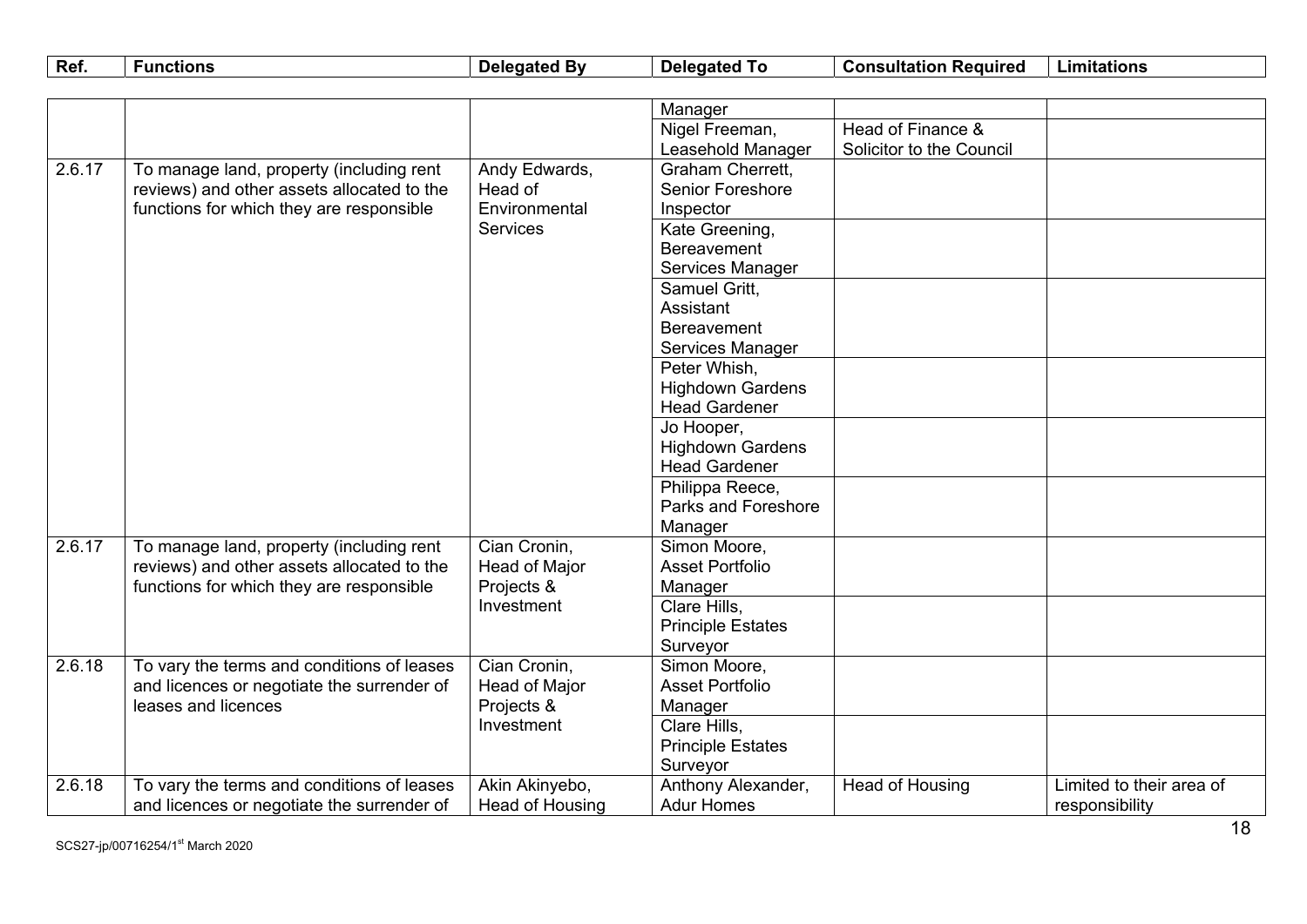| Ref. | Functions | Delegated By | Delegated To | Consultation Required | Limitations |
|---|---|---|---|---|---|
| | | | Manager | | |
| | | | Nigel Freeman, Leasehold Manager | Head of Finance & Solicitor to the Council | |
| 2.6.17 | To manage land, property (including rent reviews) and other assets allocated to the functions for which they are responsible | Andy Edwards, Head of Environmental Services | Graham Cherrett, Senior Foreshore Inspector | | |
| | | | Kate Greening, Bereavement Services Manager | | |
| | | | Samuel Gritt, Assistant Bereavement Services Manager | | |
| | | | Peter Whish, Highdown Gardens Head Gardener | | |
| | | | Jo Hooper, Highdown Gardens Head Gardener | | |
| | | | Philippa Reece, Parks and Foreshore Manager | | |
| 2.6.17 | To manage land, property (including rent reviews) and other assets allocated to the functions for which they are responsible | Cian Cronin, Head of Major Projects & Investment | Simon Moore, Asset Portfolio Manager | | |
| | | | Clare Hills, Principle Estates Surveyor | | |
| 2.6.18 | To vary the terms and conditions of leases and licences or negotiate the surrender of leases and licences | Cian Cronin, Head of Major Projects & Investment | Simon Moore, Asset Portfolio Manager | | |
| | | | Clare Hills, Principle Estates Surveyor | | |
| 2.6.18 | To vary the terms and conditions of leases and licences or negotiate the surrender of | Akin Akinyebo, Head of Housing | Anthony Alexander, Adur Homes | Head of Housing | Limited to their area of responsibility |

SCS27-jp/00716254/1st March 2020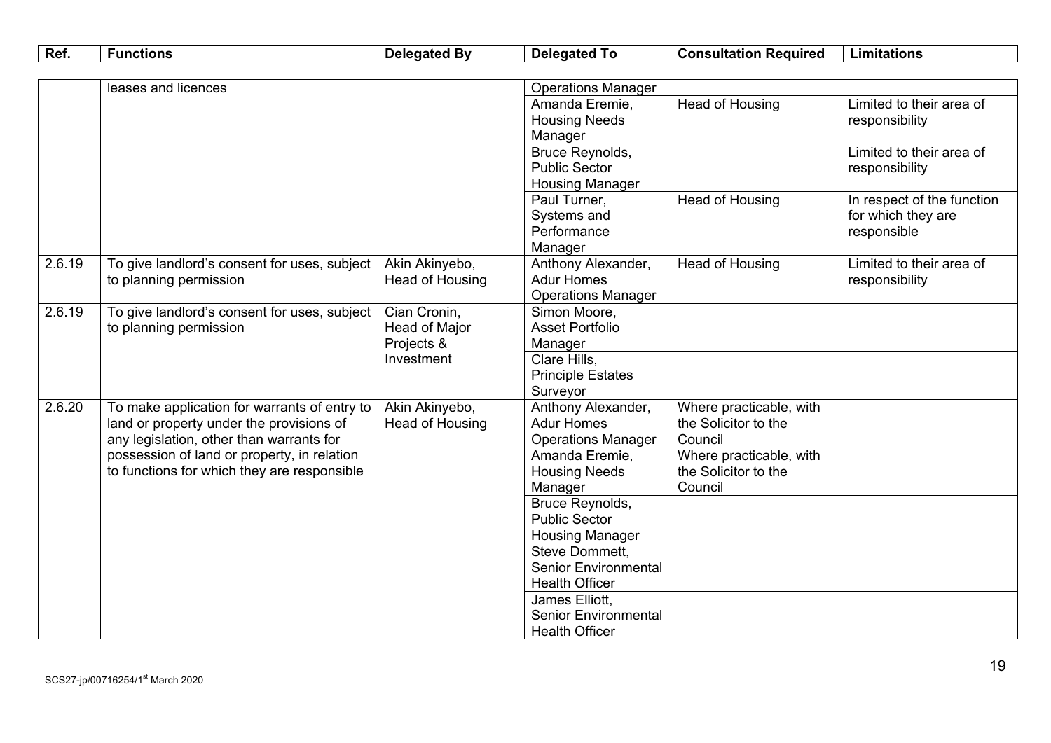| Ref. | Functions | Delegated By | Delegated To | Consultation Required | Limitations |
|---|---|---|---|---|---|
| | leases and licences | | Operations Manager | | |
| | | | Amanda Eremie, Housing Needs Manager | Head of Housing | Limited to their area of responsibility |
| | | | Bruce Reynolds, Public Sector Housing Manager | | Limited to their area of responsibility |
| | | | Paul Turner, Systems and Performance Manager | Head of Housing | In respect of the function for which they are responsible |
| 2.6.19 | To give landlord's consent for uses, subject to planning permission | Akin Akinyebo, Head of Housing | Anthony Alexander, Adur Homes Operations Manager | Head of Housing | Limited to their area of responsibility |
| 2.6.19 | To give landlord's consent for uses, subject to planning permission | Cian Cronin, Head of Major Projects & Investment | Simon Moore, Asset Portfolio Manager | | |
| | | | Clare Hills, Principle Estates Surveyor | | |
| 2.6.20 | To make application for warrants of entry to land or property under the provisions of any legislation, other than warrants for possession of land or property, in relation to functions for which they are responsible | Akin Akinyebo, Head of Housing | Anthony Alexander, Adur Homes Operations Manager | Where practicable, with the Solicitor to the Council | |
| | | | Amanda Eremie, Housing Needs Manager | Where practicable, with the Solicitor to the Council | |
| | | | Bruce Reynolds, Public Sector Housing Manager | | |
| | | | Steve Dommett, Senior Environmental Health Officer | | |
| | | | James Elliott, Senior Environmental Health Officer | | |

SCS27-jp/00716254/1st March 2020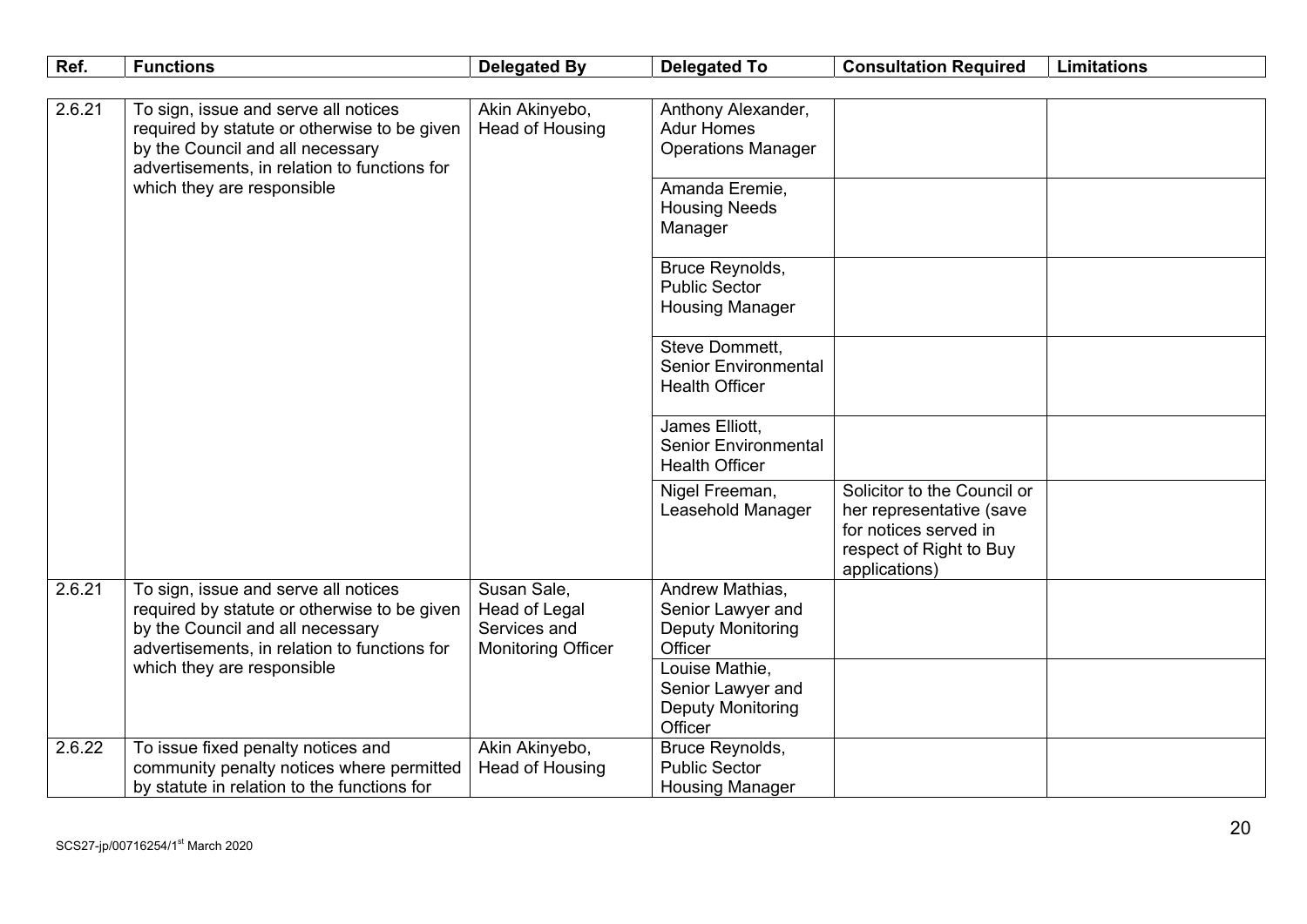| Ref. | Functions | Delegated By | Delegated To | Consultation Required | Limitations |
|---|---|---|---|---|---|
| 2.6.21 | To sign, issue and serve all notices required by statute or otherwise to be given by the Council and all necessary advertisements, in relation to functions for which they are responsible | Akin Akinyebo, Head of Housing | Anthony Alexander, Adur Homes Operations Manager | | |
| | | | Amanda Eremie, Housing Needs Manager | | |
| | | | Bruce Reynolds, Public Sector Housing Manager | | |
| | | | Steve Dommett, Senior Environmental Health Officer | | |
| | | | James Elliott, Senior Environmental Health Officer | | |
| | | | Nigel Freeman, Leasehold Manager | Solicitor to the Council or her representative (save for notices served in respect of Right to Buy applications) | |
| 2.6.21 | To sign, issue and serve all notices required by statute or otherwise to be given by the Council and all necessary advertisements, in relation to functions for which they are responsible | Susan Sale, Head of Legal Services and Monitoring Officer | Andrew Mathias, Senior Lawyer and Deputy Monitoring Officer | | |
| | | | Louise Mathie, Senior Lawyer and Deputy Monitoring Officer | | |
| 2.6.22 | To issue fixed penalty notices and community penalty notices where permitted by statute in relation to the functions for | Akin Akinyebo, Head of Housing | Bruce Reynolds, Public Sector Housing Manager | | |

SCS27-jp/00716254/1st March 2020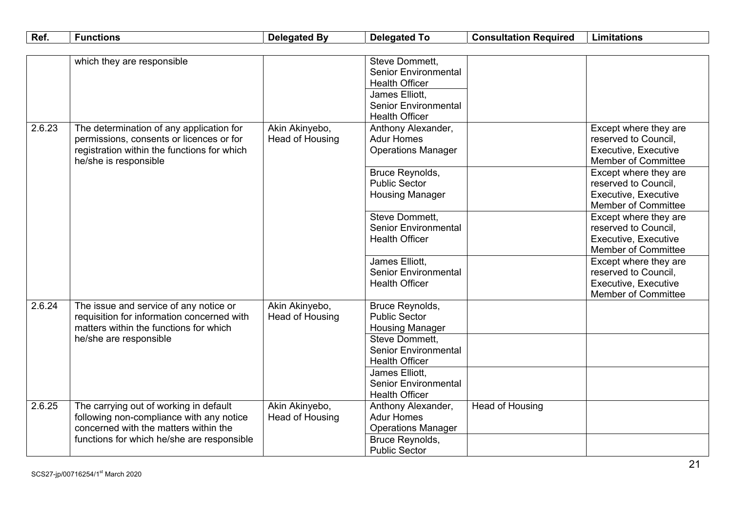| Ref. | Functions | Delegated By | Delegated To | Consultation Required | Limitations |
|---|---|---|---|---|---|
| | which they are responsible | | Steve Dommett, Senior Environmental Health Officer | | |
| | | | James Elliott, Senior Environmental Health Officer | | |
| 2.6.23 | The determination of any application for permissions, consents or licences or for registration within the functions for which he/she is responsible | Akin Akinyebo, Head of Housing | Anthony Alexander, Adur Homes Operations Manager | | Except where they are reserved to Council, Executive, Executive Member of Committee |
| | | | Bruce Reynolds, Public Sector Housing Manager | | Except where they are reserved to Council, Executive, Executive Member of Committee |
| | | | Steve Dommett, Senior Environmental Health Officer | | Except where they are reserved to Council, Executive, Executive Member of Committee |
| | | | James Elliott, Senior Environmental Health Officer | | Except where they are reserved to Council, Executive, Executive Member of Committee |
| 2.6.24 | The issue and service of any notice or requisition for information concerned with matters within the functions for which he/she are responsible | Akin Akinyebo, Head of Housing | Bruce Reynolds, Public Sector Housing Manager | | |
| | | | Steve Dommett, Senior Environmental Health Officer | | |
| | | | James Elliott, Senior Environmental Health Officer | | |
| 2.6.25 | The carrying out of working in default following non-compliance with any notice concerned with the matters within the functions for which he/she are responsible | Akin Akinyebo, Head of Housing | Anthony Alexander, Adur Homes Operations Manager | Head of Housing | |
| | | | Bruce Reynolds, Public Sector | | |

SCS27-jp/00716254/1st March 2020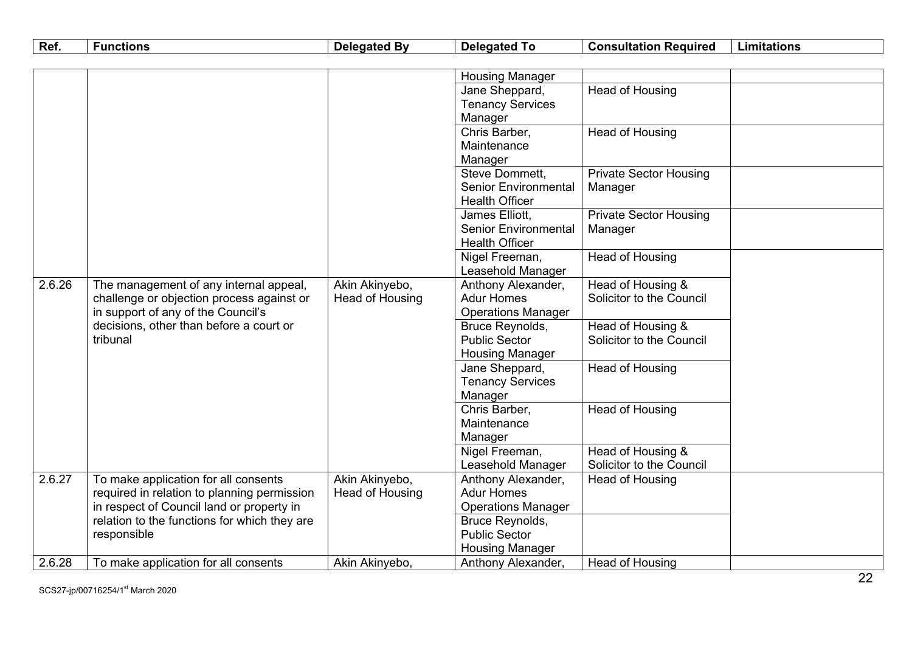| Ref. | Functions | Delegated By | Delegated To | Consultation Required | Limitations |
|---|---|---|---|---|---|
| | | | Housing Manager | | |
| | | | Jane Sheppard, Tenancy Services Manager | Head of Housing | |
| | | | Chris Barber, Maintenance Manager | Head of Housing | |
| | | | Steve Dommett, Senior Environmental Health Officer | Private Sector Housing Manager | |
| | | | James Elliott, Senior Environmental Health Officer | Private Sector Housing Manager | |
| | | | Nigel Freeman, Leasehold Manager | Head of Housing | |
| 2.6.26 | The management of any internal appeal, challenge or objection process against or in support of any of the Council's decisions, other than before a court or tribunal | Akin Akinyebo, Head of Housing | Anthony Alexander, Adur Homes Operations Manager | Head of Housing & Solicitor to the Council | |
| | | | Bruce Reynolds, Public Sector Housing Manager | Head of Housing & Solicitor to the Council | |
| | | | Jane Sheppard, Tenancy Services Manager | Head of Housing | |
| | | | Chris Barber, Maintenance Manager | Head of Housing | |
| | | | Nigel Freeman, Leasehold Manager | Head of Housing & Solicitor to the Council | |
| 2.6.27 | To make application for all consents required in relation to planning permission in respect of Council land or property in relation to the functions for which they are responsible | Akin Akinyebo, Head of Housing | Anthony Alexander, Adur Homes Operations Manager | Head of Housing | |
| | | | Bruce Reynolds, Public Sector Housing Manager | | |
| 2.6.28 | To make application for all consents | Akin Akinyebo, | Anthony Alexander, | Head of Housing | |

SCS27-jp/00716254/1st March 2020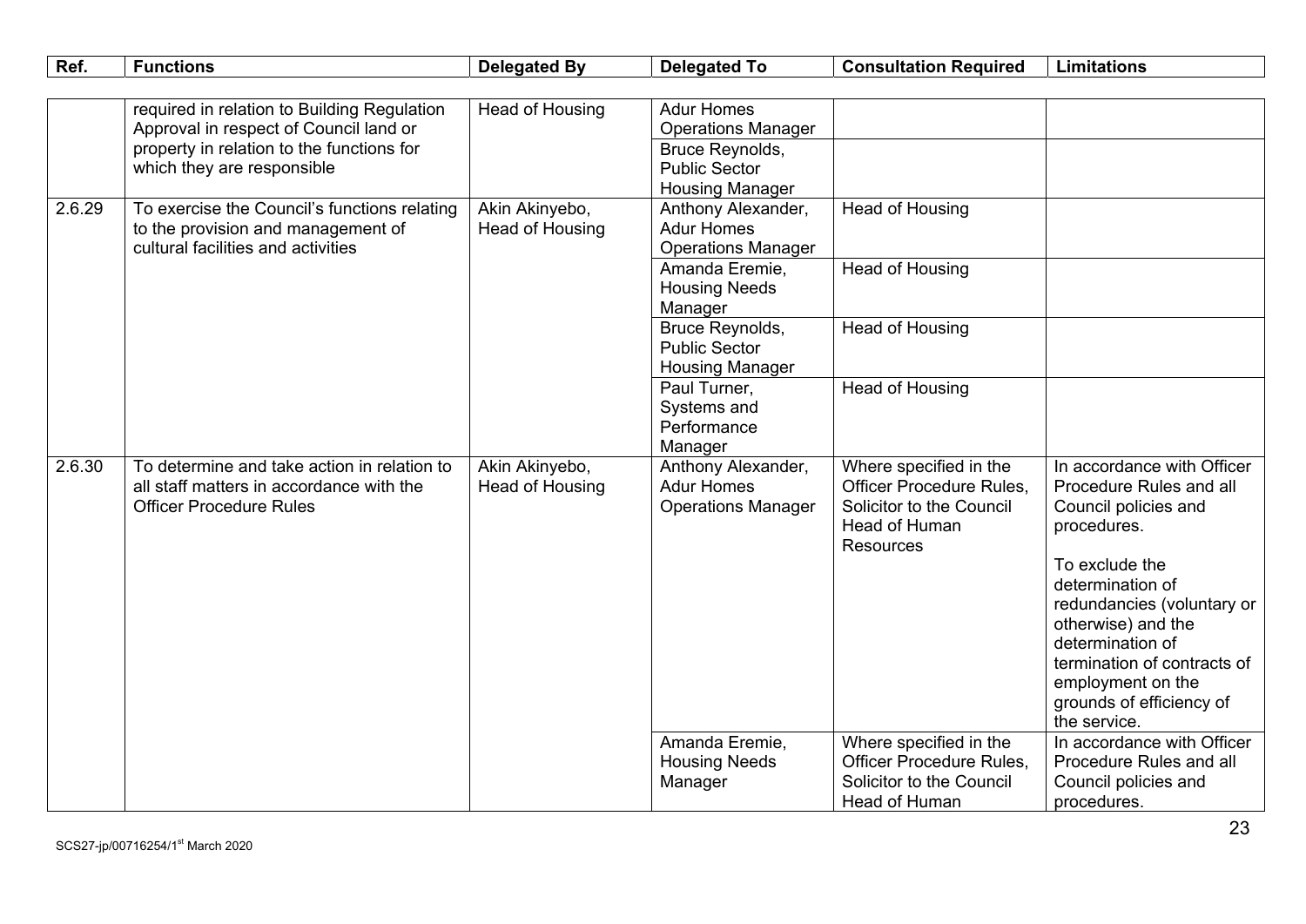| Ref. | Functions | Delegated By | Delegated To | Consultation Required | Limitations |
|---|---|---|---|---|---|
| | required in relation to Building Regulation Approval in respect of Council land or property in relation to the functions for which they are responsible | Head of Housing | Adur Homes Operations Manager | | |
| | | | Bruce Reynolds, Public Sector Housing Manager | | |
| 2.6.29 | To exercise the Council's functions relating to the provision and management of cultural facilities and activities | Akin Akinyebo, Head of Housing | Anthony Alexander, Adur Homes Operations Manager | Head of Housing | |
| | | | Amanda Eremie, Housing Needs Manager | Head of Housing | |
| | | | Bruce Reynolds, Public Sector Housing Manager | Head of Housing | |
| | | | Paul Turner, Systems and Performance Manager | Head of Housing | |
| 2.6.30 | To determine and take action in relation to all staff matters in accordance with the Officer Procedure Rules | Akin Akinyebo, Head of Housing | Anthony Alexander, Adur Homes Operations Manager | Where specified in the Officer Procedure Rules, Solicitor to the Council Head of Human Resources | In accordance with Officer Procedure Rules and all Council policies and procedures.<br><br>To exclude the determination of redundancies (voluntary or otherwise) and the determination of termination of contracts of employment on the grounds of efficiency of the service. |
| | | | Amanda Eremie, Housing Needs Manager | Where specified in the Officer Procedure Rules, Solicitor to the Council Head of Human | In accordance with Officer Procedure Rules and all Council policies and procedures. |

SCS27-jp/00716254/1st March 2020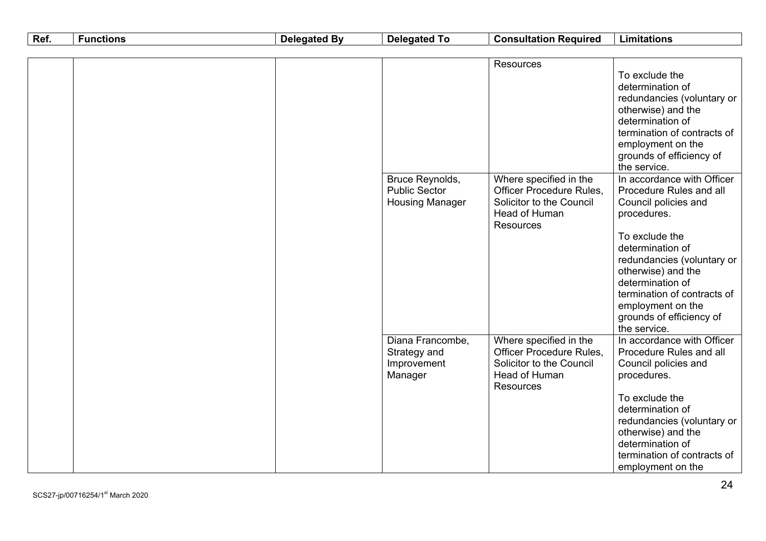| Ref. | Functions | Delegated By | Delegated To | Consultation Required | Limitations |
|---|---|---|---|---|---|
| | | | | Resources | To exclude the determination of redundancies (voluntary or otherwise) and the determination of termination of contracts of employment on the grounds of efficiency of the service. |
| | | | Bruce Reynolds, Public Sector Housing Manager | Where specified in the Officer Procedure Rules, Solicitor to the Council Head of Human Resources | In accordance with Officer Procedure Rules and all Council policies and procedures.<br><br>To exclude the determination of redundancies (voluntary or otherwise) and the determination of termination of contracts of employment on the grounds of efficiency of the service. |
| | | | Diana Francombe, Strategy and Improvement Manager | Where specified in the Officer Procedure Rules, Solicitor to the Council Head of Human Resources | In accordance with Officer Procedure Rules and all Council policies and procedures.<br><br>To exclude the determination of redundancies (voluntary or otherwise) and the determination of termination of contracts of employment on the |

SCS27-jp/00716254/1st March 2020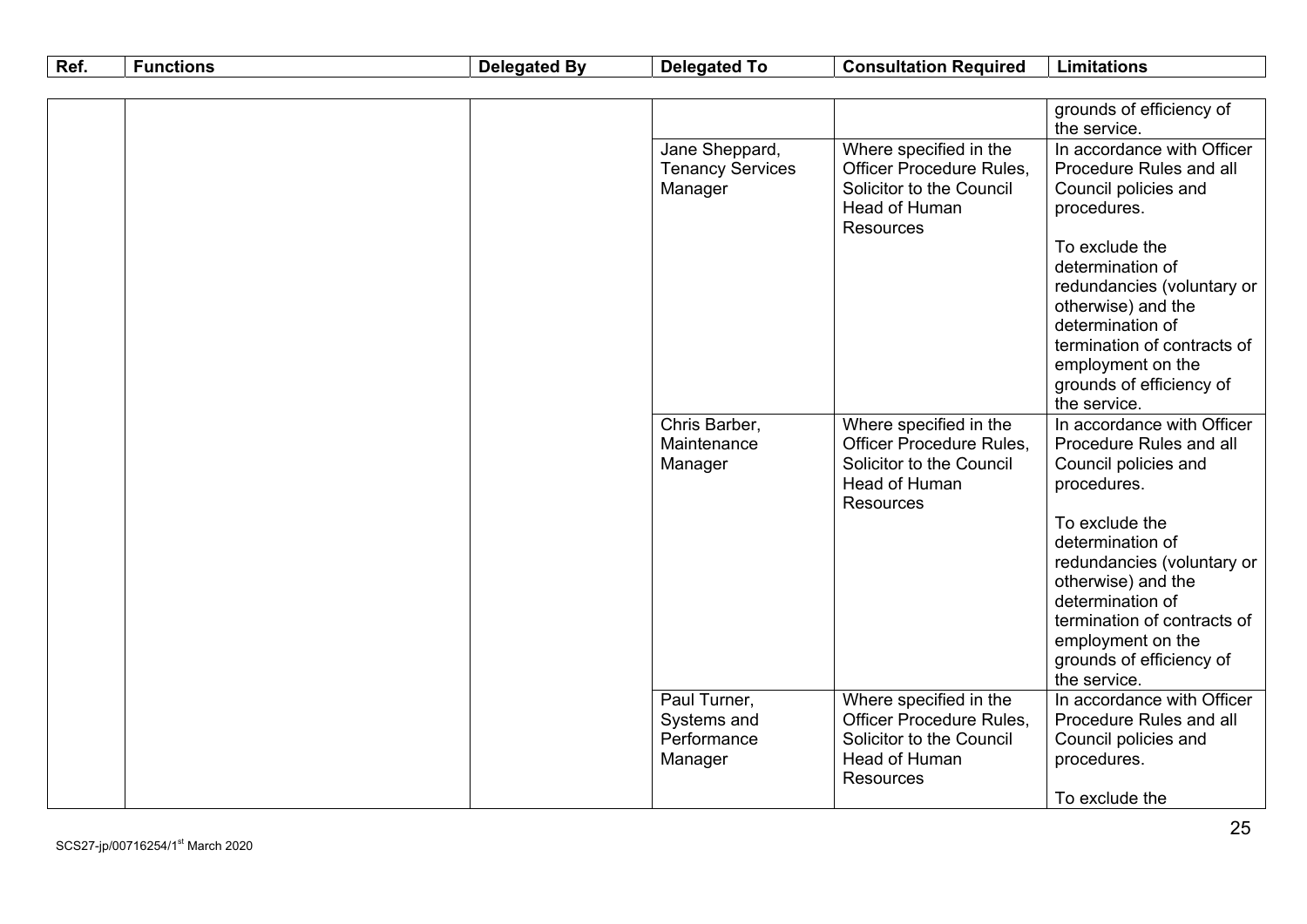| Ref. | Functions | Delegated By | Delegated To | Consultation Required | Limitations |
|---|---|---|---|---|---|
| | | | | | grounds of efficiency of the service. |
| | | | Jane Sheppard, Tenancy Services Manager | Where specified in the Officer Procedure Rules, Solicitor to the Council Head of Human Resources | In accordance with Officer Procedure Rules and all Council policies and procedures.<br><br>To exclude the determination of redundancies (voluntary or otherwise) and the determination of termination of contracts of employment on the grounds of efficiency of the service. |
| | | | Chris Barber, Maintenance Manager | Where specified in the Officer Procedure Rules, Solicitor to the Council Head of Human Resources | In accordance with Officer Procedure Rules and all Council policies and procedures.<br><br>To exclude the determination of redundancies (voluntary or otherwise) and the determination of termination of contracts of employment on the grounds of efficiency of the service. |
| | | | Paul Turner, Systems and Performance Manager | Where specified in the Officer Procedure Rules, Solicitor to the Council Head of Human Resources | In accordance with Officer Procedure Rules and all Council policies and procedures.<br><br>To exclude the |

SCS27-jp/00716254/1st March 2020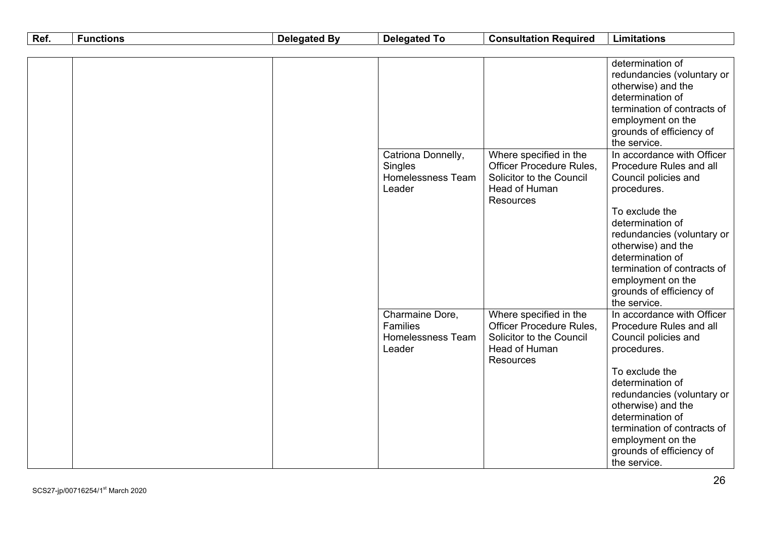| Ref. | Functions | Delegated By | Delegated To | Consultation Required | Limitations |
|---|---|---|---|---|---|
| | | | | | determination of redundancies (voluntary or otherwise) and the determination of termination of contracts of employment on the grounds of efficiency of the service. |
| | | | Catriona Donnelly, Singles Homelessness Team Leader | Where specified in the Officer Procedure Rules, Solicitor to the Council Head of Human Resources | In accordance with Officer Procedure Rules and all Council policies and procedures.<br><br>To exclude the determination of redundancies (voluntary or otherwise) and the determination of termination of contracts of employment on the grounds of efficiency of the service. |
| | | | Charmaine Dore, Families Homelessness Team Leader | Where specified in the Officer Procedure Rules, Solicitor to the Council Head of Human Resources | In accordance with Officer Procedure Rules and all Council policies and procedures.<br><br>To exclude the determination of redundancies (voluntary or otherwise) and the determination of termination of contracts of employment on the grounds of efficiency of the service. |

SCS27-jp/00716254/1st March 2020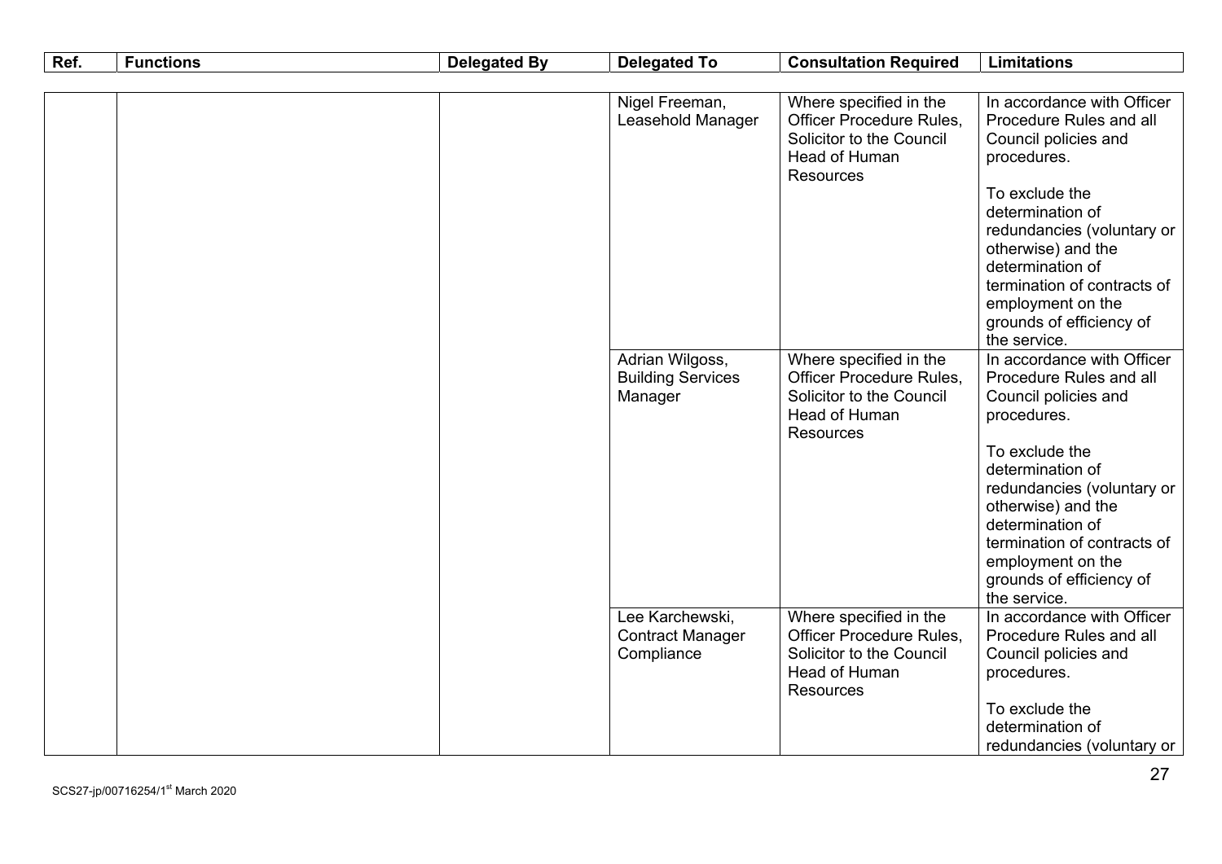| Ref. | Functions | Delegated By | Delegated To | Consultation Required | Limitations |
|---|---|---|---|---|---|
| | | | Nigel Freeman, Leasehold Manager | Where specified in the Officer Procedure Rules, Solicitor to the Council Head of Human Resources | In accordance with Officer Procedure Rules and all Council policies and procedures.<br><br>To exclude the determination of redundancies (voluntary or otherwise) and the determination of termination of contracts of employment on the grounds of efficiency of the service. |
| | | | Adrian Wilgoss, Building Services Manager | Where specified in the Officer Procedure Rules, Solicitor to the Council Head of Human Resources | In accordance with Officer Procedure Rules and all Council policies and procedures.<br><br>To exclude the determination of redundancies (voluntary or otherwise) and the determination of termination of contracts of employment on the grounds of efficiency of the service. |
| | | | Lee Karchewski, Contract Manager Compliance | Where specified in the Officer Procedure Rules, Solicitor to the Council Head of Human Resources | In accordance with Officer Procedure Rules and all Council policies and procedures.<br><br>To exclude the determination of redundancies (voluntary or |

SCS27-jp/00716254/1st March 2020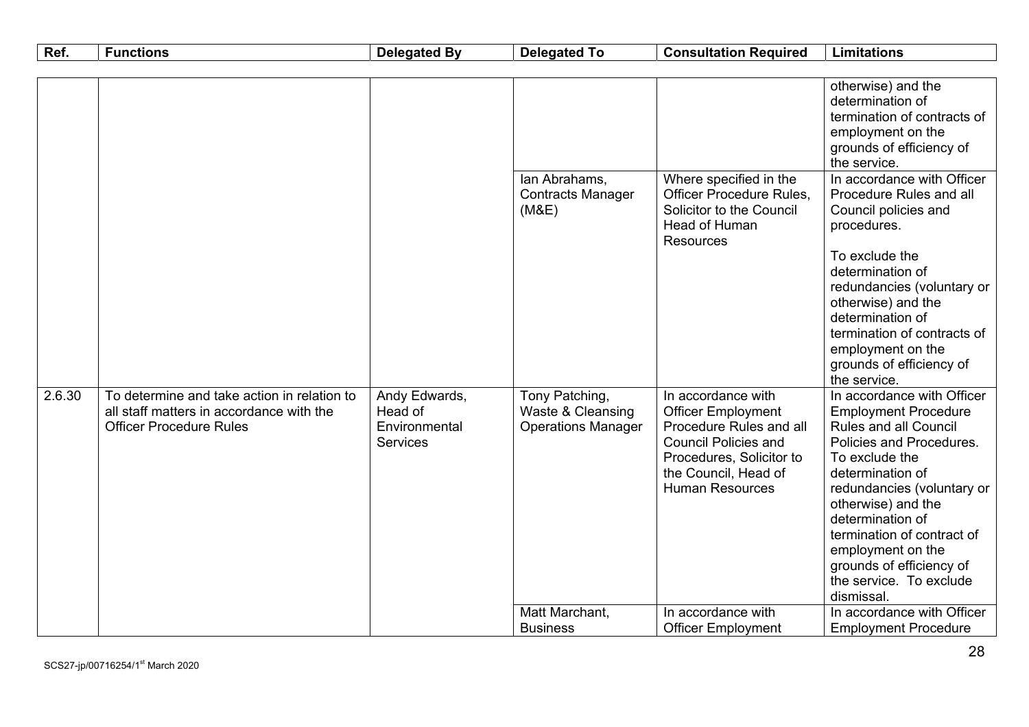| Ref. | Functions | Delegated By | Delegated To | Consultation Required | Limitations |
|---|---|---|---|---|---|
| | | | | | otherwise) and the determination of termination of contracts of employment on the grounds of efficiency of the service. |
| | | | Ian Abrahams, Contracts Manager (M&E) | Where specified in the Officer Procedure Rules, Solicitor to the Council Head of Human Resources | In accordance with Officer Procedure Rules and all Council policies and procedures. To exclude the determination of redundancies (voluntary or otherwise) and the determination of termination of contracts of employment on the grounds of efficiency of the service. |
| 2.6.30 | To determine and take action in relation to all staff matters in accordance with the Officer Procedure Rules | Andy Edwards, Head of Environmental Services | Tony Patching, Waste & Cleansing Operations Manager | In accordance with Officer Employment Procedure Rules and all Council Policies and Procedures, Solicitor to the Council, Head of Human Resources | In accordance with Officer Employment Procedure Rules and all Council Policies and Procedures. To exclude the determination of redundancies (voluntary or otherwise) and the determination of termination of contract of employment on the grounds of efficiency of the service. To exclude dismissal. |
| | | | Matt Marchant, Business | In accordance with Officer Employment | In accordance with Officer Employment Procedure |

SCS27-jp/00716254/1st March 2020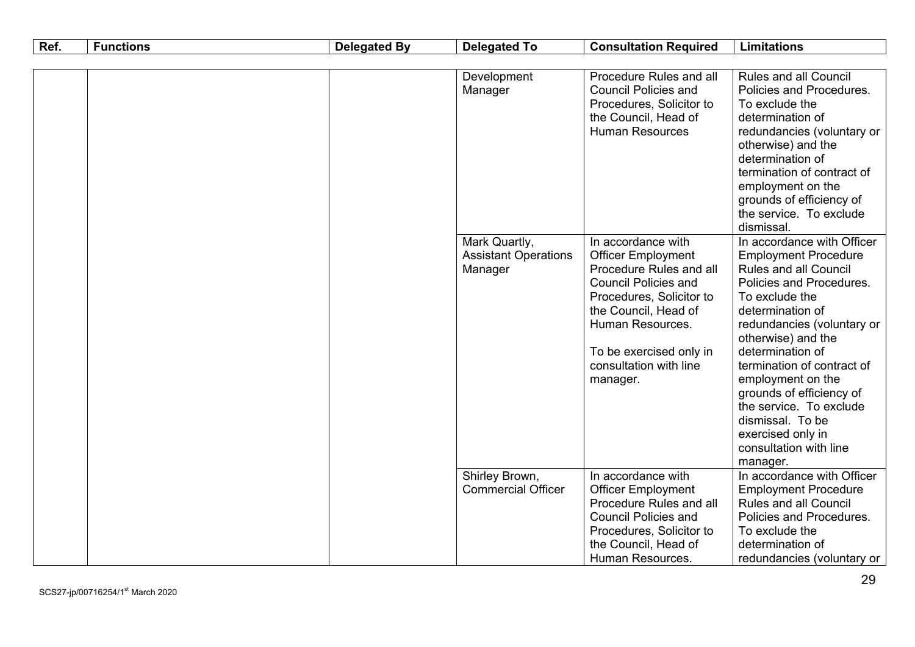| Ref. | Functions | Delegated By | Delegated To | Consultation Required | Limitations |
|---|---|---|---|---|---|
| | | | Development Manager | Procedure Rules and all Council Policies and Procedures, Solicitor to the Council, Head of Human Resources | Rules and all Council Policies and Procedures. To exclude the determination of redundancies (voluntary or otherwise) and the determination of termination of contract of employment on the grounds of efficiency of the service. To exclude dismissal. |
| | | | Mark Quartly, Assistant Operations Manager | In accordance with Officer Employment Procedure Rules and all Council Policies and Procedures, Solicitor to the Council, Head of Human Resources.<br><br>To be exercised only in consultation with line manager. | In accordance with Officer Employment Procedure Rules and all Council Policies and Procedures. To exclude the determination of redundancies (voluntary or otherwise) and the determination of termination of contract of employment on the grounds of efficiency of the service. To exclude dismissal. To be exercised only in consultation with line manager. |
| | | | Shirley Brown, Commercial Officer | In accordance with Officer Employment Procedure Rules and all Council Policies and Procedures, Solicitor to the Council, Head of Human Resources. | In accordance with Officer Employment Procedure Rules and all Council Policies and Procedures. To exclude the determination of redundancies (voluntary or |

SCS27-jp/00716254/1st March 2020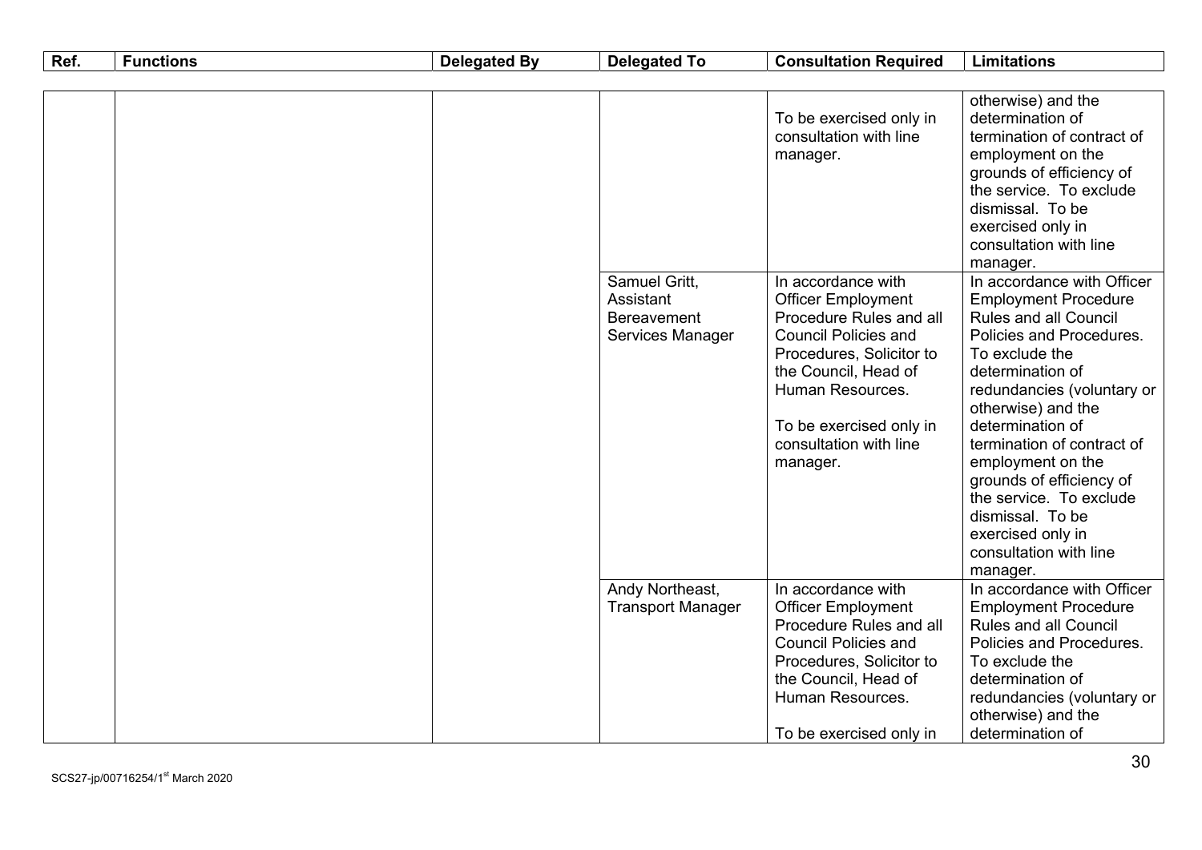| Ref. | Functions | Delegated By | Delegated To | Consultation Required | Limitations |
|---|---|---|---|---|---|
| | | | | To be exercised only in consultation with line manager. | otherwise) and the determination of termination of contract of employment on the grounds of efficiency of the service. To exclude dismissal. To be exercised only in consultation with line manager. |
| | | | Samuel Gritt, Assistant Bereavement Services Manager | In accordance with Officer Employment Procedure Rules and all Council Policies and Procedures, Solicitor to the Council, Head of Human Resources.<br><br>To be exercised only in consultation with line manager. | In accordance with Officer Employment Procedure Rules and all Council Policies and Procedures. To exclude the determination of redundancies (voluntary or otherwise) and the determination of termination of contract of employment on the grounds of efficiency of the service. To exclude dismissal. To be exercised only in consultation with line manager. |
| | | | Andy Northeast, Transport Manager | In accordance with Officer Employment Procedure Rules and all Council Policies and Procedures, Solicitor to the Council, Head of Human Resources.<br><br>To be exercised only in | In accordance with Officer Employment Procedure Rules and all Council Policies and Procedures. To exclude the determination of redundancies (voluntary or otherwise) and the determination of |

SCS27-jp/00716254/1st March 2020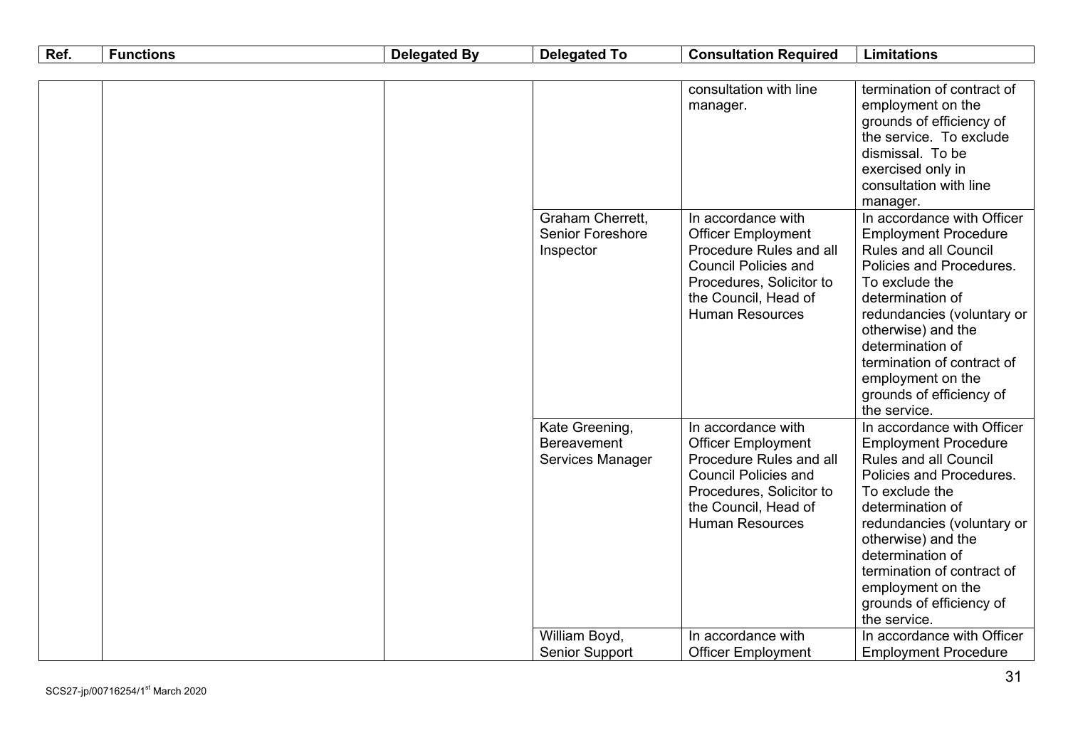| Ref. | Functions | Delegated By | Delegated To | Consultation Required | Limitations |
|---|---|---|---|---|---|
| | | | | consultation with line manager. | termination of contract of employment on the grounds of efficiency of the service. To exclude dismissal. To be exercised only in consultation with line manager. |
| | | | Graham Cherrett, Senior Foreshore Inspector | In accordance with Officer Employment Procedure Rules and all Council Policies and Procedures, Solicitor to the Council, Head of Human Resources | In accordance with Officer Employment Procedure Rules and all Council Policies and Procedures. To exclude the determination of redundancies (voluntary or otherwise) and the determination of termination of contract of employment on the grounds of efficiency of the service. |
| | | | Kate Greening, Bereavement Services Manager | In accordance with Officer Employment Procedure Rules and all Council Policies and Procedures, Solicitor to the Council, Head of Human Resources | In accordance with Officer Employment Procedure Rules and all Council Policies and Procedures. To exclude the determination of redundancies (voluntary or otherwise) and the determination of termination of contract of employment on the grounds of efficiency of the service. |
| | | | William Boyd, Senior Support | In accordance with Officer Employment | In accordance with Officer Employment Procedure |

SCS27-jp/00716254/1st March 2020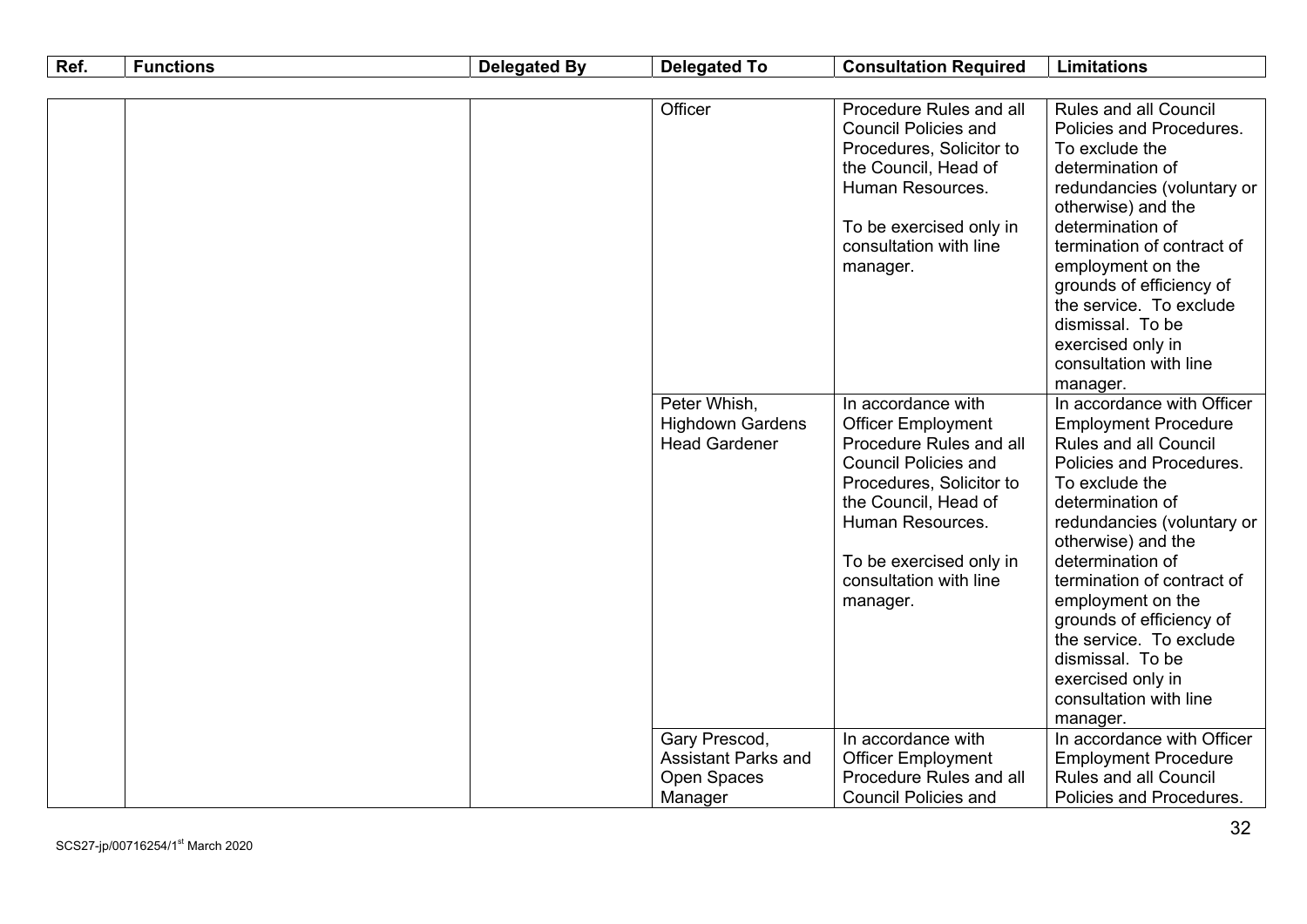| Ref. | Functions | Delegated By | Delegated To | Consultation Required | Limitations |
|---|---|---|---|---|---|
| | | | Officer | Procedure Rules and all Council Policies and Procedures, Solicitor to the Council, Head of Human Resources.<br><br>To be exercised only in consultation with line manager. | Rules and all Council Policies and Procedures. To exclude the determination of redundancies (voluntary or otherwise) and the determination of termination of contract of employment on the grounds of efficiency of the service. To exclude dismissal. To be exercised only in consultation with line manager. |
| | | | Peter Whish, Highdown Gardens Head Gardener | In accordance with Officer Employment Procedure Rules and all Council Policies and Procedures, Solicitor to the Council, Head of Human Resources.<br><br>To be exercised only in consultation with line manager. | In accordance with Officer Employment Procedure Rules and all Council Policies and Procedures. To exclude the determination of redundancies (voluntary or otherwise) and the determination of termination of contract of employment on the grounds of efficiency of the service. To exclude dismissal. To be exercised only in consultation with line manager. |
| | | | Gary Prescod, Assistant Parks and Open Spaces Manager | In accordance with Officer Employment Procedure Rules and all Council Policies and | In accordance with Officer Employment Procedure Rules and all Council Policies and Procedures. |

SCS27-jp/00716254/1st March 2020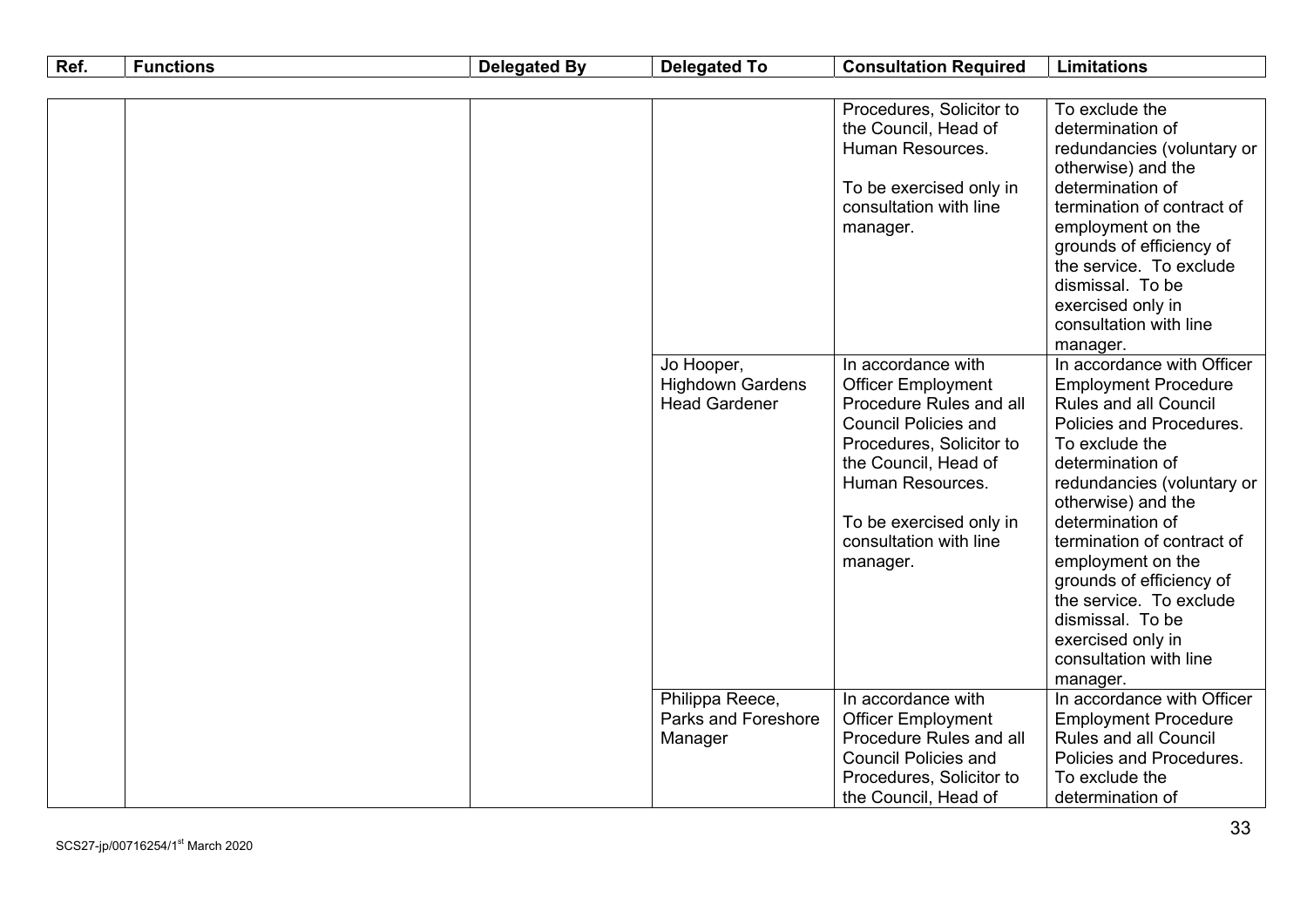| Ref. | Functions | Delegated By | Delegated To | Consultation Required | Limitations |
|---|---|---|---|---|---|
| | | | | Procedures, Solicitor to the Council, Head of Human Resources. To be exercised only in consultation with line manager. | To exclude the determination of redundancies (voluntary or otherwise) and the determination of termination of contract of employment on the grounds of efficiency of the service. To exclude dismissal. To be exercised only in consultation with line manager. |
| | | | Jo Hooper, Highdown Gardens Head Gardener | In accordance with Officer Employment Procedure Rules and all Council Policies and Procedures, Solicitor to the Council, Head of Human Resources. To be exercised only in consultation with line manager. | In accordance with Officer Employment Procedure Rules and all Council Policies and Procedures. To exclude the determination of redundancies (voluntary or otherwise) and the determination of termination of contract of employment on the grounds of efficiency of the service. To exclude dismissal. To be exercised only in consultation with line manager. |
| | | | Philippa Reece, Parks and Foreshore Manager | In accordance with Officer Employment Procedure Rules and all Council Policies and Procedures, Solicitor to the Council, Head of | In accordance with Officer Employment Procedure Rules and all Council Policies and Procedures. To exclude the determination of |

SCS27-jp/00716254/1st March 2020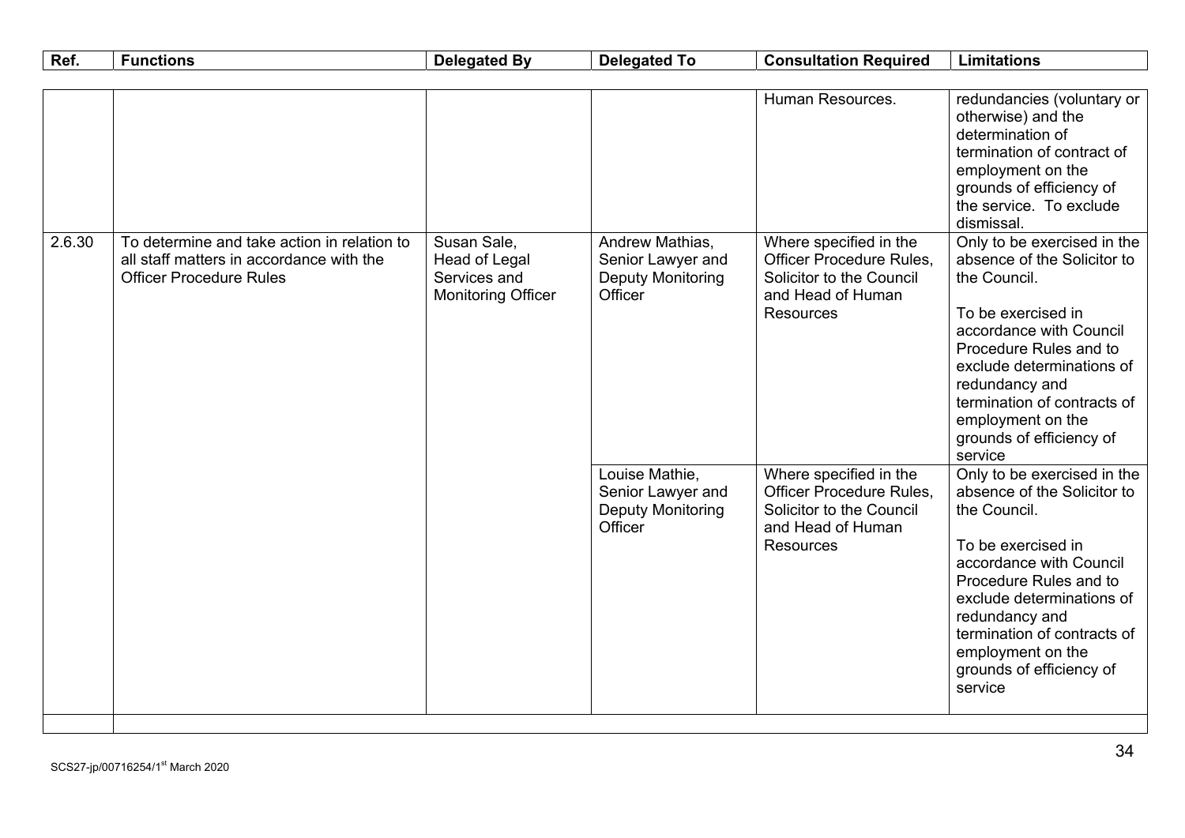| Ref. | Functions | Delegated By | Delegated To | Consultation Required | Limitations |
|---|---|---|---|---|---|
| | | | | Human Resources. | redundancies (voluntary or otherwise) and the determination of termination of contract of employment on the grounds of efficiency of the service. To exclude dismissal. |
| 2.6.30 | To determine and take action in relation to all staff matters in accordance with the Officer Procedure Rules | Susan Sale, Head of Legal Services and Monitoring Officer | Andrew Mathias, Senior Lawyer and Deputy Monitoring Officer | Where specified in the Officer Procedure Rules, Solicitor to the Council and Head of Human Resources | Only to be exercised in the absence of the Solicitor to the Council.<br><br>To be exercised in accordance with Council Procedure Rules and to exclude determinations of redundancy and termination of contracts of employment on the grounds of efficiency of service |
| | | | Louise Mathie, Senior Lawyer and Deputy Monitoring Officer | Where specified in the Officer Procedure Rules, Solicitor to the Council and Head of Human Resources | Only to be exercised in the absence of the Solicitor to the Council.<br><br>To be exercised in accordance with Council Procedure Rules and to exclude determinations of redundancy and termination of contracts of employment on the grounds of efficiency of service |
| | | | | | |

SCS27-jp/00716254/1st March 2020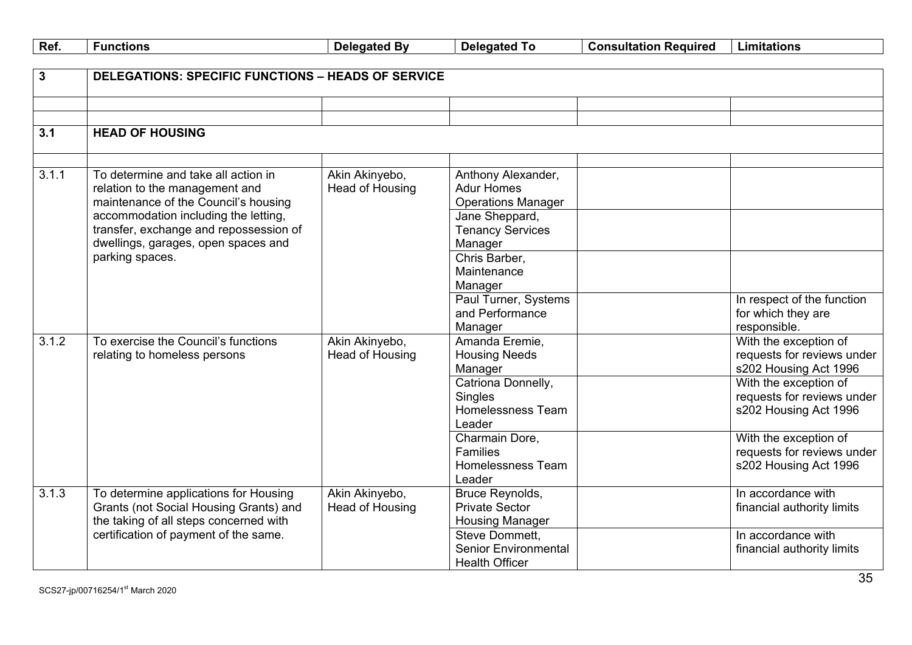| Ref. | Functions | Delegated By | Delegated To | Consultation Required | Limitations |
|---|---|---|---|---|---|
| **3** | **DELEGATIONS: SPECIFIC FUNCTIONS – HEADS OF SERVICE** | | | | |
| | | | | | |
| | | | | | |
| **3.1** | **HEAD OF HOUSING** | | | | |
| | | | | | |
| 3.1.1 | To determine and take all action in relation to the management and maintenance of the Council's housing accommodation including the letting, transfer, exchange and repossession of dwellings, garages, open spaces and parking spaces. | Akin Akinyebo, Head of Housing | Anthony Alexander, Adur Homes Operations Manager | | |
| | | | Jane Sheppard, Tenancy Services Manager | | |
| | | | Chris Barber, Maintenance Manager | | |
| | | | Paul Turner, Systems and Performance Manager | | In respect of the function for which they are responsible. |
| 3.1.2 | To exercise the Council's functions relating to homeless persons | Akin Akinyebo, Head of Housing | Amanda Eremie, Housing Needs Manager | | With the exception of requests for reviews under s202 Housing Act 1996 |
| | | | Catriona Donnelly, Singles Homelessness Team Leader | | With the exception of requests for reviews under s202 Housing Act 1996 |
| | | | Charmain Dore, Families Homelessness Team Leader | | With the exception of requests for reviews under s202 Housing Act 1996 |
| 3.1.3 | To determine applications for Housing Grants (not Social Housing Grants) and the taking of all steps concerned with certification of payment of the same. | Akin Akinyebo, Head of Housing | Bruce Reynolds, Private Sector Housing Manager | | In accordance with financial authority limits |
| | | | Steve Dommett, Senior Environmental Health Officer | | In accordance with financial authority limits |

SCS27-jp/00716254/1st March 2020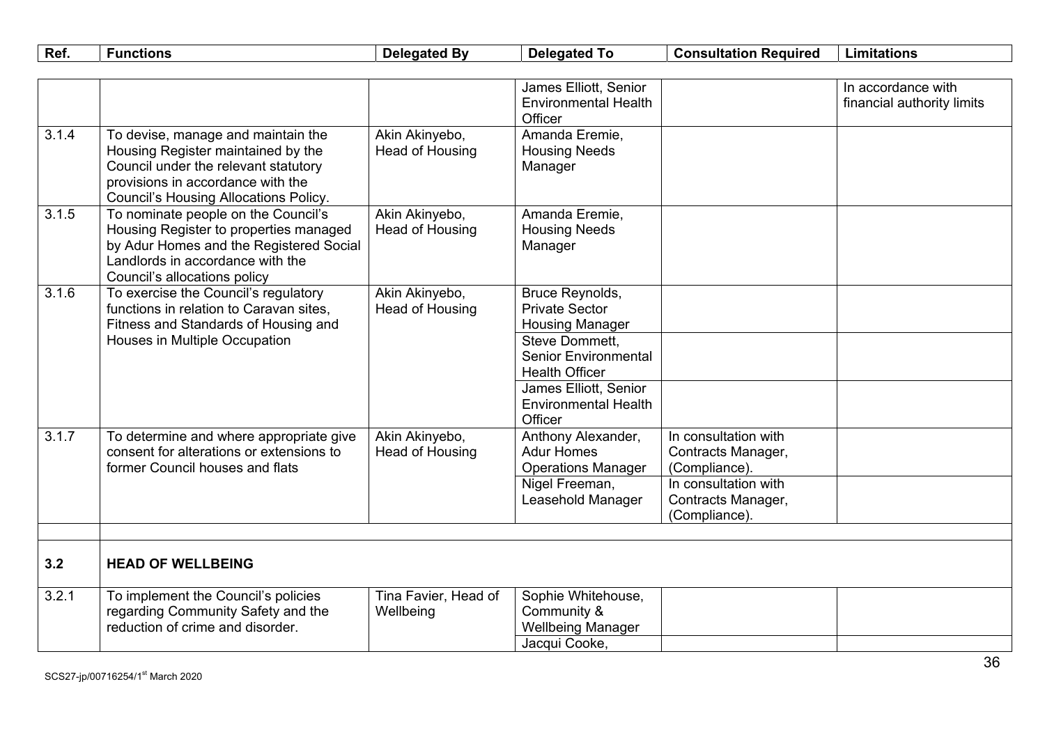| Ref. | Functions | Delegated By | Delegated To | Consultation Required | Limitations |
|---|---|---|---|---|---|
| | | | James Elliott, Senior Environmental Health Officer | | In accordance with financial authority limits |
| 3.1.4 | To devise, manage and maintain the Housing Register maintained by the Council under the relevant statutory provisions in accordance with the Council's Housing Allocations Policy. | Akin Akinyebo, Head of Housing | Amanda Eremie, Housing Needs Manager | | |
| 3.1.5 | To nominate people on the Council's Housing Register to properties managed by Adur Homes and the Registered Social Landlords in accordance with the Council's allocations policy | Akin Akinyebo, Head of Housing | Amanda Eremie, Housing Needs Manager | | |
| 3.1.6 | To exercise the Council's regulatory functions in relation to Caravan sites, Fitness and Standards of Housing and Houses in Multiple Occupation | Akin Akinyebo, Head of Housing | Bruce Reynolds, Private Sector Housing Manager | | |
| | | | Steve Dommett, Senior Environmental Health Officer | | |
| | | | James Elliott, Senior Environmental Health Officer | | |
| 3.1.7 | To determine and where appropriate give consent for alterations or extensions to former Council houses and flats | Akin Akinyebo, Head of Housing | Anthony Alexander, Adur Homes Operations Manager | In consultation with Contracts Manager, (Compliance). | |
| | | | Nigel Freeman, Leasehold Manager | In consultation with Contracts Manager, (Compliance). | |
| | | | | | |
| **3.2** | **HEAD OF WELLBEING** | | | | |
| 3.2.1 | To implement the Council's policies regarding Community Safety and the reduction of crime and disorder. | Tina Favier, Head of Wellbeing | Sophie Whitehouse, Community & Wellbeing Manager | | |
| | | | Jacqui Cooke, | | |

SCS27-jp/00716254/1st March 2020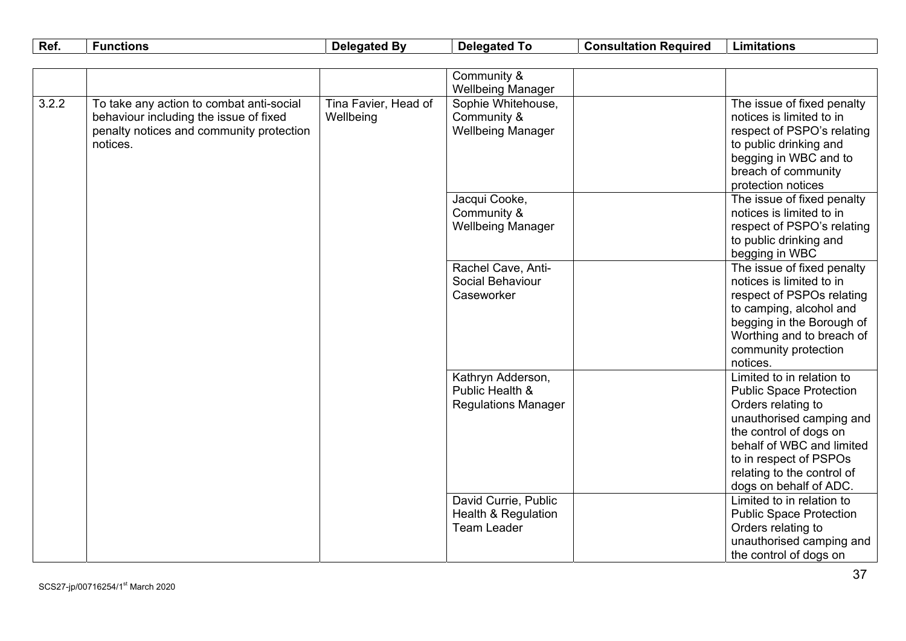| Ref. | Functions | Delegated By | Delegated To | Consultation Required | Limitations |
|---|---|---|---|---|---|
| | | | Community & Wellbeing Manager | | |
| 3.2.2 | To take any action to combat anti-social behaviour including the issue of fixed penalty notices and community protection notices. | Tina Favier, Head of Wellbeing | Sophie Whitehouse, Community & Wellbeing Manager | | The issue of fixed penalty notices is limited to in respect of PSPO's relating to public drinking and begging in WBC and to breach of community protection notices |
| | | | Jacqui Cooke, Community & Wellbeing Manager | | The issue of fixed penalty notices is limited to in respect of PSPO's relating to public drinking and begging in WBC |
| | | | Rachel Cave, Anti-Social Behaviour Caseworker | | The issue of fixed penalty notices is limited to in respect of PSPOs relating to camping, alcohol and begging in the Borough of Worthing and to breach of community protection notices. |
| | | | Kathryn Adderson, Public Health & Regulations Manager | | Limited to in relation to Public Space Protection Orders relating to unauthorised camping and the control of dogs on behalf of WBC and limited to in respect of PSPOs relating to the control of dogs on behalf of ADC. |
| | | | David Currie, Public Health & Regulation Team Leader | | Limited to in relation to Public Space Protection Orders relating to unauthorised camping and the control of dogs on |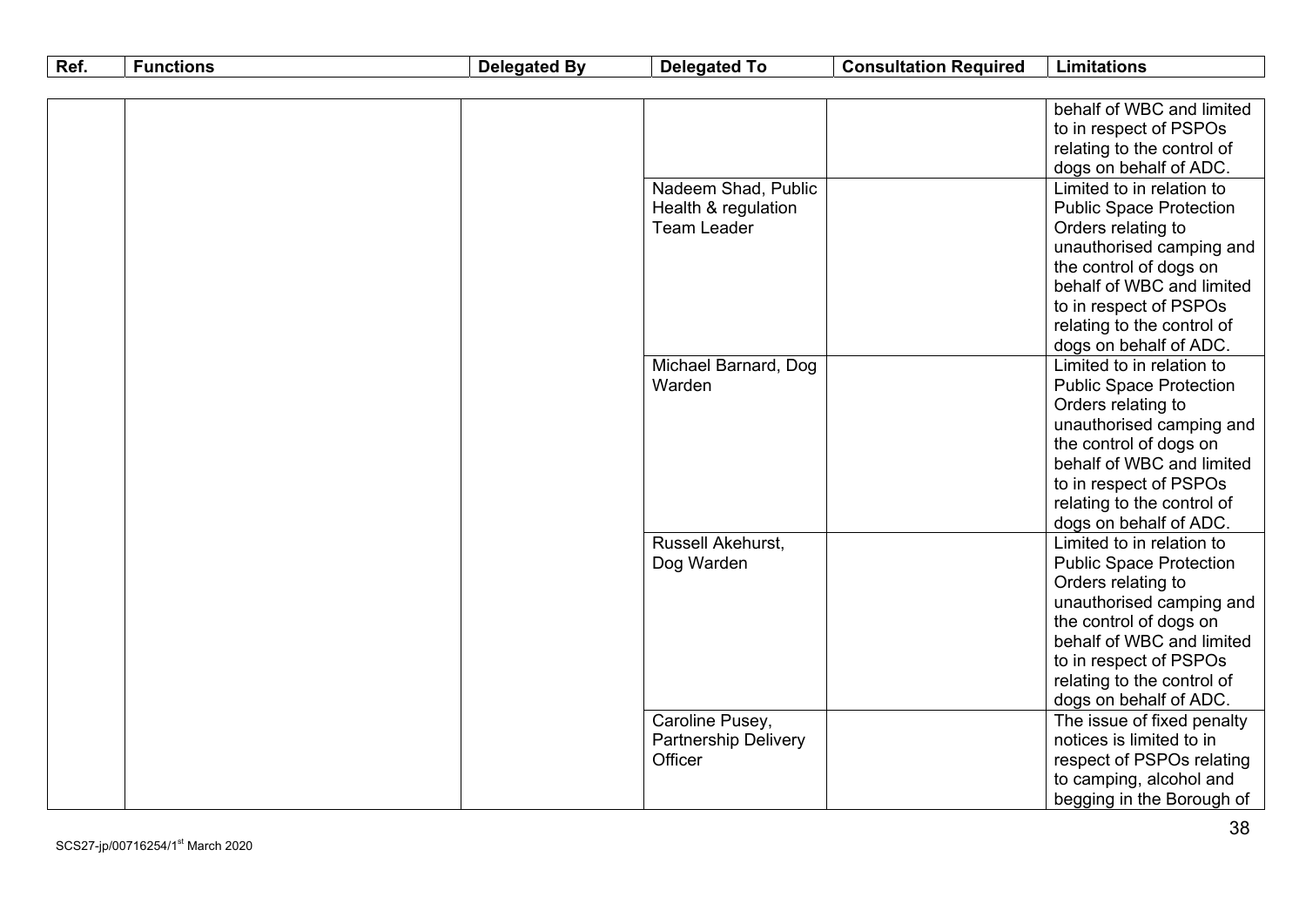| Ref. | Functions | Delegated By | Delegated To | Consultation Required | Limitations |
| --- | --- | --- | --- | --- | --- |
| | | | | | behalf of WBC and limited to in respect of PSPOs relating to the control of dogs on behalf of ADC. |
| | | | Nadeem Shad, Public Health & regulation Team Leader | | Limited to in relation to Public Space Protection Orders relating to unauthorised camping and the control of dogs on behalf of WBC and limited to in respect of PSPOs relating to the control of dogs on behalf of ADC. |
| | | | Michael Barnard, Dog Warden | | Limited to in relation to Public Space Protection Orders relating to unauthorised camping and the control of dogs on behalf of WBC and limited to in respect of PSPOs relating to the control of dogs on behalf of ADC. |
| | | | Russell Akehurst, Dog Warden | | Limited to in relation to Public Space Protection Orders relating to unauthorised camping and the control of dogs on behalf of WBC and limited to in respect of PSPOs relating to the control of dogs on behalf of ADC. |
| | | | Caroline Pusey, Partnership Delivery Officer | | The issue of fixed penalty notices is limited to in respect of PSPOs relating to camping, alcohol and begging in the Borough of |

SCS27-jp/00716254/1st March 2020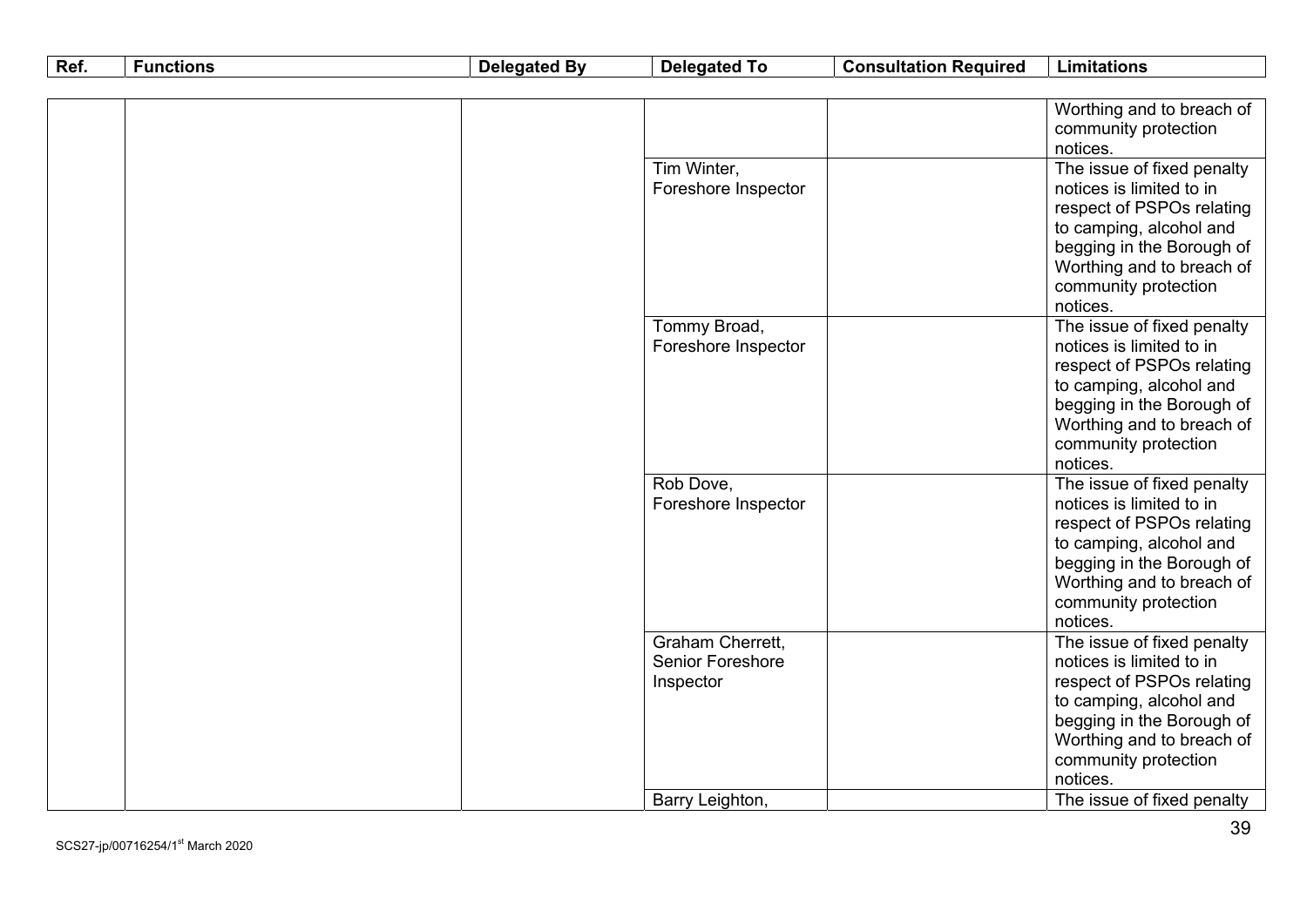| Ref. | Functions | Delegated By | Delegated To | Consultation Required | Limitations |
|---|---|---|---|---|---|
| | | | | | Worthing and to breach of community protection notices. |
| | | | Tim Winter, Foreshore Inspector | | The issue of fixed penalty notices is limited to in respect of PSPOs relating to camping, alcohol and begging in the Borough of Worthing and to breach of community protection notices. |
| | | | Tommy Broad, Foreshore Inspector | | The issue of fixed penalty notices is limited to in respect of PSPOs relating to camping, alcohol and begging in the Borough of Worthing and to breach of community protection notices. |
| | | | Rob Dove, Foreshore Inspector | | The issue of fixed penalty notices is limited to in respect of PSPOs relating to camping, alcohol and begging in the Borough of Worthing and to breach of community protection notices. |
| | | | Graham Cherrett, Senior Foreshore Inspector | | The issue of fixed penalty notices is limited to in respect of PSPOs relating to camping, alcohol and begging in the Borough of Worthing and to breach of community protection notices. |
| | | | Barry Leighton, | | The issue of fixed penalty |

SCS27-jp/00716254/1st March 2020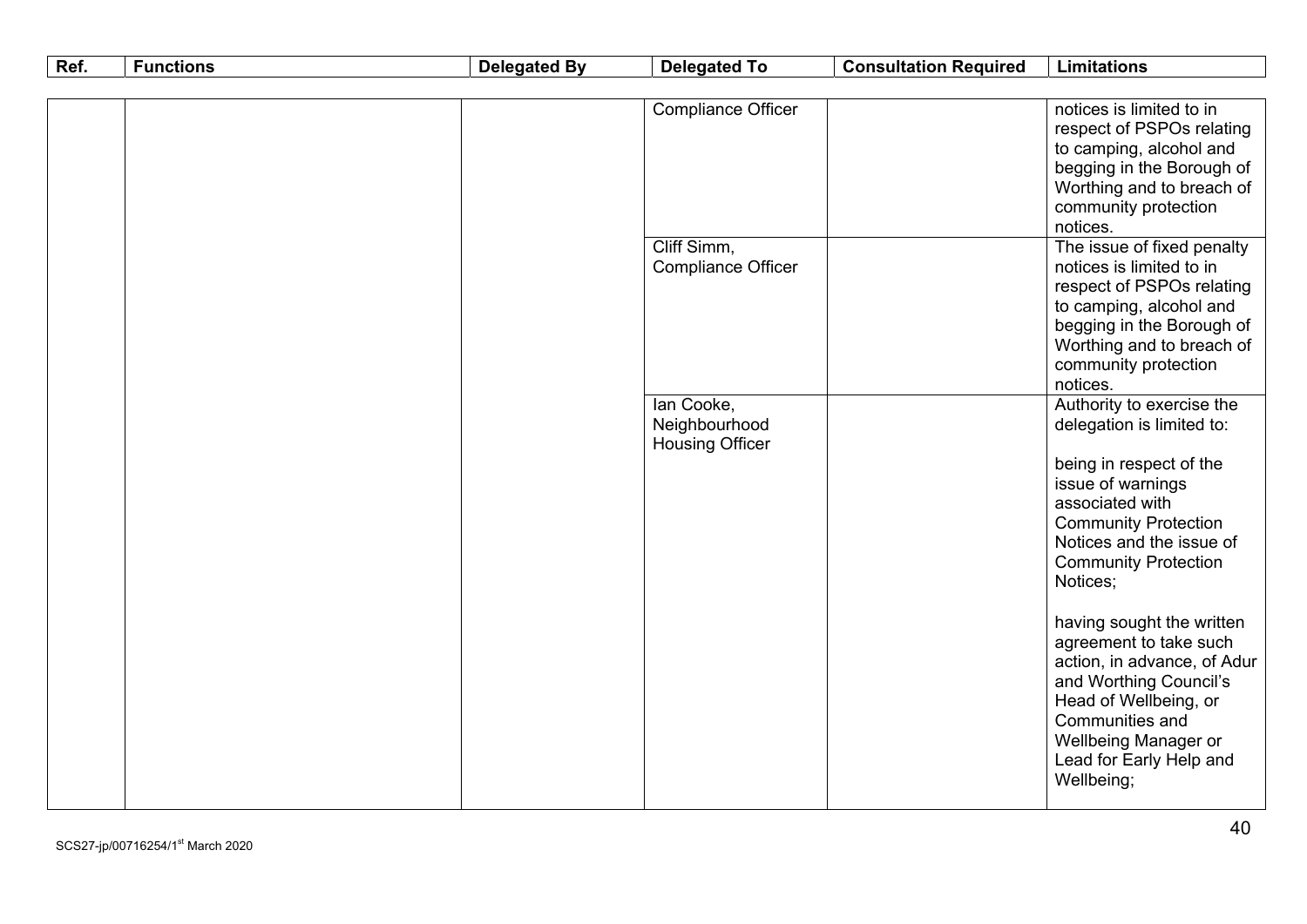| Ref. | Functions | Delegated By | Delegated To | Consultation Required | Limitations |
|---|---|---|---|---|---|
| | | | Compliance Officer | | notices is limited to in respect of PSPOs relating to camping, alcohol and begging in the Borough of Worthing and to breach of community protection notices. |
| | | | Cliff Simm, Compliance Officer | | The issue of fixed penalty notices is limited to in respect of PSPOs relating to camping, alcohol and begging in the Borough of Worthing and to breach of community protection notices. |
| | | | Ian Cooke, Neighbourhood Housing Officer | | Authority to exercise the delegation is limited to:<br><br>being in respect of the issue of warnings associated with Community Protection Notices and the issue of Community Protection Notices;<br><br>having sought the written agreement to take such action, in advance, of Adur and Worthing Council's Head of Wellbeing, or Communities and Wellbeing Manager or Lead for Early Help and Wellbeing; |

SCS27-jp/00716254/1st March 2020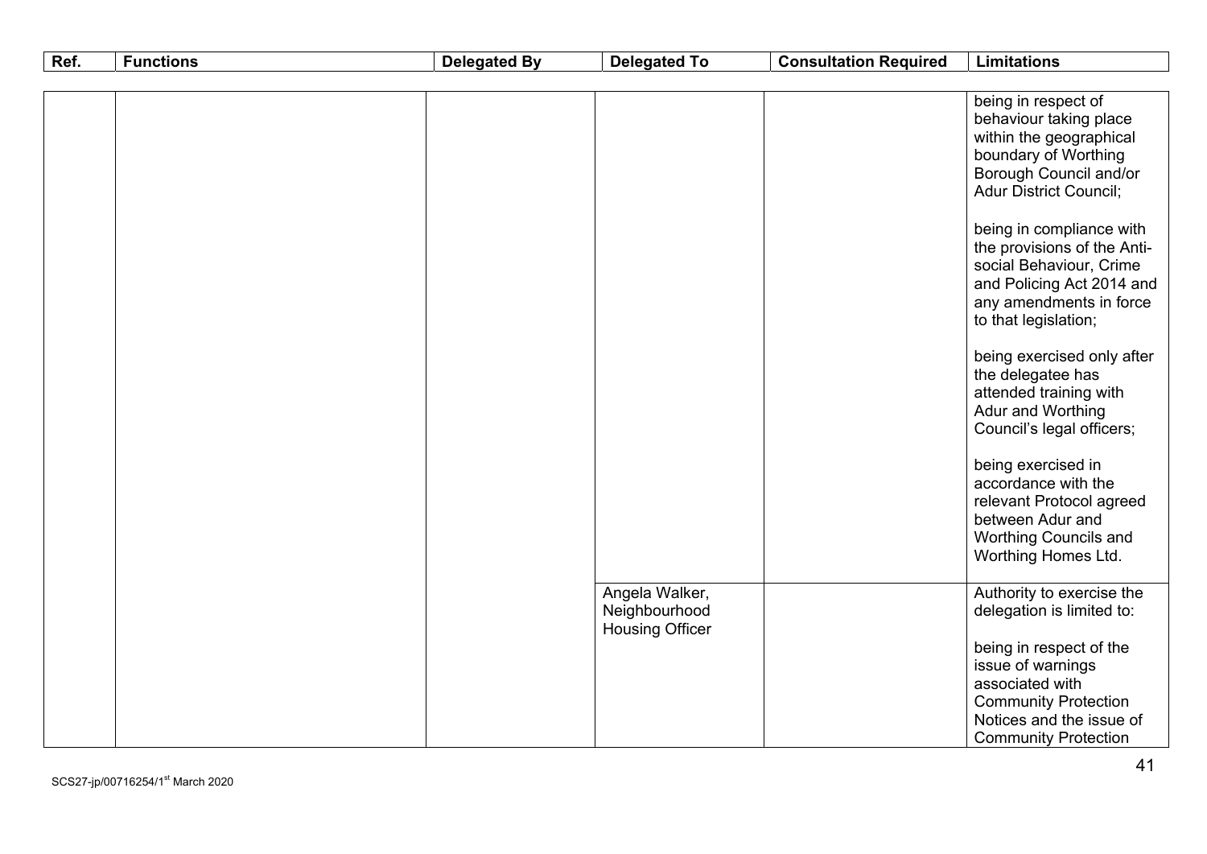| Ref. | Functions | Delegated By | Delegated To | Consultation Required | Limitations |
|---|---|---|---|---|---|
| | | | | | being in respect of behaviour taking place within the geographical boundary of Worthing Borough Council and/or Adur District Council;<br><br>being in compliance with the provisions of the Anti-social Behaviour, Crime and Policing Act 2014 and any amendments in force to that legislation;<br><br>being exercised only after the delegatee has attended training with Adur and Worthing Council's legal officers;<br><br>being exercised in accordance with the relevant Protocol agreed between Adur and Worthing Councils and Worthing Homes Ltd. |
| | | | Angela Walker, Neighbourhood Housing Officer | | Authority to exercise the delegation is limited to:<br><br>being in respect of the issue of warnings associated with Community Protection Notices and the issue of Community Protection |

SCS27-jp/00716254/1st March 2020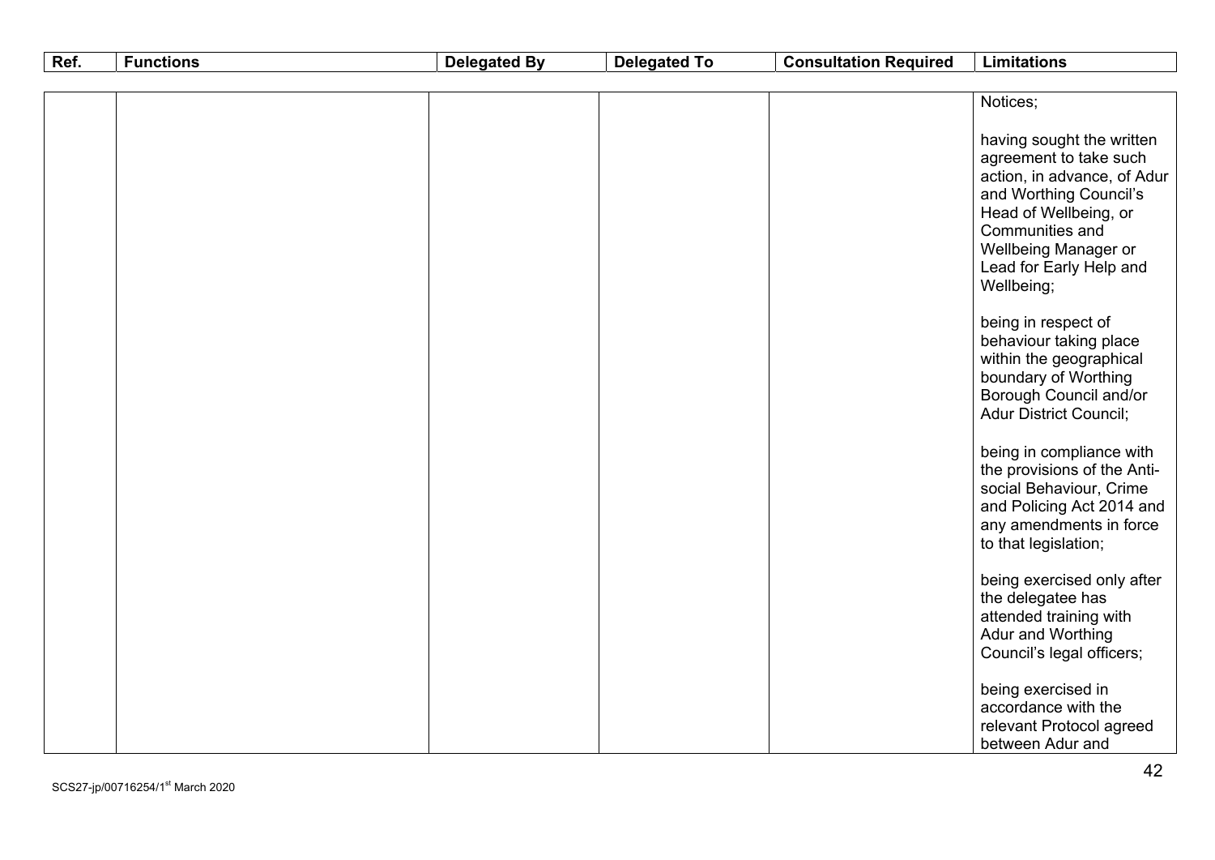| Ref. | Functions | Delegated By | Delegated To | Consultation Required | Limitations |
|---|---|---|---|---|---|
| | | | | | Notices;<br><br>having sought the written agreement to take such action, in advance, of Adur and Worthing Council's Head of Wellbeing, or Communities and Wellbeing Manager or Lead for Early Help and Wellbeing;<br><br>being in respect of behaviour taking place within the geographical boundary of Worthing Borough Council and/or Adur District Council;<br><br>being in compliance with the provisions of the Anti-social Behaviour, Crime and Policing Act 2014 and any amendments in force to that legislation;<br><br>being exercised only after the delegatee has attended training with Adur and Worthing Council's legal officers;<br><br>being exercised in accordance with the relevant Protocol agreed between Adur and |

SCS27-jp/00716254/1st March 2020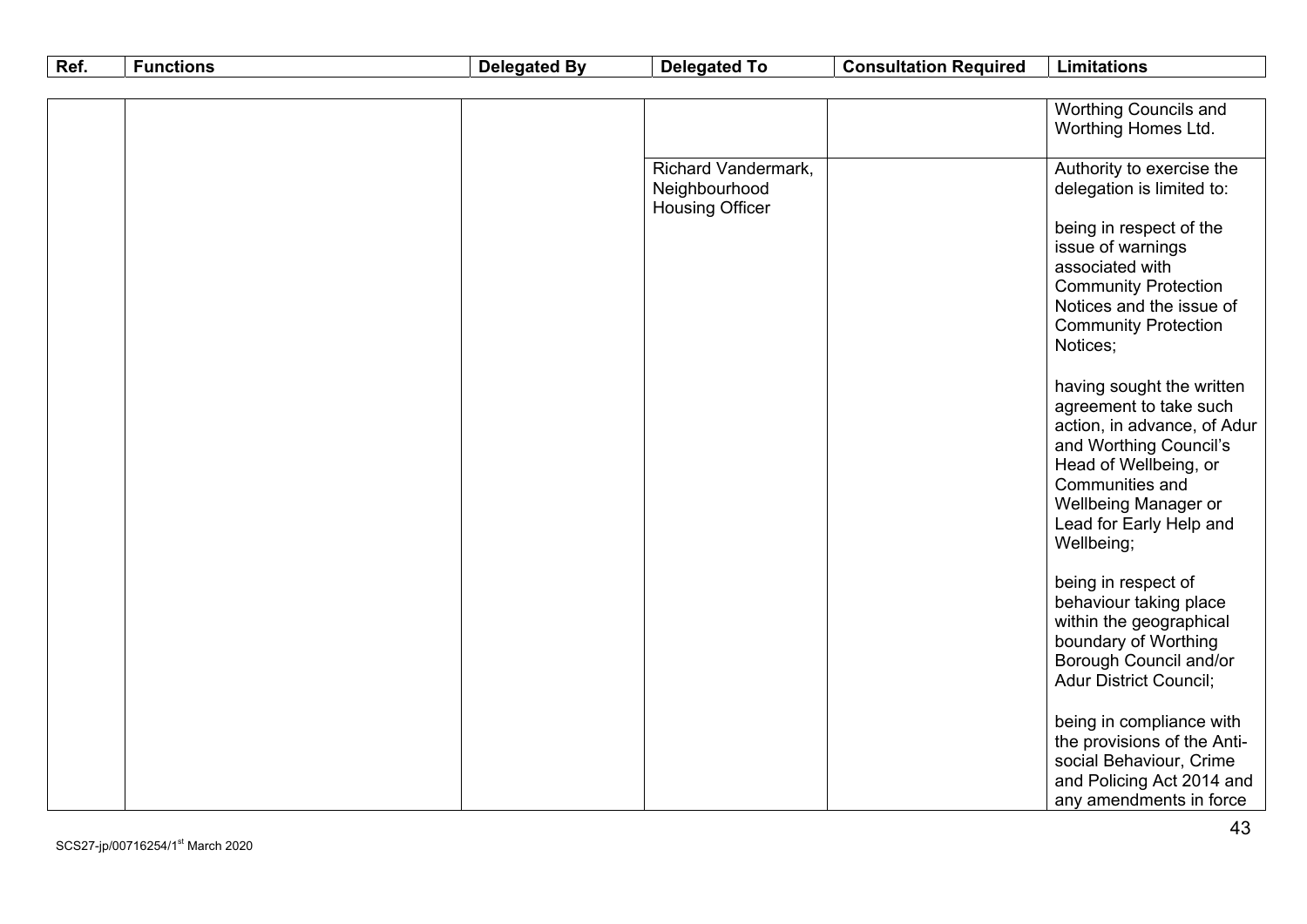| Ref. | Functions | Delegated By | Delegated To | Consultation Required | Limitations |
|---|---|---|---|---|---|
| | | | | | Worthing Councils and Worthing Homes Ltd. |
| | | | Richard Vandermark, Neighbourhood Housing Officer | | Authority to exercise the delegation is limited to:<br><br>being in respect of the issue of warnings associated with Community Protection Notices and the issue of Community Protection Notices;<br><br>having sought the written agreement to take such action, in advance, of Adur and Worthing Council's Head of Wellbeing, or Communities and Wellbeing Manager or Lead for Early Help and Wellbeing;<br><br>being in respect of behaviour taking place within the geographical boundary of Worthing Borough Council and/or Adur District Council;<br><br>being in compliance with the provisions of the Anti-social Behaviour, Crime and Policing Act 2014 and any amendments in force |

SCS27-jp/00716254/1st March 2020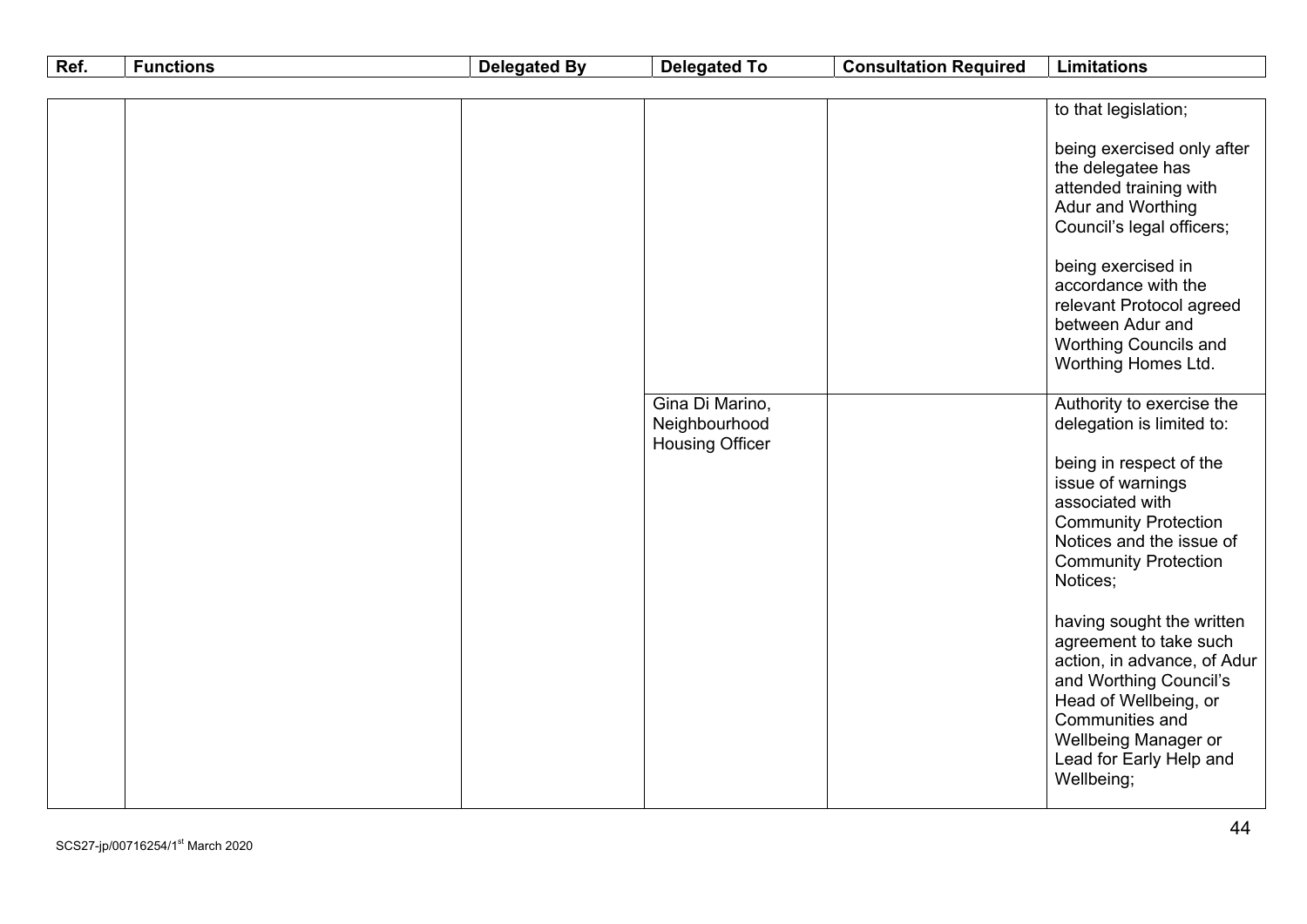| Ref. | Functions | Delegated By | Delegated To | Consultation Required | Limitations |
|---|---|---|---|---|---|
| | | | | | to that legislation;<br><br>being exercised only after the delegatee has attended training with Adur and Worthing Council's legal officers;<br><br>being exercised in accordance with the relevant Protocol agreed between Adur and Worthing Councils and Worthing Homes Ltd. |
| | | | Gina Di Marino, Neighbourhood Housing Officer | | Authority to exercise the delegation is limited to:<br><br>being in respect of the issue of warnings associated with Community Protection Notices and the issue of Community Protection Notices;<br><br>having sought the written agreement to take such action, in advance, of Adur and Worthing Council's Head of Wellbeing, or Communities and Wellbeing Manager or Lead for Early Help and Wellbeing; |

SCS27-jp/00716254/1st March 2020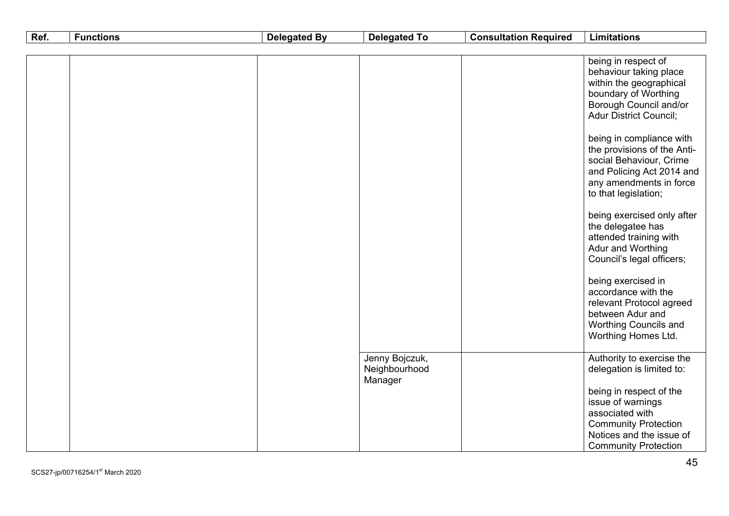| Ref. | Functions | Delegated By | Delegated To | Consultation Required | Limitations |
|---|---|---|---|---|---|
| | | | | | being in respect of behaviour taking place within the geographical boundary of Worthing Borough Council and/or Adur District Council;<br><br>being in compliance with the provisions of the Anti-social Behaviour, Crime and Policing Act 2014 and any amendments in force to that legislation;<br><br>being exercised only after the delegatee has attended training with Adur and Worthing Council's legal officers;<br><br>being exercised in accordance with the relevant Protocol agreed between Adur and Worthing Councils and Worthing Homes Ltd. |
| | | | Jenny Bojczuk, Neighbourhood Manager | | Authority to exercise the delegation is limited to:<br><br>being in respect of the issue of warnings associated with Community Protection Notices and the issue of Community Protection |

SCS27-jp/00716254/1st March 2020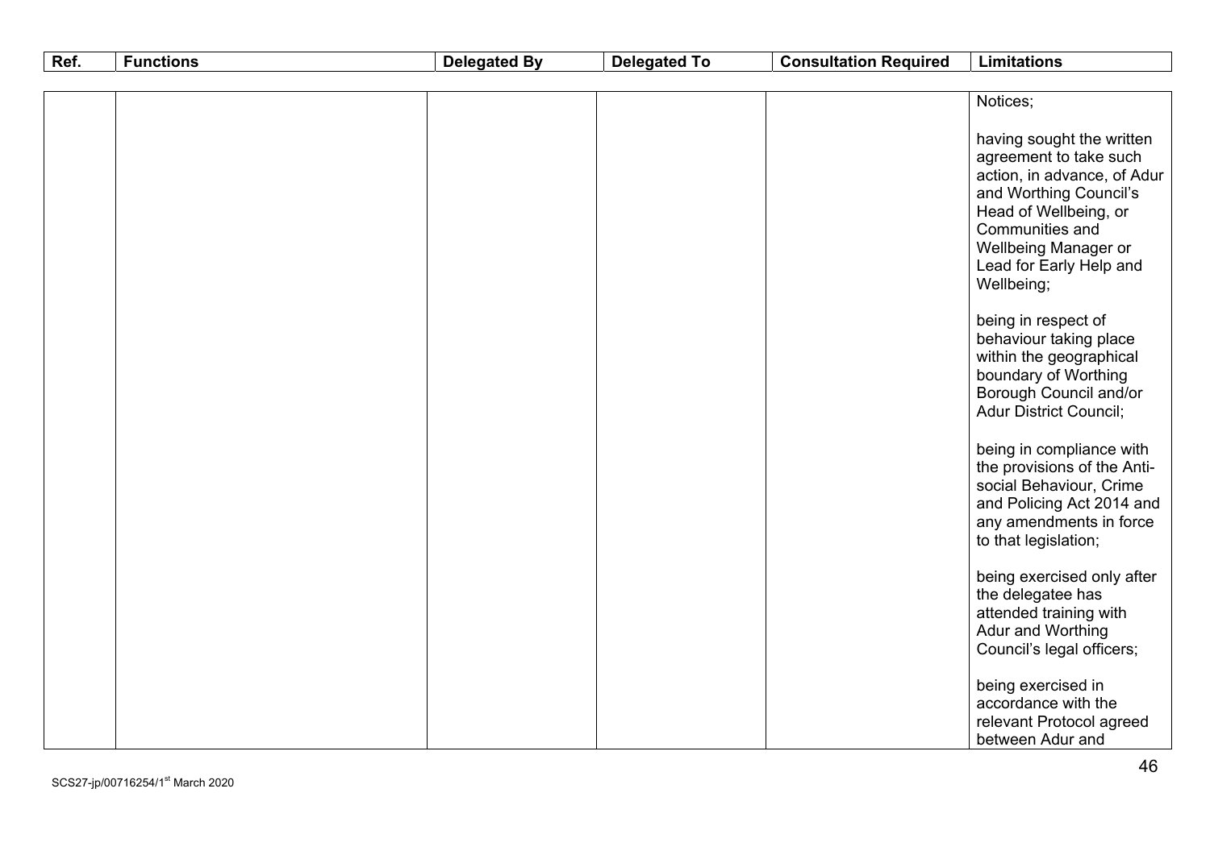| Ref. | Functions | Delegated By | Delegated To | Consultation Required | Limitations |
|---|---|---|---|---|---|
| | | | | | Notices;<br><br>having sought the written agreement to take such action, in advance, of Adur and Worthing Council's Head of Wellbeing, or Communities and Wellbeing Manager or Lead for Early Help and Wellbeing;<br><br>being in respect of behaviour taking place within the geographical boundary of Worthing Borough Council and/or Adur District Council;<br><br>being in compliance with the provisions of the Anti-social Behaviour, Crime and Policing Act 2014 and any amendments in force to that legislation;<br><br>being exercised only after the delegatee has attended training with Adur and Worthing Council's legal officers;<br><br>being exercised in accordance with the relevant Protocol agreed between Adur and |

SCS27-jp/00716254/1st March 2020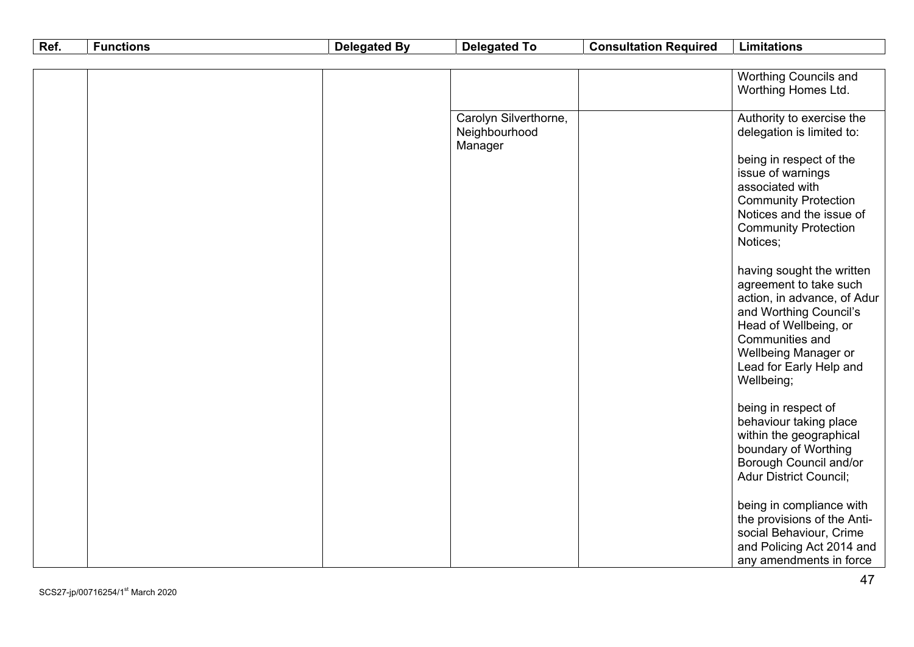| Ref. | Functions | Delegated By | Delegated To | Consultation Required | Limitations |
|---|---|---|---|---|---|
| | | | | | Worthing Councils and Worthing Homes Ltd. |
| | | | Carolyn Silverthorne, Neighbourhood Manager | | Authority to exercise the delegation is limited to:<br><br>being in respect of the issue of warnings associated with Community Protection Notices and the issue of Community Protection Notices;<br><br>having sought the written agreement to take such action, in advance, of Adur and Worthing Council's Head of Wellbeing, or Communities and Wellbeing Manager or Lead for Early Help and Wellbeing;<br><br>being in respect of behaviour taking place within the geographical boundary of Worthing Borough Council and/or Adur District Council;<br><br>being in compliance with the provisions of the Anti-social Behaviour, Crime and Policing Act 2014 and any amendments in force |

SCS27-jp/00716254/1st March 2020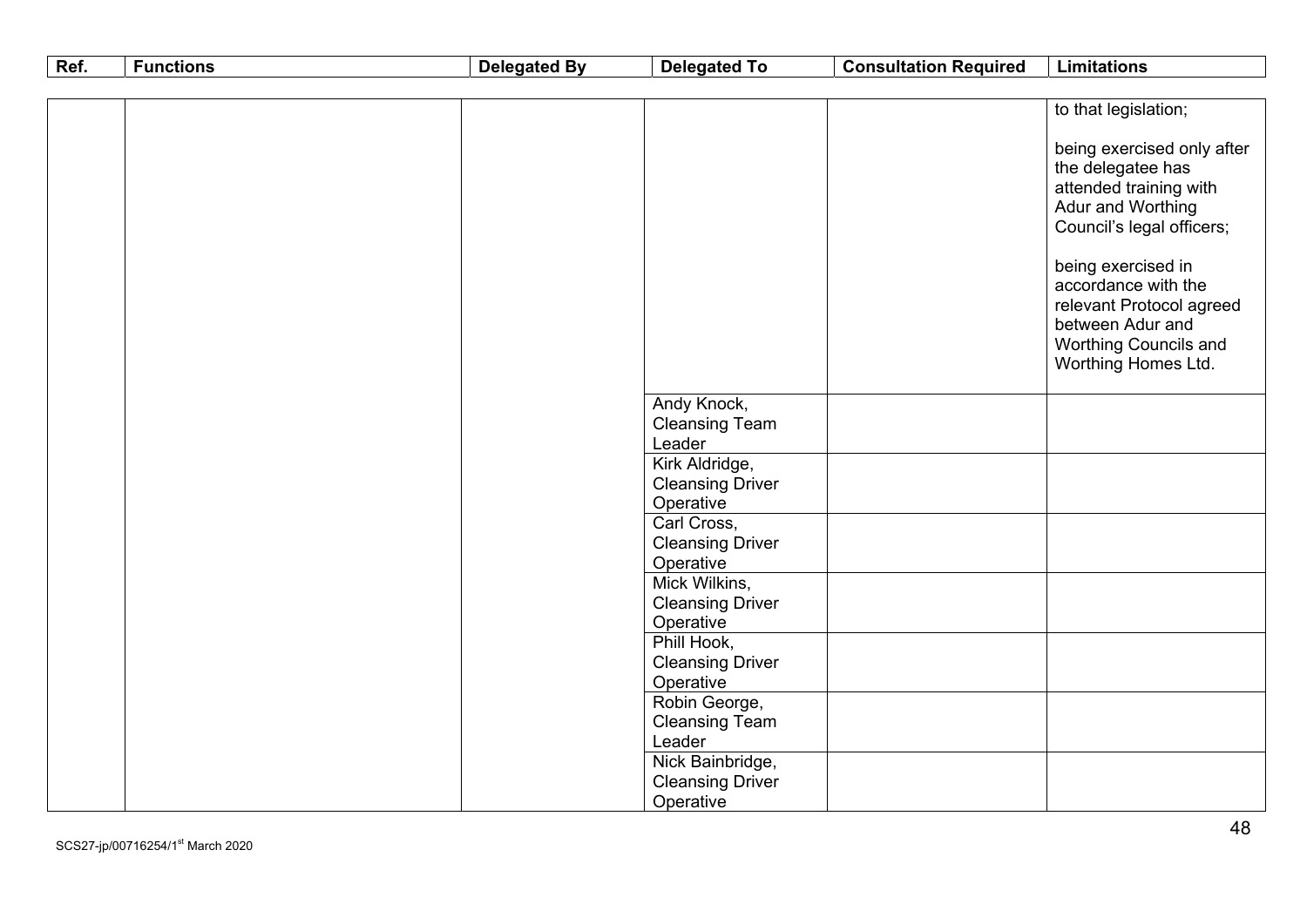| Ref. | Functions | Delegated By | Delegated To | Consultation Required | Limitations |
|---|---|---|---|---|---|
| | | | | | to that legislation;<br><br>being exercised only after the delegatee has attended training with Adur and Worthing Council's legal officers;<br><br>being exercised in accordance with the relevant Protocol agreed between Adur and Worthing Councils and Worthing Homes Ltd. |
| | | | Andy Knock, Cleansing Team Leader | | |
| | | | Kirk Aldridge, Cleansing Driver Operative | | |
| | | | Carl Cross, Cleansing Driver Operative | | |
| | | | Mick Wilkins, Cleansing Driver Operative | | |
| | | | Phill Hook, Cleansing Driver Operative | | |
| | | | Robin George, Cleansing Team Leader | | |
| | | | Nick Bainbridge, Cleansing Driver Operative | | |

SCS27-jp/00716254/1st March 2020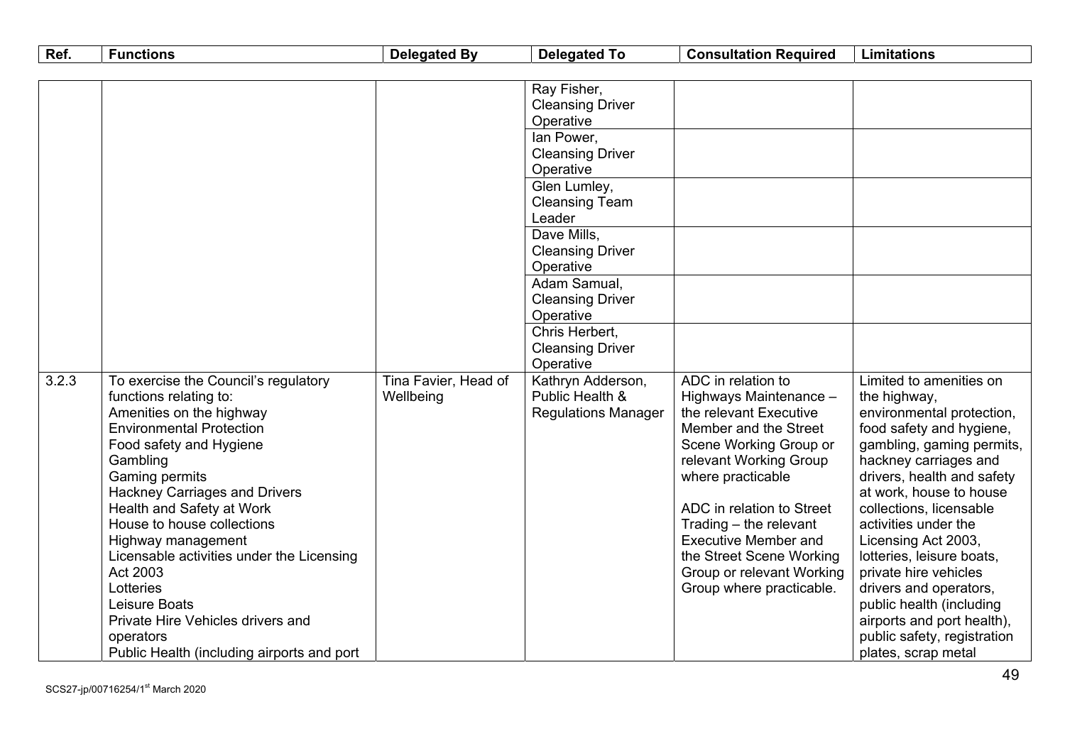| Ref. | Functions | Delegated By | Delegated To | Consultation Required | Limitations |
|---|---|---|---|---|---|
| | | | Ray Fisher, Cleansing Driver Operative | | |
| | | | Ian Power, Cleansing Driver Operative | | |
| | | | Glen Lumley, Cleansing Team Leader | | |
| | | | Dave Mills, Cleansing Driver Operative | | |
| | | | Adam Samual, Cleansing Driver Operative | | |
| | | | Chris Herbert, Cleansing Driver Operative | | |
| 3.2.3 | To exercise the Council's regulatory functions relating to:<br>Amenities on the highway<br>Environmental Protection<br>Food safety and Hygiene<br>Gambling<br>Gaming permits<br>Hackney Carriages and Drivers<br>Health and Safety at Work<br>House to house collections<br>Highway management<br>Licensable activities under the Licensing Act 2003<br>Lotteries<br>Leisure Boats<br>Private Hire Vehicles drivers and operators<br>Public Health (including airports and port | Tina Favier, Head of Wellbeing | Kathryn Adderson, Public Health & Regulations Manager | ADC in relation to Highways Maintenance – the relevant Executive Member and the Street Scene Working Group or relevant Working Group where practicable<br><br>ADC in relation to Street Trading – the relevant Executive Member and the Street Scene Working Group or relevant Working Group where practicable. | Limited to amenities on the highway, environmental protection, food safety and hygiene, gambling, gaming permits, hackney carriages and drivers, health and safety at work, house to house collections, licensable activities under the Licensing Act 2003, lotteries, leisure boats, private hire vehicles drivers and operators, public health (including airports and port health), public safety, registration plates, scrap metal |

SCS27-jp/00716254/1st March 2020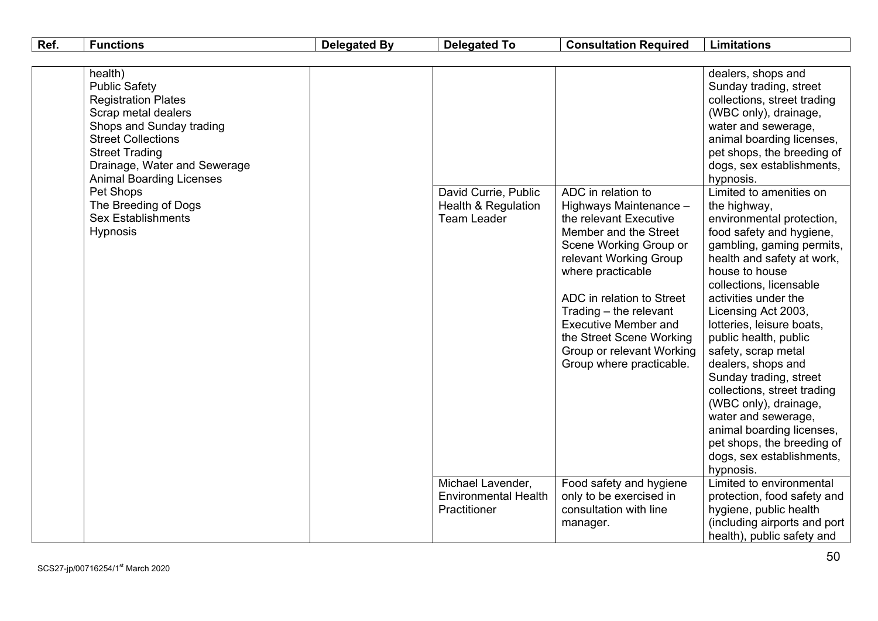| Ref. | Functions | Delegated By | Delegated To | Consultation Required | Limitations |
|---|---|---|---|---|---|
| | health)<br>Public Safety<br>Registration Plates<br>Scrap metal dealers<br>Shops and Sunday trading<br>Street Collections<br>Street Trading<br>Drainage, Water and Sewerage<br>Animal Boarding Licenses<br>Pet Shops<br>The Breeding of Dogs<br>Sex Establishments<br>Hypnosis | | | | dealers, shops and Sunday trading, street collections, street trading (WBC only), drainage, water and sewerage, animal boarding licenses, pet shops, the breeding of dogs, sex establishments, hypnosis. |
| | | | David Currie, Public Health & Regulation Team Leader | ADC in relation to Highways Maintenance – the relevant Executive Member and the Street Scene Working Group or relevant Working Group where practicable<br><br>ADC in relation to Street Trading – the relevant Executive Member and the Street Scene Working Group or relevant Working Group where practicable. | Limited to amenities on the highway, environmental protection, food safety and hygiene, gambling, gaming permits, health and safety at work, house to house collections, licensable activities under the Licensing Act 2003, lotteries, leisure boats, public health, public safety, scrap metal dealers, shops and Sunday trading, street collections, street trading (WBC only), drainage, water and sewerage, animal boarding licenses, pet shops, the breeding of dogs, sex establishments, hypnosis. |
| | | | Michael Lavender, Environmental Health Practitioner | Food safety and hygiene only to be exercised in consultation with line manager. | Limited to environmental protection, food safety and hygiene, public health (including airports and port health), public safety and |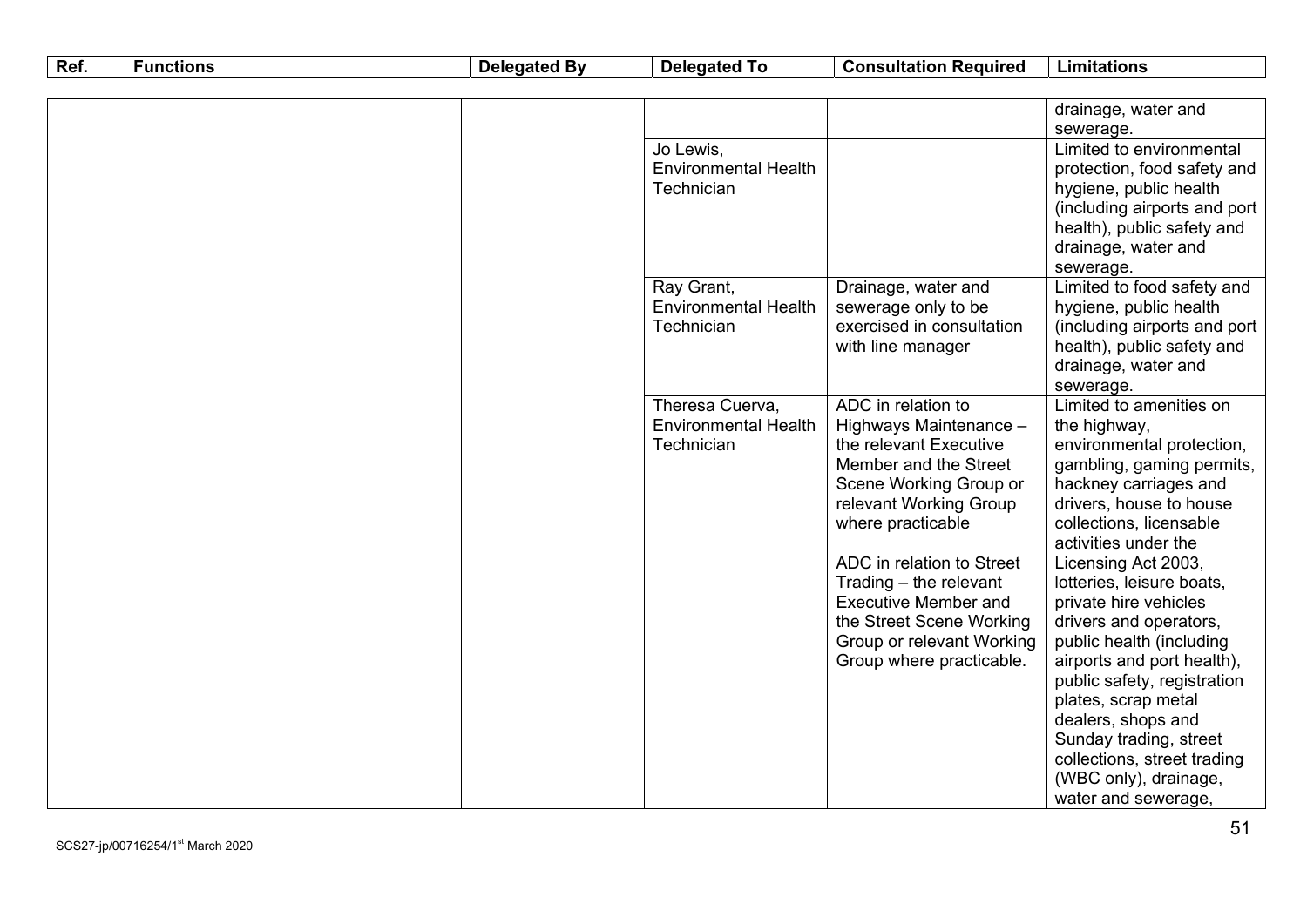| Ref. | Functions | Delegated By | Delegated To | Consultation Required | Limitations |
|---|---|---|---|---|---|
| | | | | | drainage, water and sewerage. |
| | | | Jo Lewis, Environmental Health Technician | | Limited to environmental protection, food safety and hygiene, public health (including airports and port health), public safety and drainage, water and sewerage. |
| | | | Ray Grant, Environmental Health Technician | Drainage, water and sewerage only to be exercised in consultation with line manager | Limited to food safety and hygiene, public health (including airports and port health), public safety and drainage, water and sewerage. |
| | | | Theresa Cuerva, Environmental Health Technician | ADC in relation to Highways Maintenance – the relevant Executive Member and the Street Scene Working Group or relevant Working Group where practicable<br><br>ADC in relation to Street Trading – the relevant Executive Member and the Street Scene Working Group or relevant Working Group where practicable. | Limited to amenities on the highway, environmental protection, gambling, gaming permits, hackney carriages and drivers, house to house collections, licensable activities under the Licensing Act 2003, lotteries, leisure boats, private hire vehicles drivers and operators, public health (including airports and port health), public safety, registration plates, scrap metal dealers, shops and Sunday trading, street collections, street trading (WBC only), drainage, water and sewerage, |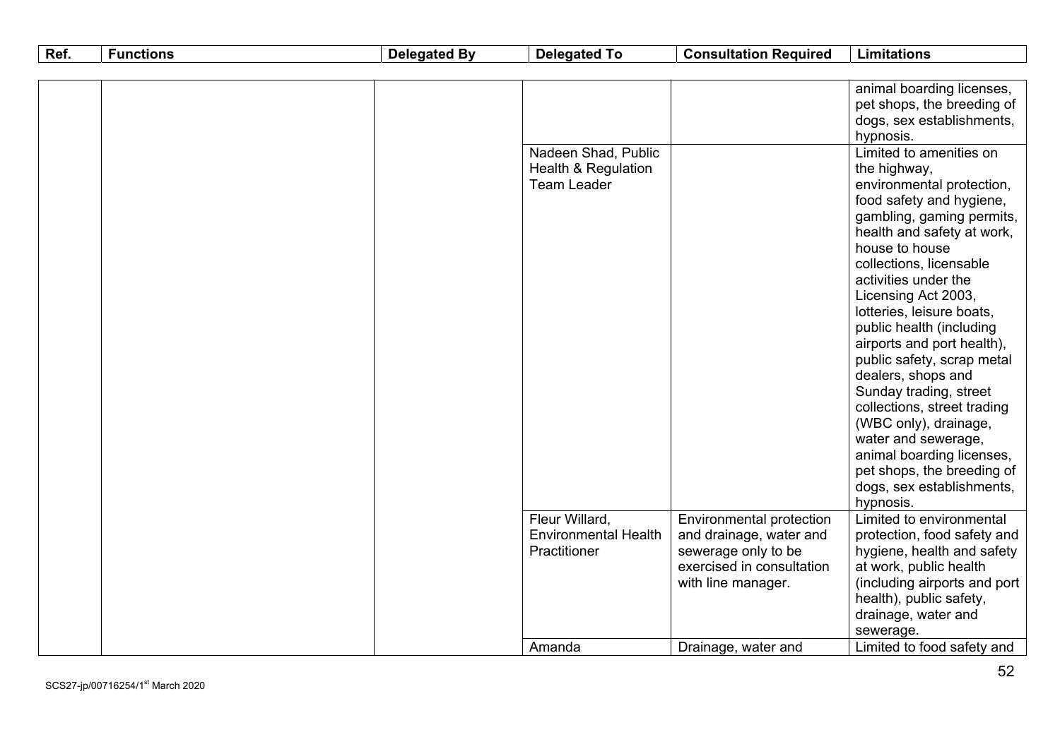| Ref. | Functions | Delegated By | Delegated To | Consultation Required | Limitations |
|---|---|---|---|---|---|
| | | | | | animal boarding licenses, pet shops, the breeding of dogs, sex establishments, hypnosis. |
| | | | Nadeen Shad, Public Health & Regulation Team Leader | | Limited to amenities on the highway, environmental protection, food safety and hygiene, gambling, gaming permits, health and safety at work, house to house collections, licensable activities under the Licensing Act 2003, lotteries, leisure boats, public health (including airports and port health), public safety, scrap metal dealers, shops and Sunday trading, street collections, street trading (WBC only), drainage, water and sewerage, animal boarding licenses, pet shops, the breeding of dogs, sex establishments, hypnosis. |
| | | | Fleur Willard, Environmental Health Practitioner | Environmental protection and drainage, water and sewerage only to be exercised in consultation with line manager. | Limited to environmental protection, food safety and hygiene, health and safety at work, public health (including airports and port health), public safety, drainage, water and sewerage. |
| | | | Amanda | Drainage, water and | Limited to food safety and |

SCS27-jp/00716254/1st March 2020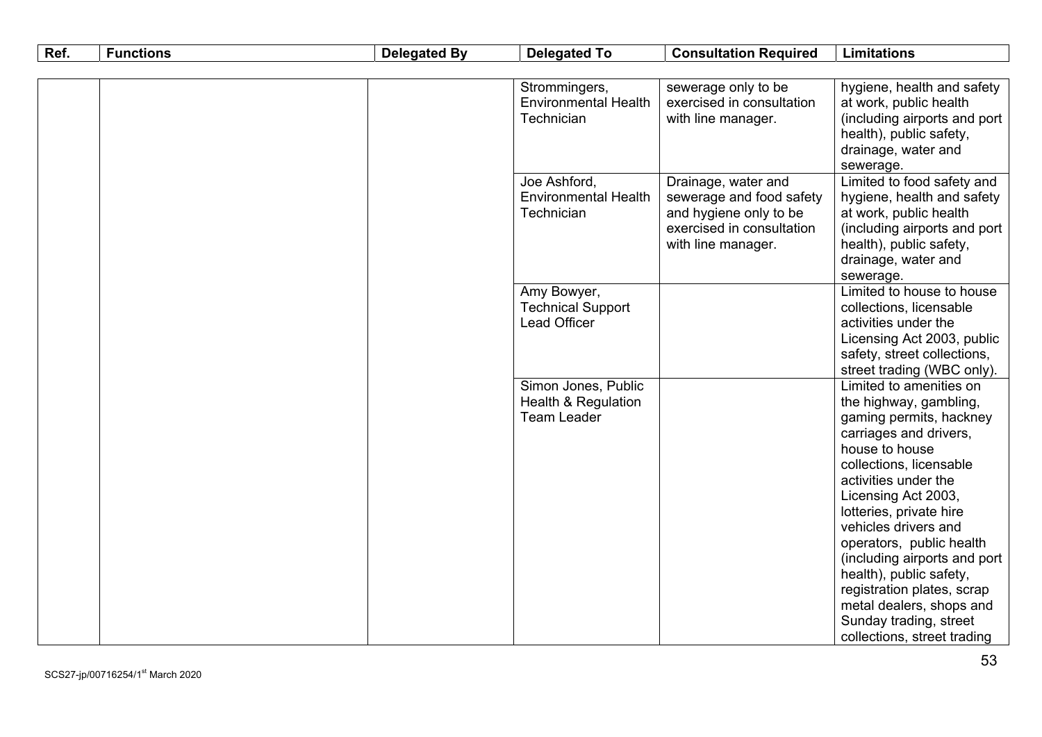| Ref. | Functions | Delegated By | Delegated To | Consultation Required | Limitations |
|---|---|---|---|---|---|
| | | | Strommingers, Environmental Health Technician | sewerage only to be exercised in consultation with line manager. | hygiene, health and safety at work, public health (including airports and port health), public safety, drainage, water and sewerage. |
| | | | Joe Ashford, Environmental Health Technician | Drainage, water and sewerage and food safety and hygiene only to be exercised in consultation with line manager. | Limited to food safety and hygiene, health and safety at work, public health (including airports and port health), public safety, drainage, water and sewerage. |
| | | | Amy Bowyer, Technical Support Lead Officer | | Limited to house to house collections, licensable activities under the Licensing Act 2003, public safety, street collections, street trading (WBC only). |
| | | | Simon Jones, Public Health & Regulation Team Leader | | Limited to amenities on the highway, gambling, gaming permits, hackney carriages and drivers, house to house collections, licensable activities under the Licensing Act 2003, lotteries, private hire vehicles drivers and operators, public health (including airports and port health), public safety, registration plates, scrap metal dealers, shops and Sunday trading, street collections, street trading |

SCS27-jp/00716254/1st March 2020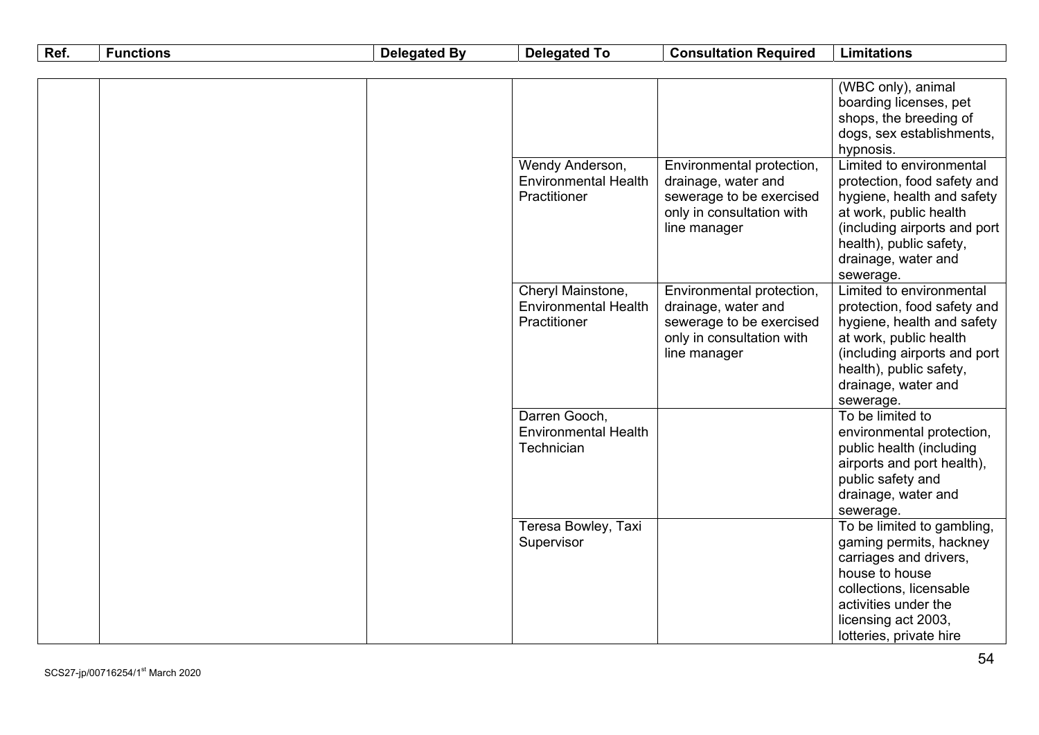| Ref. | Functions | Delegated By | Delegated To | Consultation Required | Limitations |
|---|---|---|---|---|---|
| | | | | | (WBC only), animal boarding licenses, pet shops, the breeding of dogs, sex establishments, hypnosis. |
| | | | Wendy Anderson, Environmental Health Practitioner | Environmental protection, drainage, water and sewerage to be exercised only in consultation with line manager | Limited to environmental protection, food safety and hygiene, health and safety at work, public health (including airports and port health), public safety, drainage, water and sewerage. |
| | | | Cheryl Mainstone, Environmental Health Practitioner | Environmental protection, drainage, water and sewerage to be exercised only in consultation with line manager | Limited to environmental protection, food safety and hygiene, health and safety at work, public health (including airports and port health), public safety, drainage, water and sewerage. |
| | | | Darren Gooch, Environmental Health Technician | | To be limited to environmental protection, public health (including airports and port health), public safety and drainage, water and sewerage. |
| | | | Teresa Bowley, Taxi Supervisor | | To be limited to gambling, gaming permits, hackney carriages and drivers, house to house collections, licensable activities under the licensing act 2003, lotteries, private hire |

SCS27-jp/00716254/1st March 2020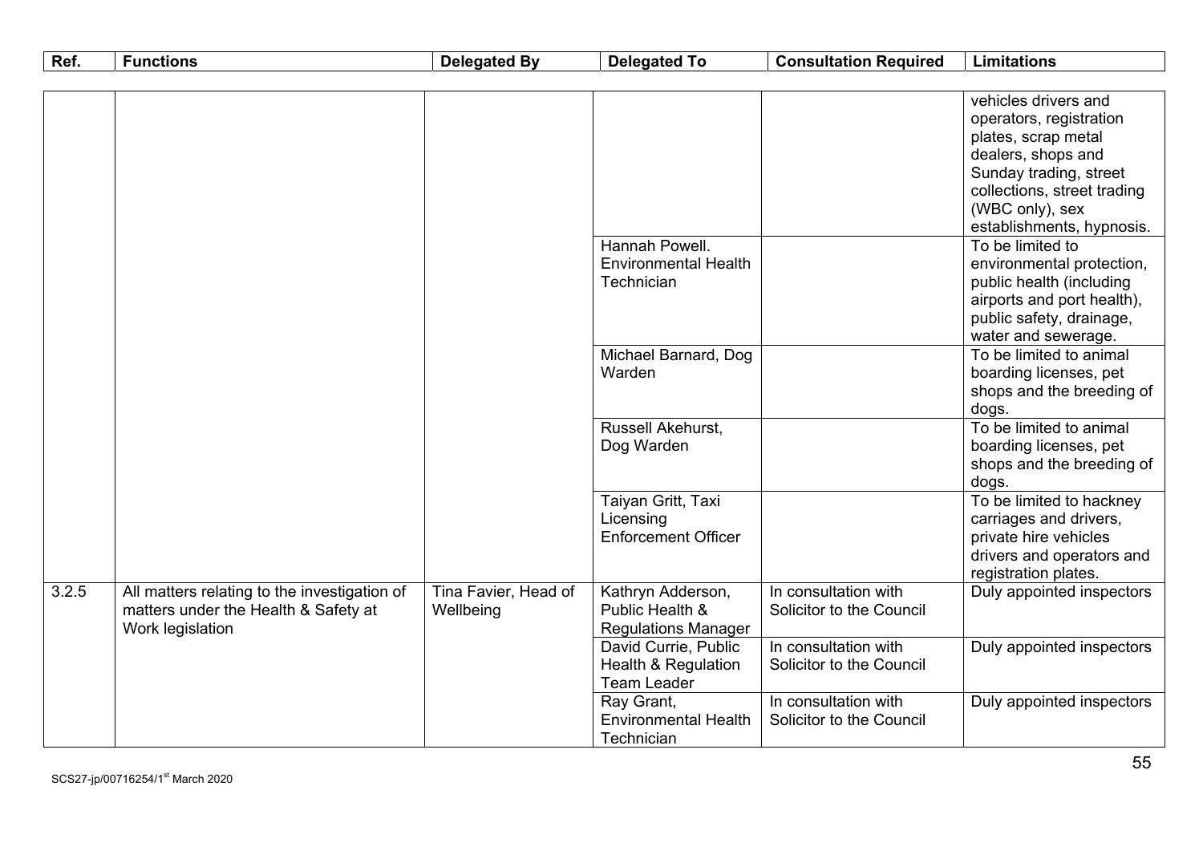| Ref. | Functions | Delegated By | Delegated To | Consultation Required | Limitations |
|---|---|---|---|---|---|
| | | | | | vehicles drivers and operators, registration plates, scrap metal dealers, shops and Sunday trading, street collections, street trading (WBC only), sex establishments, hypnosis. |
| | | | Hannah Powell. Environmental Health Technician | | To be limited to environmental protection, public health (including airports and port health), public safety, drainage, water and sewerage. |
| | | | Michael Barnard, Dog Warden | | To be limited to animal boarding licenses, pet shops and the breeding of dogs. |
| | | | Russell Akehurst, Dog Warden | | To be limited to animal boarding licenses, pet shops and the breeding of dogs. |
| | | | Taiyan Gritt, Taxi Licensing Enforcement Officer | | To be limited to hackney carriages and drivers, private hire vehicles drivers and operators and registration plates. |
| 3.2.5 | All matters relating to the investigation of matters under the Health & Safety at Work legislation | Tina Favier, Head of Wellbeing | Kathryn Adderson, Public Health & Regulations Manager | In consultation with Solicitor to the Council | Duly appointed inspectors |
| | | | David Currie, Public Health & Regulation Team Leader | In consultation with Solicitor to the Council | Duly appointed inspectors |
| | | | Ray Grant, Environmental Health Technician | In consultation with Solicitor to the Council | Duly appointed inspectors |

SCS27-jp/00716254/1st March 2020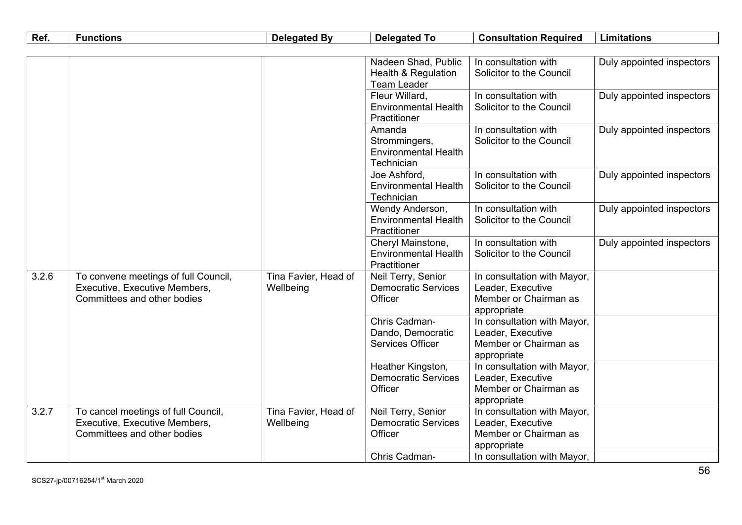| Ref. | Functions | Delegated By | Delegated To | Consultation Required | Limitations |
|---|---|---|---|---|---|
| | | | Nadeen Shad, Public Health & Regulation Team Leader | In consultation with Solicitor to the Council | Duly appointed inspectors |
| | | | Fleur Willard, Environmental Health Practitioner | In consultation with Solicitor to the Council | Duly appointed inspectors |
| | | | Amanda Strommingers, Environmental Health Technician | In consultation with Solicitor to the Council | Duly appointed inspectors |
| | | | Joe Ashford, Environmental Health Technician | In consultation with Solicitor to the Council | Duly appointed inspectors |
| | | | Wendy Anderson, Environmental Health Practitioner | In consultation with Solicitor to the Council | Duly appointed inspectors |
| | | | Cheryl Mainstone, Environmental Health Practitioner | In consultation with Solicitor to the Council | Duly appointed inspectors |
| 3.2.6 | To convene meetings of full Council, Executive, Executive Members, Committees and other bodies | Tina Favier, Head of Wellbeing | Neil Terry, Senior Democratic Services Officer | In consultation with Mayor, Leader, Executive Member or Chairman as appropriate | |
| | | | Chris Cadman-Dando, Democratic Services Officer | In consultation with Mayor, Leader, Executive Member or Chairman as appropriate | |
| | | | Heather Kingston, Democratic Services Officer | In consultation with Mayor, Leader, Executive Member or Chairman as appropriate | |
| 3.2.7 | To cancel meetings of full Council, Executive, Executive Members, Committees and other bodies | Tina Favier, Head of Wellbeing | Neil Terry, Senior Democratic Services Officer | In consultation with Mayor, Leader, Executive Member or Chairman as appropriate | |
| | | | Chris Cadman- | In consultation with Mayor, | |

SCS27-jp/00716254/1st March 2020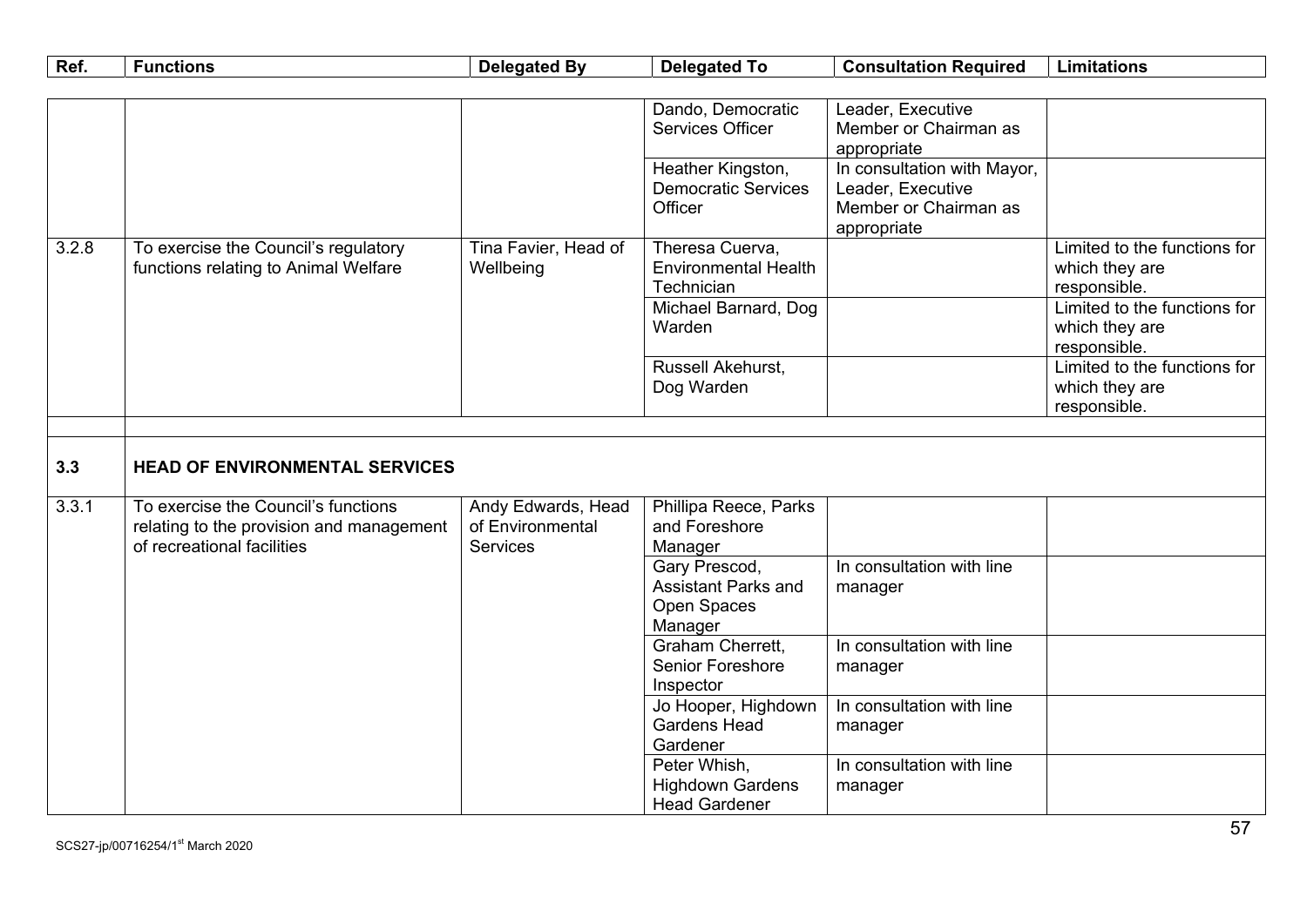| Ref. | Functions | Delegated By | Delegated To | Consultation Required | Limitations |
|---|---|---|---|---|---|
| | | | Dando, Democratic Services Officer | Leader, Executive Member or Chairman as appropriate | |
| | | | Heather Kingston, Democratic Services Officer | In consultation with Mayor, Leader, Executive Member or Chairman as appropriate | |
| 3.2.8 | To exercise the Council's regulatory functions relating to Animal Welfare | Tina Favier, Head of Wellbeing | Theresa Cuerva, Environmental Health Technician | | Limited to the functions for which they are responsible. |
| | | | Michael Barnard, Dog Warden | | Limited to the functions for which they are responsible. |
| | | | Russell Akehurst, Dog Warden | | Limited to the functions for which they are responsible. |
| | | | | | |
| **3.3** | **HEAD OF ENVIRONMENTAL SERVICES** | | | | |
| 3.3.1 | To exercise the Council's functions relating to the provision and management of recreational facilities | Andy Edwards, Head of Environmental Services | Phillipa Reece, Parks and Foreshore Manager | | |
| | | | Gary Prescod, Assistant Parks and Open Spaces Manager | In consultation with line manager | |
| | | | Graham Cherrett, Senior Foreshore Inspector | In consultation with line manager | |
| | | | Jo Hooper, Highdown Gardens Head Gardener | In consultation with line manager | |
| | | | Peter Whish, Highdown Gardens Head Gardener | In consultation with line manager | |

SCS27-jp/00716254/1st March 2020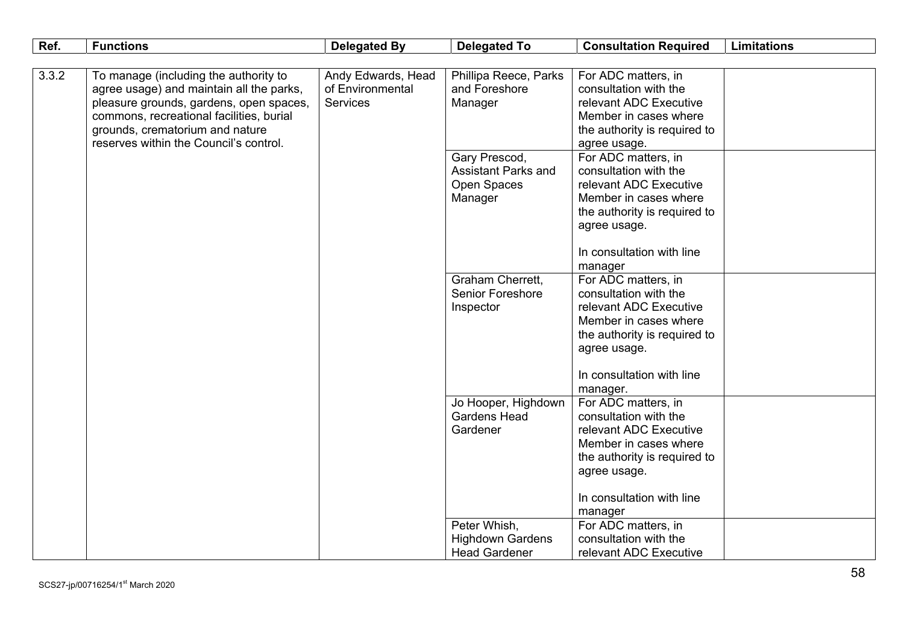| Ref. | Functions | Delegated By | Delegated To | Consultation Required | Limitations |
|---|---|---|---|---|---|
| 3.3.2 | To manage (including the authority to agree usage) and maintain all the parks, pleasure grounds, gardens, open spaces, commons, recreational facilities, burial grounds, crematorium and nature reserves within the Council's control. | Andy Edwards, Head of Environmental Services | Phillipa Reece, Parks and Foreshore Manager | For ADC matters, in consultation with the relevant ADC Executive Member in cases where the authority is required to agree usage. | |
| | | | Gary Prescod, Assistant Parks and Open Spaces Manager | For ADC matters, in consultation with the relevant ADC Executive Member in cases where the authority is required to agree usage.<br><br>In consultation with line manager | |
| | | | Graham Cherrett, Senior Foreshore Inspector | For ADC matters, in consultation with the relevant ADC Executive Member in cases where the authority is required to agree usage.<br><br>In consultation with line manager. | |
| | | | Jo Hooper, Highdown Gardens Head Gardener | For ADC matters, in consultation with the relevant ADC Executive Member in cases where the authority is required to agree usage.<br><br>In consultation with line manager | |
| | | | Peter Whish, Highdown Gardens Head Gardener | For ADC matters, in consultation with the relevant ADC Executive | |

SCS27-jp/00716254/1st March 2020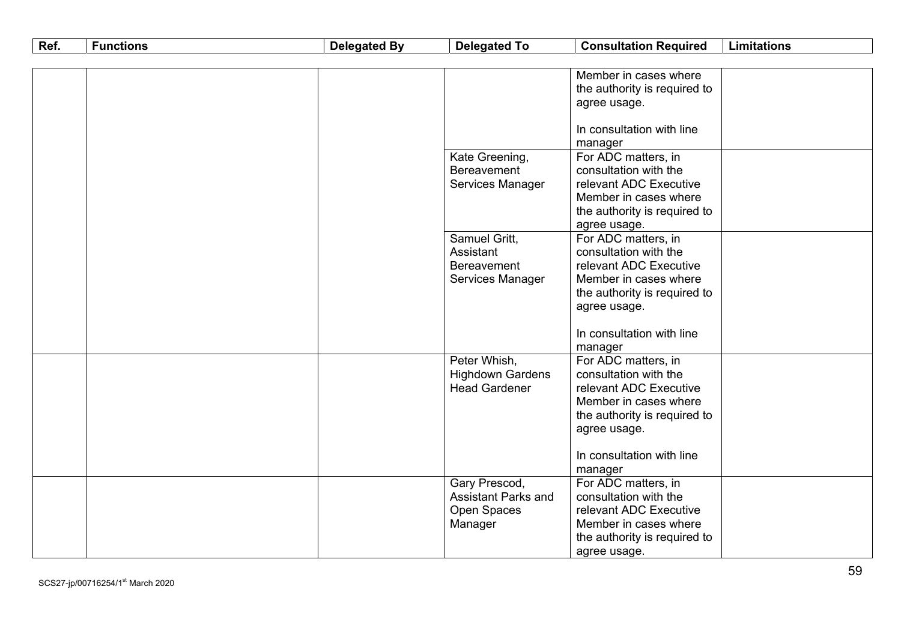| Ref. | Functions | Delegated By | Delegated To | Consultation Required | Limitations |
|---|---|---|---|---|---|
| | | | | Member in cases where the authority is required to agree usage.<br><br>In consultation with line manager | |
| | | | Kate Greening, Bereavement Services Manager | For ADC matters, in consultation with the relevant ADC Executive Member in cases where the authority is required to agree usage. | |
| | | | Samuel Gritt, Assistant Bereavement Services Manager | For ADC matters, in consultation with the relevant ADC Executive Member in cases where the authority is required to agree usage.<br><br>In consultation with line manager | |
| | | | Peter Whish, Highdown Gardens Head Gardener | For ADC matters, in consultation with the relevant ADC Executive Member in cases where the authority is required to agree usage.<br><br>In consultation with line manager | |
| | | | Gary Prescod, Assistant Parks and Open Spaces Manager | For ADC matters, in consultation with the relevant ADC Executive Member in cases where the authority is required to agree usage. | |

SCS27-jp/00716254/1st March 2020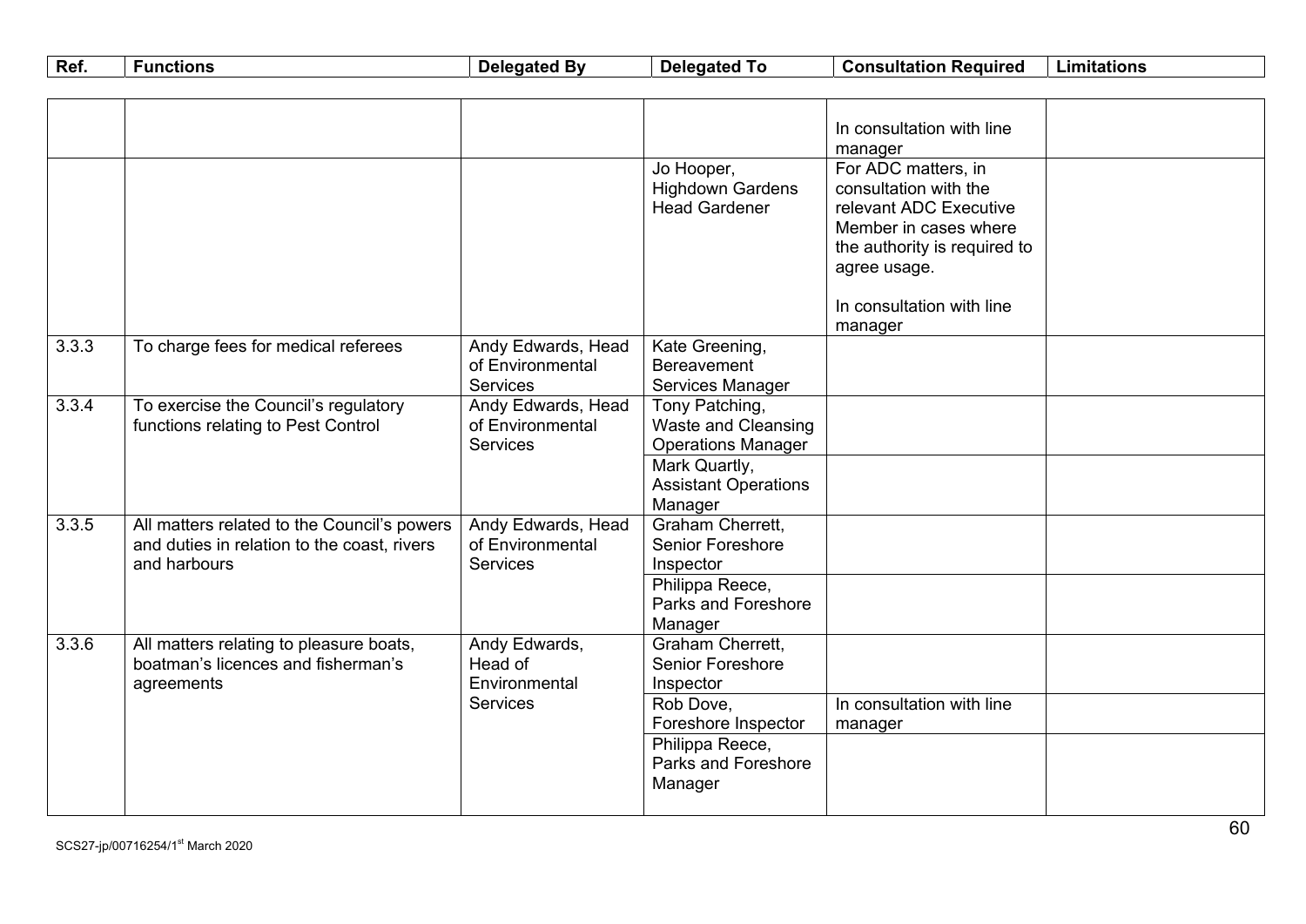| Ref. | Functions | Delegated By | Delegated To | Consultation Required | Limitations |
|---|---|---|---|---|---|
| | | | | In consultation with line manager | |
| | | | Jo Hooper, Highdown Gardens Head Gardener | For ADC matters, in consultation with the relevant ADC Executive Member in cases where the authority is required to agree usage.<br><br>In consultation with line manager | |
| 3.3.3 | To charge fees for medical referees | Andy Edwards, Head of Environmental Services | Kate Greening, Bereavement Services Manager | | |
| 3.3.4 | To exercise the Council's regulatory functions relating to Pest Control | Andy Edwards, Head of Environmental Services | Tony Patching, Waste and Cleansing Operations Manager | | |
| | | | Mark Quartly, Assistant Operations Manager | | |
| 3.3.5 | All matters related to the Council's powers and duties in relation to the coast, rivers and harbours | Andy Edwards, Head of Environmental Services | Graham Cherrett, Senior Foreshore Inspector | | |
| | | | Philippa Reece, Parks and Foreshore Manager | | |
| 3.3.6 | All matters relating to pleasure boats, boatman's licences and fisherman's agreements | Andy Edwards, Head of Environmental Services | Graham Cherrett, Senior Foreshore Inspector | | |
| | | | Rob Dove, Foreshore Inspector | In consultation with line manager | |
| | | | Philippa Reece, Parks and Foreshore Manager | | |

SCS27-jp/00716254/1st March 2020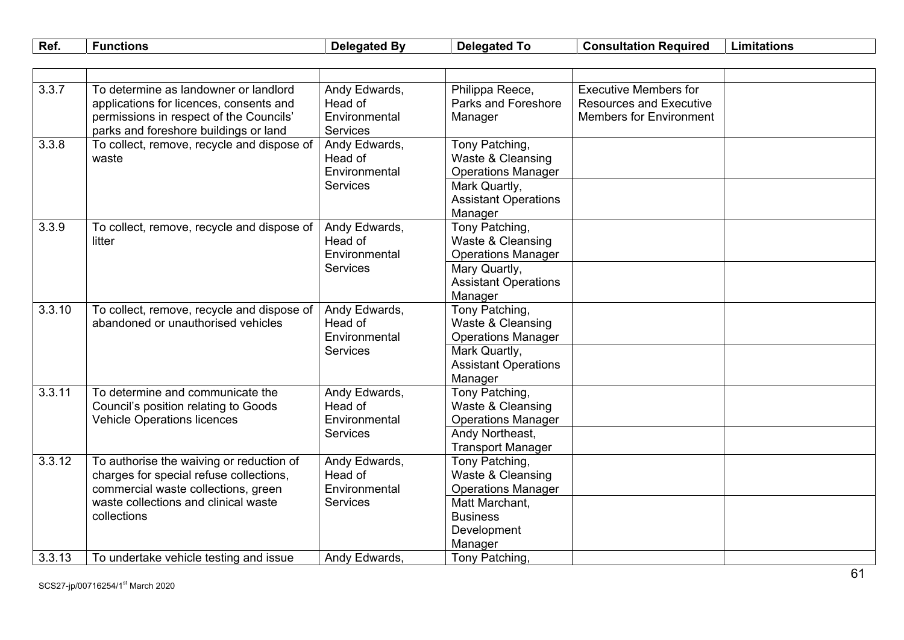| Ref. | Functions | Delegated By | Delegated To | Consultation Required | Limitations |
|---|---|---|---|---|---|
| | | | | | |
| 3.3.7 | To determine as landowner or landlord applications for licences, consents and permissions in respect of the Councils' parks and foreshore buildings or land | Andy Edwards, Head of Environmental Services | Philippa Reece, Parks and Foreshore Manager | Executive Members for Resources and Executive Members for Environment | |
| 3.3.8 | To collect, remove, recycle and dispose of waste | Andy Edwards, Head of Environmental Services | Tony Patching, Waste & Cleansing Operations Manager | | |
| | | | Mark Quartly, Assistant Operations Manager | | |
| 3.3.9 | To collect, remove, recycle and dispose of litter | Andy Edwards, Head of Environmental Services | Tony Patching, Waste & Cleansing Operations Manager | | |
| | | | Mary Quartly, Assistant Operations Manager | | |
| 3.3.10 | To collect, remove, recycle and dispose of abandoned or unauthorised vehicles | Andy Edwards, Head of Environmental Services | Tony Patching, Waste & Cleansing Operations Manager | | |
| | | | Mark Quartly, Assistant Operations Manager | | |
| 3.3.11 | To determine and communicate the Council's position relating to Goods Vehicle Operations licences | Andy Edwards, Head of Environmental Services | Tony Patching, Waste & Cleansing Operations Manager | | |
| | | | Andy Northeast, Transport Manager | | |
| 3.3.12 | To authorise the waiving or reduction of charges for special refuse collections, commercial waste collections, green waste collections and clinical waste collections | Andy Edwards, Head of Environmental Services | Tony Patching, Waste & Cleansing Operations Manager | | |
| | | | Matt Marchant, Business Development Manager | | |
| 3.3.13 | To undertake vehicle testing and issue | Andy Edwards, | Tony Patching, | | |

SCS27-jp/00716254/1st March 2020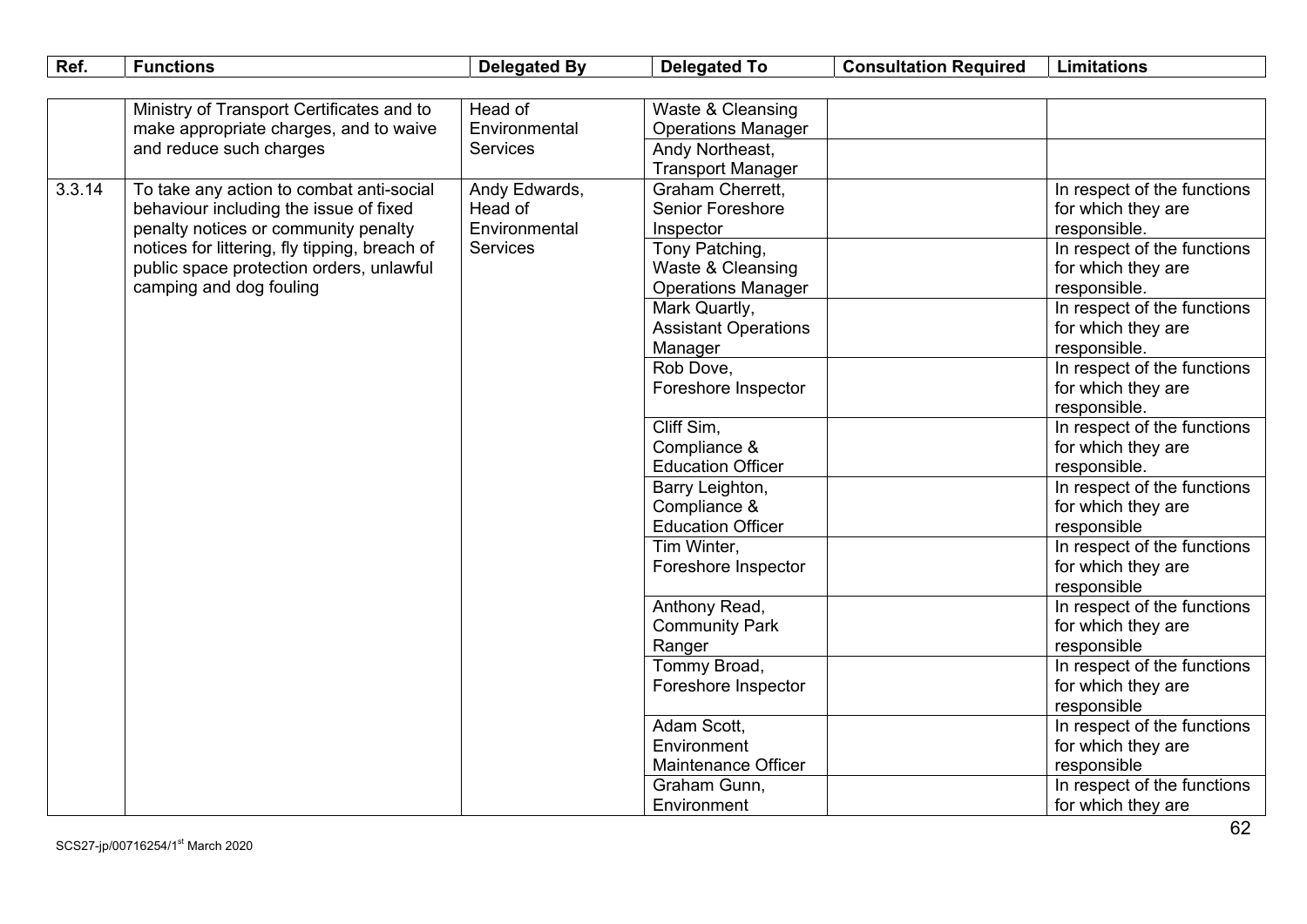| Ref. | Functions | Delegated By | Delegated To | Consultation Required | Limitations |
|---|---|---|---|---|---|
| | Ministry of Transport Certificates and to make appropriate charges, and to waive and reduce such charges | Head of Environmental Services | Waste & Cleansing Operations Manager | | |
| | | | Andy Northeast, Transport Manager | | |
| 3.3.14 | To take any action to combat anti-social behaviour including the issue of fixed penalty notices or community penalty notices for littering, fly tipping, breach of public space protection orders, unlawful camping and dog fouling | Andy Edwards, Head of Environmental Services | Graham Cherrett, Senior Foreshore Inspector | | In respect of the functions for which they are responsible. |
| | | | Tony Patching, Waste & Cleansing Operations Manager | | In respect of the functions for which they are responsible. |
| | | | Mark Quartly, Assistant Operations Manager | | In respect of the functions for which they are responsible. |
| | | | Rob Dove, Foreshore Inspector | | In respect of the functions for which they are responsible. |
| | | | Cliff Sim, Compliance & Education Officer | | In respect of the functions for which they are responsible. |
| | | | Barry Leighton, Compliance & Education Officer | | In respect of the functions for which they are responsible |
| | | | Tim Winter, Foreshore Inspector | | In respect of the functions for which they are responsible |
| | | | Anthony Read, Community Park Ranger | | In respect of the functions for which they are responsible |
| | | | Tommy Broad, Foreshore Inspector | | In respect of the functions for which they are responsible |
| | | | Adam Scott, Environment Maintenance Officer | | In respect of the functions for which they are responsible |
| | | | Graham Gunn, Environment | | In respect of the functions for which they are |

SCS27-jp/00716254/1st March 2020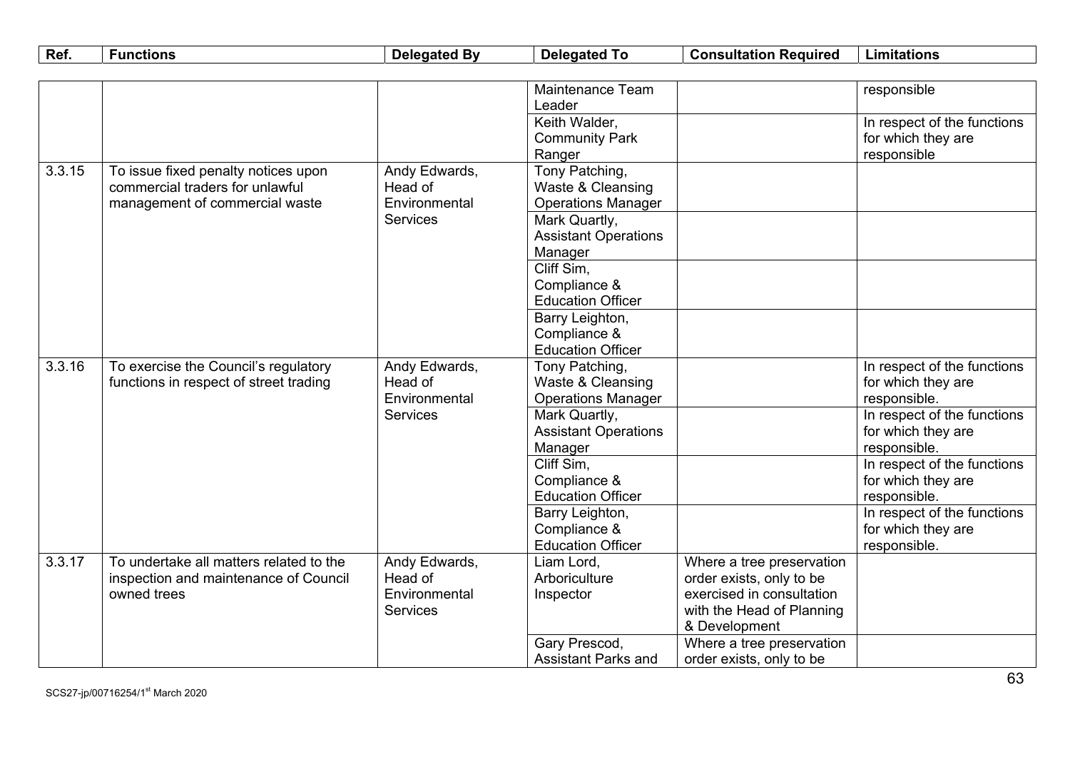| Ref. | Functions | Delegated By | Delegated To | Consultation Required | Limitations |
|---|---|---|---|---|---|
| | | | Maintenance Team Leader | | responsible |
| | | | Keith Walder, Community Park Ranger | | In respect of the functions for which they are responsible |
| 3.3.15 | To issue fixed penalty notices upon commercial traders for unlawful management of commercial waste | Andy Edwards, Head of Environmental Services | Tony Patching, Waste & Cleansing Operations Manager | | |
| | | | Mark Quartly, Assistant Operations Manager | | |
| | | | Cliff Sim, Compliance & Education Officer | | |
| | | | Barry Leighton, Compliance & Education Officer | | |
| 3.3.16 | To exercise the Council's regulatory functions in respect of street trading | Andy Edwards, Head of Environmental Services | Tony Patching, Waste & Cleansing Operations Manager | | In respect of the functions for which they are responsible. |
| | | | Mark Quartly, Assistant Operations Manager | | In respect of the functions for which they are responsible. |
| | | | Cliff Sim, Compliance & Education Officer | | In respect of the functions for which they are responsible. |
| | | | Barry Leighton, Compliance & Education Officer | | In respect of the functions for which they are responsible. |
| 3.3.17 | To undertake all matters related to the inspection and maintenance of Council owned trees | Andy Edwards, Head of Environmental Services | Liam Lord, Arboriculture Inspector | Where a tree preservation order exists, only to be exercised in consultation with the Head of Planning & Development | |
| | | | Gary Prescod, Assistant Parks and | Where a tree preservation order exists, only to be | |

SCS27-jp/00716254/1st March 2020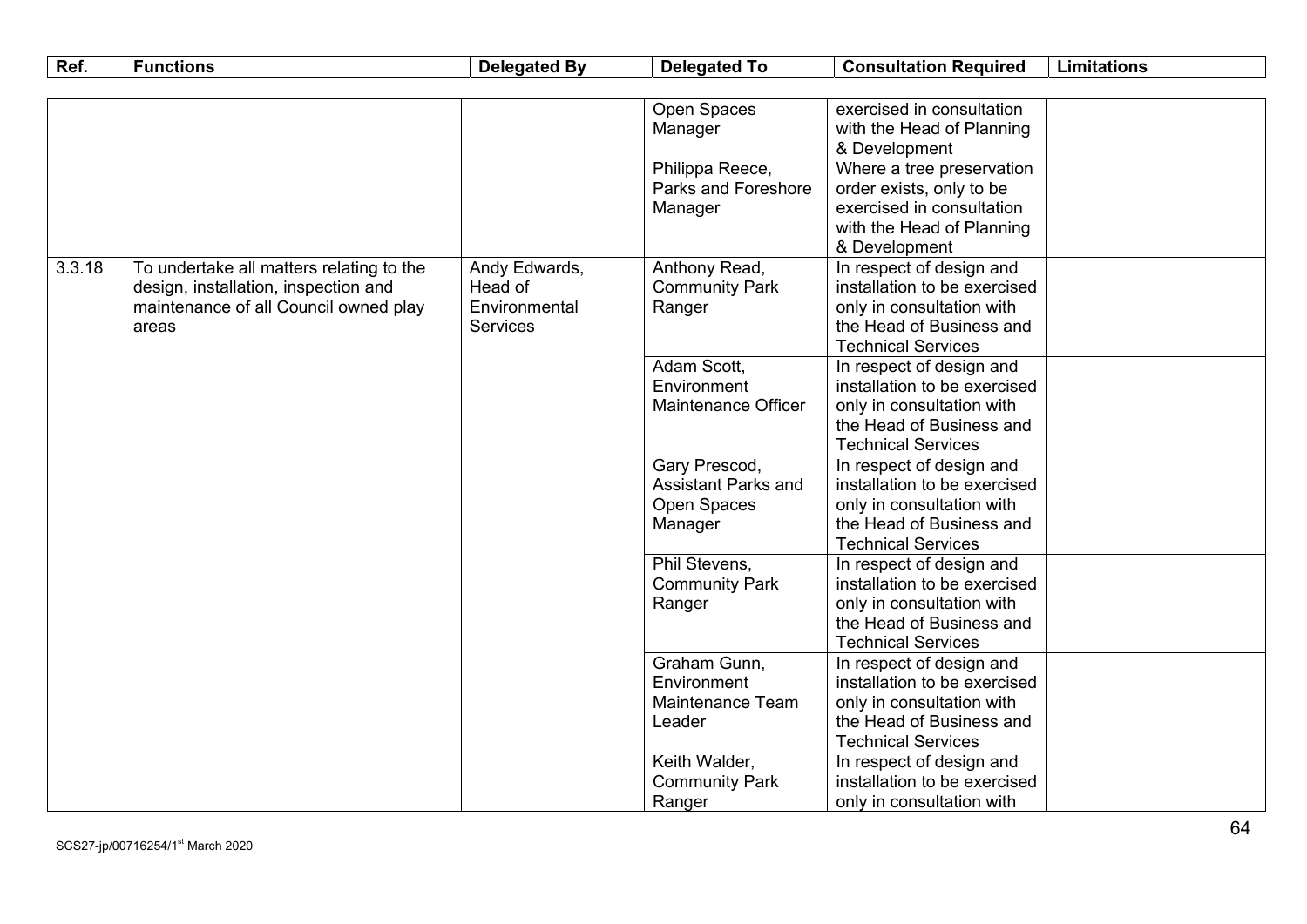| Ref. | Functions | Delegated By | Delegated To | Consultation Required | Limitations |
|---|---|---|---|---|---|
| | | | Open Spaces Manager | exercised in consultation with the Head of Planning & Development | |
| | | | Philippa Reece, Parks and Foreshore Manager | Where a tree preservation order exists, only to be exercised in consultation with the Head of Planning & Development | |
| 3.3.18 | To undertake all matters relating to the design, installation, inspection and maintenance of all Council owned play areas | Andy Edwards, Head of Environmental Services | Anthony Read, Community Park Ranger | In respect of design and installation to be exercised only in consultation with the Head of Business and Technical Services | |
| | | | Adam Scott, Environment Maintenance Officer | In respect of design and installation to be exercised only in consultation with the Head of Business and Technical Services | |
| | | | Gary Prescod, Assistant Parks and Open Spaces Manager | In respect of design and installation to be exercised only in consultation with the Head of Business and Technical Services | |
| | | | Phil Stevens, Community Park Ranger | In respect of design and installation to be exercised only in consultation with the Head of Business and Technical Services | |
| | | | Graham Gunn, Environment Maintenance Team Leader | In respect of design and installation to be exercised only in consultation with the Head of Business and Technical Services | |
| | | | Keith Walder, Community Park Ranger | In respect of design and installation to be exercised only in consultation with | |

SCS27-jp/00716254/1st March 2020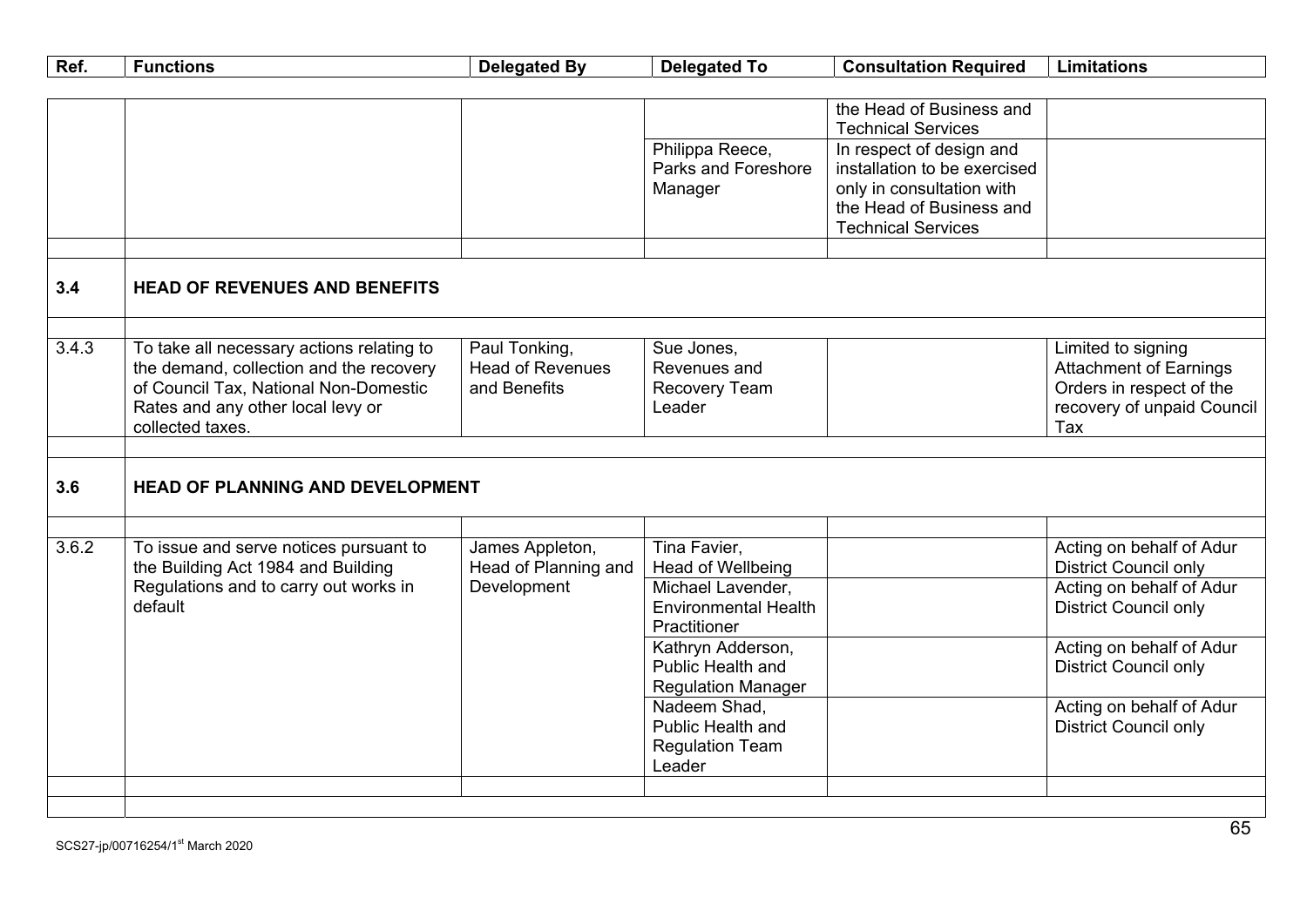| Ref. | Functions | Delegated By | Delegated To | Consultation Required | Limitations |
|---|---|---|---|---|---|
| | | | | the Head of Business and Technical Services | |
| | | | Philippa Reece, Parks and Foreshore Manager | In respect of design and installation to be exercised only in consultation with the Head of Business and Technical Services | |
| | | | | | |
| **3.4** | **HEAD OF REVENUES AND BENEFITS** | | | | |
| | | | | | |
| 3.4.3 | To take all necessary actions relating to the demand, collection and the recovery of Council Tax, National Non-Domestic Rates and any other local levy or collected taxes. | Paul Tonking, Head of Revenues and Benefits | Sue Jones, Revenues and Recovery Team Leader | | Limited to signing Attachment of Earnings Orders in respect of the recovery of unpaid Council Tax |
| | | | | | |
| **3.6** | **HEAD OF PLANNING AND DEVELOPMENT** | | | | |
| | | | | | |
| 3.6.2 | To issue and serve notices pursuant to the Building Act 1984 and Building Regulations and to carry out works in default | James Appleton, Head of Planning and Development | Tina Favier, Head of Wellbeing | | Acting on behalf of Adur District Council only |
| | | | Michael Lavender, Environmental Health Practitioner | | Acting on behalf of Adur District Council only |
| | | | Kathryn Adderson, Public Health and Regulation Manager | | Acting on behalf of Adur District Council only |
| | | | Nadeem Shad, Public Health and Regulation Team Leader | | Acting on behalf of Adur District Council only |
| | | | | | |
| | | | | | |

SCS27-jp/00716254/1st March 2020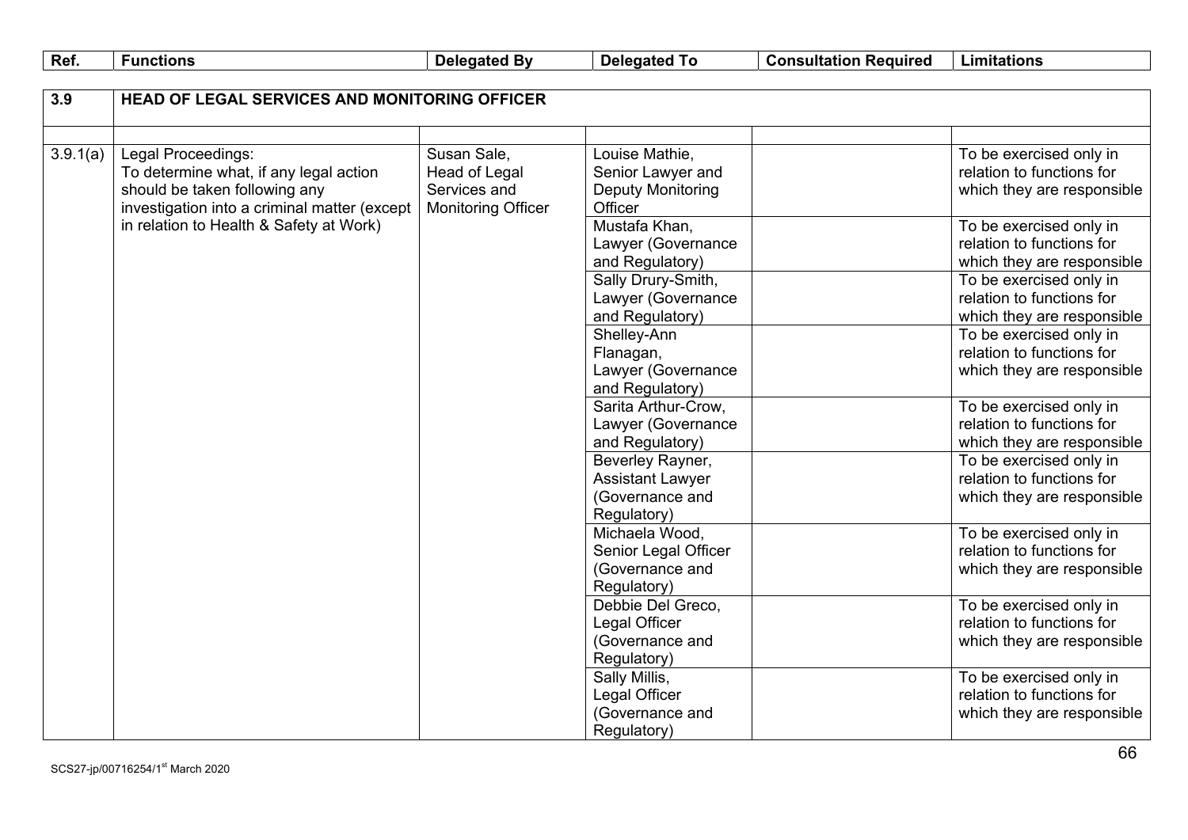| Ref. | Functions | Delegated By | Delegated To | Consultation Required | Limitations |
|---|---|---|---|---|---|
| **3.9** | **HEAD OF LEGAL SERVICES AND MONITORING OFFICER** | | | | |
| | | | | | |
| 3.9.1(a) | Legal Proceedings: To determine what, if any legal action should be taken following any investigation into a criminal matter (except in relation to Health & Safety at Work) | Susan Sale, Head of Legal Services and Monitoring Officer | Louise Mathie, Senior Lawyer and Deputy Monitoring Officer | | To be exercised only in relation to functions for which they are responsible |
| | | | Mustafa Khan, Lawyer (Governance and Regulatory) | | To be exercised only in relation to functions for which they are responsible |
| | | | Sally Drury-Smith, Lawyer (Governance and Regulatory) | | To be exercised only in relation to functions for which they are responsible |
| | | | Shelley-Ann Flanagan, Lawyer (Governance and Regulatory) | | To be exercised only in relation to functions for which they are responsible |
| | | | Sarita Arthur-Crow, Lawyer (Governance and Regulatory) | | To be exercised only in relation to functions for which they are responsible |
| | | | Beverley Rayner, Assistant Lawyer (Governance and Regulatory) | | To be exercised only in relation to functions for which they are responsible |
| | | | Michaela Wood, Senior Legal Officer (Governance and Regulatory) | | To be exercised only in relation to functions for which they are responsible |
| | | | Debbie Del Greco, Legal Officer (Governance and Regulatory) | | To be exercised only in relation to functions for which they are responsible |
| | | | Sally Millis, Legal Officer (Governance and Regulatory) | | To be exercised only in relation to functions for which they are responsible |

SCS27-jp/00716254/1st March 2020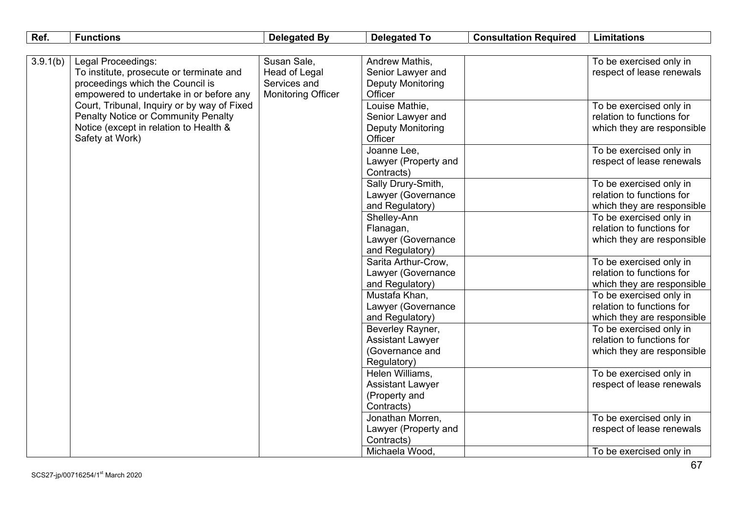| Ref. | Functions | Delegated By | Delegated To | Consultation Required | Limitations |
|---|---|---|---|---|---|
| 3.9.1(b) | Legal Proceedings: To institute, prosecute or terminate and proceedings which the Council is empowered to undertake in or before any Court, Tribunal, Inquiry or by way of Fixed Penalty Notice or Community Penalty Notice (except in relation to Health & Safety at Work) | Susan Sale, Head of Legal Services and Monitoring Officer | Andrew Mathis, Senior Lawyer and Deputy Monitoring Officer | | To be exercised only in respect of lease renewals |
| | | | Louise Mathie, Senior Lawyer and Deputy Monitoring Officer | | To be exercised only in relation to functions for which they are responsible |
| | | | Joanne Lee, Lawyer (Property and Contracts) | | To be exercised only in respect of lease renewals |
| | | | Sally Drury-Smith, Lawyer (Governance and Regulatory) | | To be exercised only in relation to functions for which they are responsible |
| | | | Shelley-Ann Flanagan, Lawyer (Governance and Regulatory) | | To be exercised only in relation to functions for which they are responsible |
| | | | Sarita Arthur-Crow, Lawyer (Governance and Regulatory) | | To be exercised only in relation to functions for which they are responsible |
| | | | Mustafa Khan, Lawyer (Governance and Regulatory) | | To be exercised only in relation to functions for which they are responsible |
| | | | Beverley Rayner, Assistant Lawyer (Governance and Regulatory) | | To be exercised only in relation to functions for which they are responsible |
| | | | Helen Williams, Assistant Lawyer (Property and Contracts) | | To be exercised only in respect of lease renewals |
| | | | Jonathan Morren, Lawyer (Property and Contracts) | | To be exercised only in respect of lease renewals |
| | | | Michaela Wood, | | To be exercised only in |

SCS27-jp/00716254/1st March 2020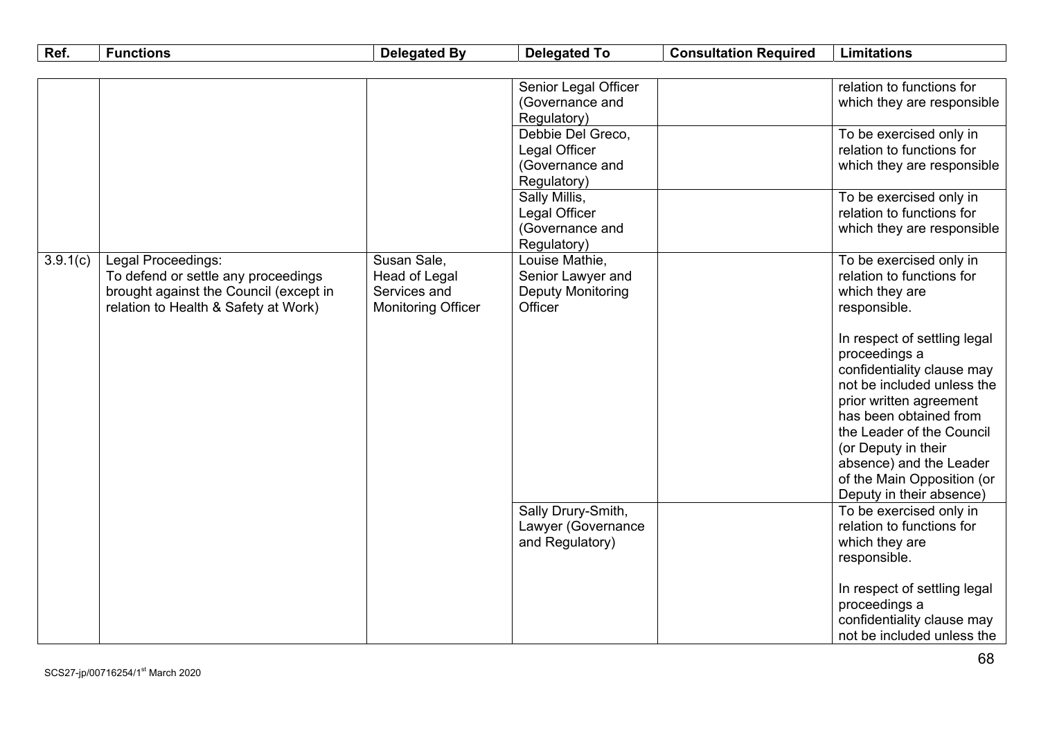| Ref. | Functions | Delegated By | Delegated To | Consultation Required | Limitations |
|---|---|---|---|---|---|
| | | | Senior Legal Officer (Governance and Regulatory) | | relation to functions for which they are responsible |
| | | | Debbie Del Greco, Legal Officer (Governance and Regulatory) | | To be exercised only in relation to functions for which they are responsible |
| | | | Sally Millis, Legal Officer (Governance and Regulatory) | | To be exercised only in relation to functions for which they are responsible |
| 3.9.1(c) | Legal Proceedings: To defend or settle any proceedings brought against the Council (except in relation to Health & Safety at Work) | Susan Sale, Head of Legal Services and Monitoring Officer | Louise Mathie, Senior Lawyer and Deputy Monitoring Officer | | To be exercised only in relation to functions for which they are responsible.<br><br>In respect of settling legal proceedings a confidentiality clause may not be included unless the prior written agreement has been obtained from the Leader of the Council (or Deputy in their absence) and the Leader of the Main Opposition (or Deputy in their absence) |
| | | | Sally Drury-Smith, Lawyer (Governance and Regulatory) | | To be exercised only in relation to functions for which they are responsible.<br><br>In respect of settling legal proceedings a confidentiality clause may not be included unless the |

SCS27-jp/00716254/1st March 2020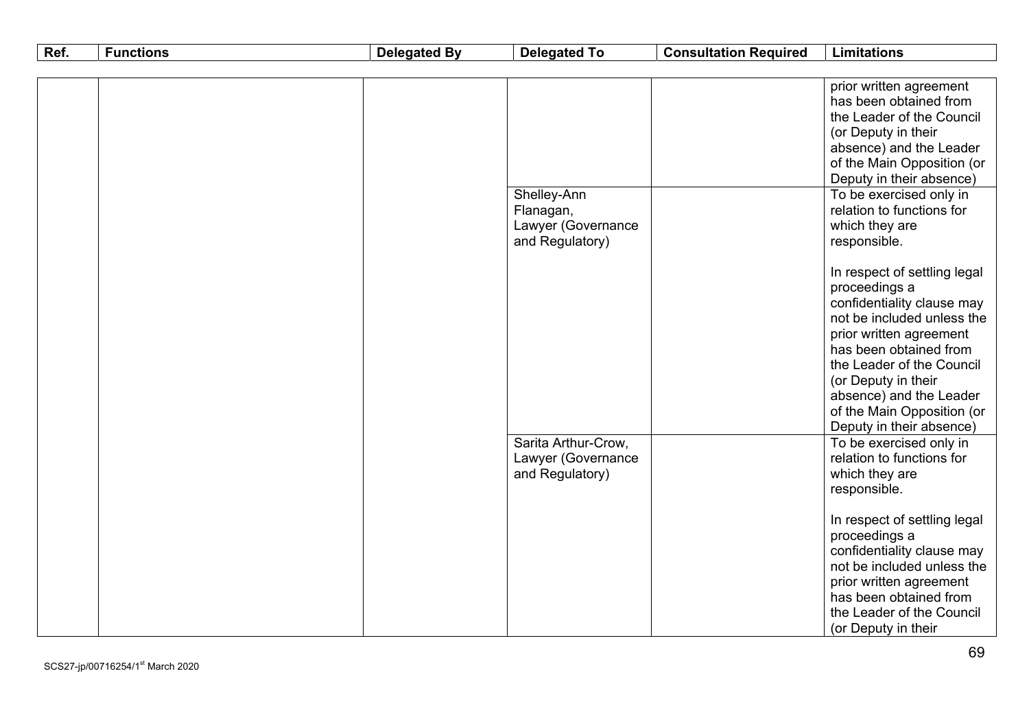| Ref. | Functions | Delegated By | Delegated To | Consultation Required | Limitations |
|---|---|---|---|---|---|
| | | | | | prior written agreement has been obtained from the Leader of the Council (or Deputy in their absence) and the Leader of the Main Opposition (or Deputy in their absence) |
| | | | Shelley-Ann Flanagan, Lawyer (Governance and Regulatory) | | To be exercised only in relation to functions for which they are responsible.<br><br>In respect of settling legal proceedings a confidentiality clause may not be included unless the prior written agreement has been obtained from the Leader of the Council (or Deputy in their absence) and the Leader of the Main Opposition (or Deputy in their absence) |
| | | | Sarita Arthur-Crow, Lawyer (Governance and Regulatory) | | To be exercised only in relation to functions for which they are responsible.<br><br>In respect of settling legal proceedings a confidentiality clause may not be included unless the prior written agreement has been obtained from the Leader of the Council (or Deputy in their |

SCS27-jp/00716254/1st March 2020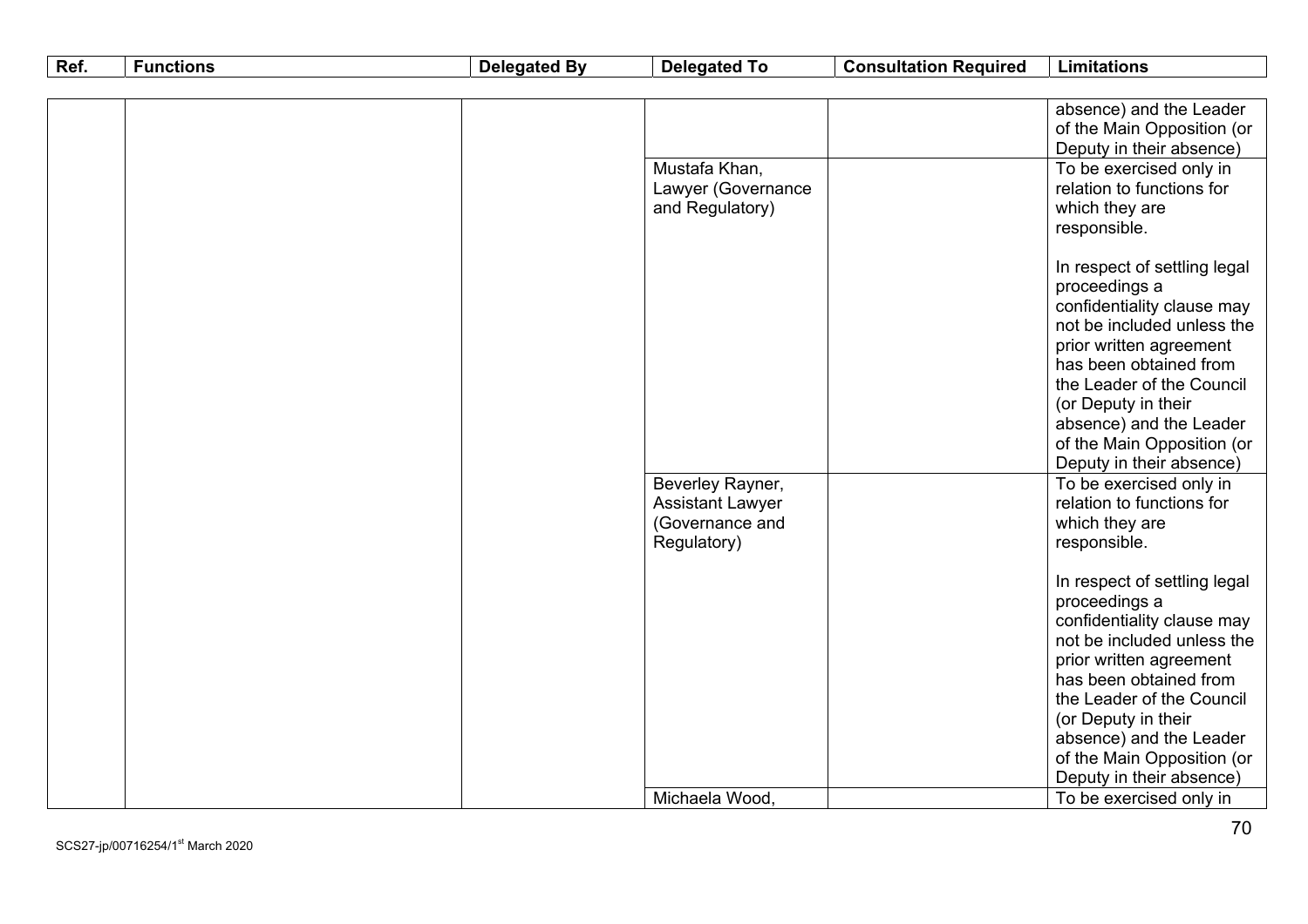| Ref. | Functions | Delegated By | Delegated To | Consultation Required | Limitations |
|---|---|---|---|---|---|
| | | | | | absence) and the Leader of the Main Opposition (or Deputy in their absence) |
| | | | Mustafa Khan, Lawyer (Governance and Regulatory) | | To be exercised only in relation to functions for which they are responsible.<br><br>In respect of settling legal proceedings a confidentiality clause may not be included unless the prior written agreement has been obtained from the Leader of the Council (or Deputy in their absence) and the Leader of the Main Opposition (or Deputy in their absence) |
| | | | Beverley Rayner, Assistant Lawyer (Governance and Regulatory) | | To be exercised only in relation to functions for which they are responsible.<br><br>In respect of settling legal proceedings a confidentiality clause may not be included unless the prior written agreement has been obtained from the Leader of the Council (or Deputy in their absence) and the Leader of the Main Opposition (or Deputy in their absence) |
| | | | Michaela Wood, | | To be exercised only in |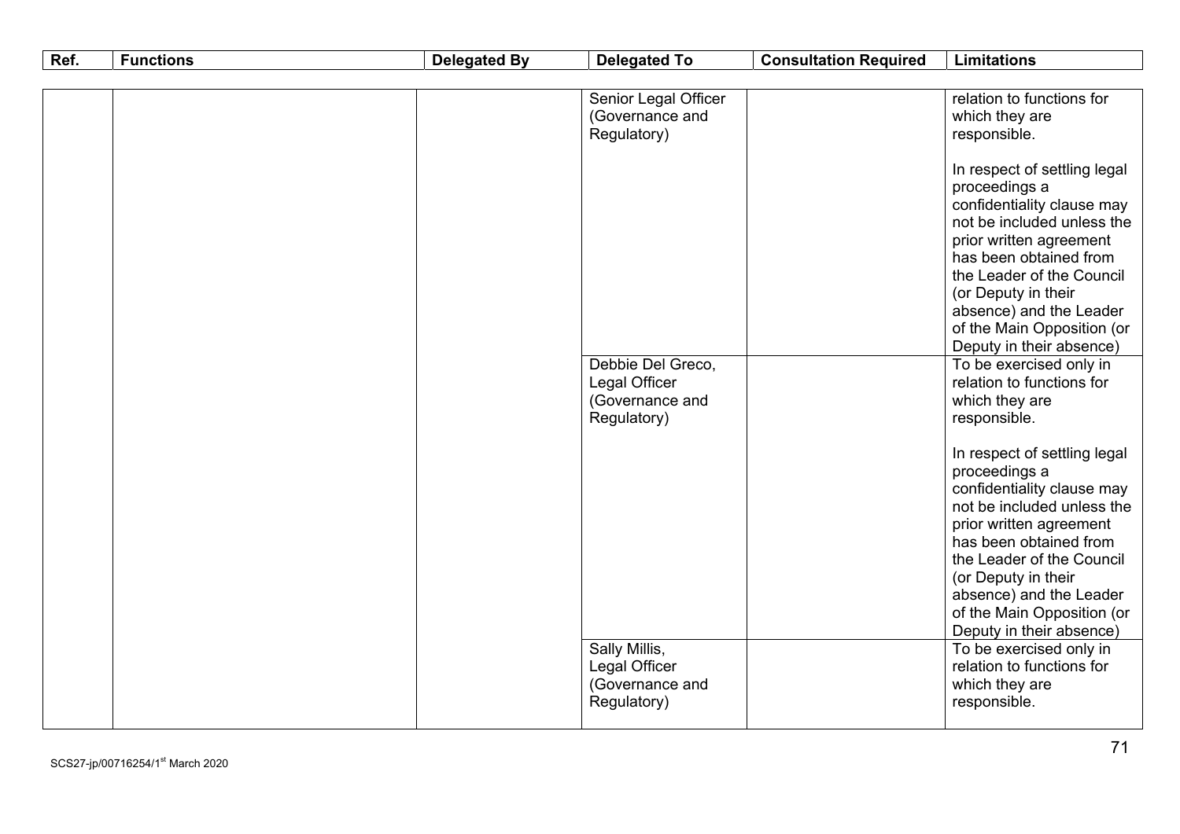| Ref. | Functions | Delegated By | Delegated To | Consultation Required | Limitations |
|---|---|---|---|---|---|
| | | | Senior Legal Officer (Governance and Regulatory) | | relation to functions for which they are responsible.<br><br>In respect of settling legal proceedings a confidentiality clause may not be included unless the prior written agreement has been obtained from the Leader of the Council (or Deputy in their absence) and the Leader of the Main Opposition (or Deputy in their absence) |
| | | | Debbie Del Greco, Legal Officer (Governance and Regulatory) | | To be exercised only in relation to functions for which they are responsible.<br><br>In respect of settling legal proceedings a confidentiality clause may not be included unless the prior written agreement has been obtained from the Leader of the Council (or Deputy in their absence) and the Leader of the Main Opposition (or Deputy in their absence) |
| | | | Sally Millis, Legal Officer (Governance and Regulatory) | | To be exercised only in relation to functions for which they are responsible. |

SCS27-jp/00716254/1st March 2020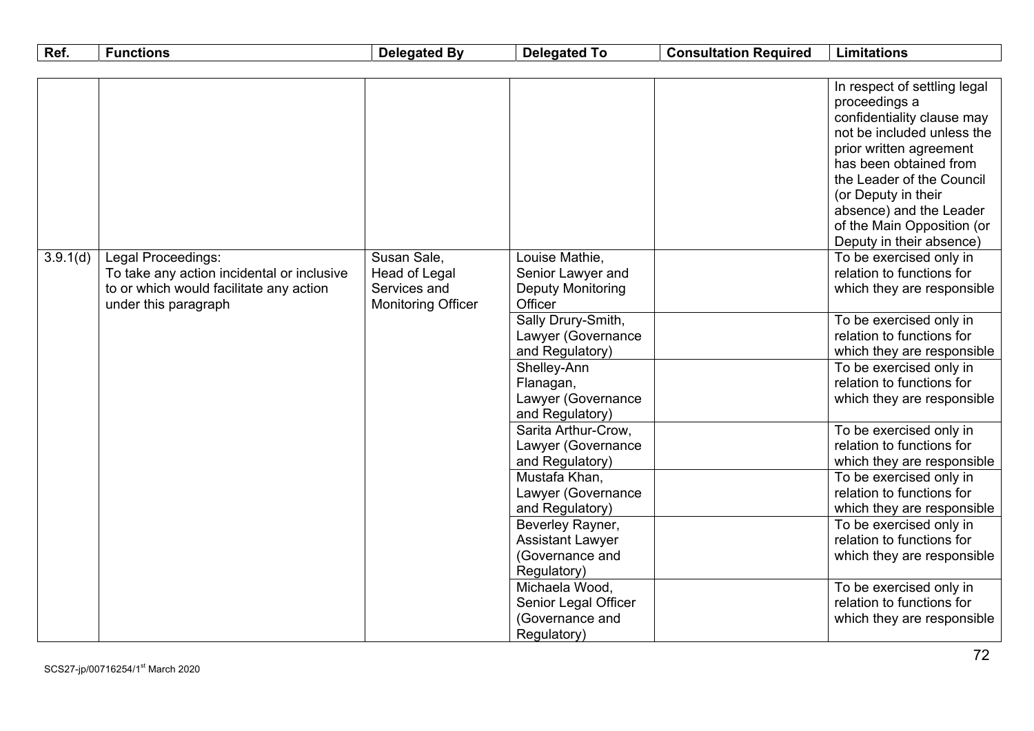| Ref. | Functions | Delegated By | Delegated To | Consultation Required | Limitations |
|---|---|---|---|---|---|
| | | | | | In respect of settling legal proceedings a confidentiality clause may not be included unless the prior written agreement has been obtained from the Leader of the Council (or Deputy in their absence) and the Leader of the Main Opposition (or Deputy in their absence) |
| 3.9.1(d) | Legal Proceedings: To take any action incidental or inclusive to or which would facilitate any action under this paragraph | Susan Sale, Head of Legal Services and Monitoring Officer | Louise Mathie, Senior Lawyer and Deputy Monitoring Officer | | To be exercised only in relation to functions for which they are responsible |
| | | | Sally Drury-Smith, Lawyer (Governance and Regulatory) | | To be exercised only in relation to functions for which they are responsible |
| | | | Shelley-Ann Flanagan, Lawyer (Governance and Regulatory) | | To be exercised only in relation to functions for which they are responsible |
| | | | Sarita Arthur-Crow, Lawyer (Governance and Regulatory) | | To be exercised only in relation to functions for which they are responsible |
| | | | Mustafa Khan, Lawyer (Governance and Regulatory) | | To be exercised only in relation to functions for which they are responsible |
| | | | Beverley Rayner, Assistant Lawyer (Governance and Regulatory) | | To be exercised only in relation to functions for which they are responsible |
| | | | Michaela Wood, Senior Legal Officer (Governance and Regulatory) | | To be exercised only in relation to functions for which they are responsible |

SCS27-jp/00716254/1st March 2020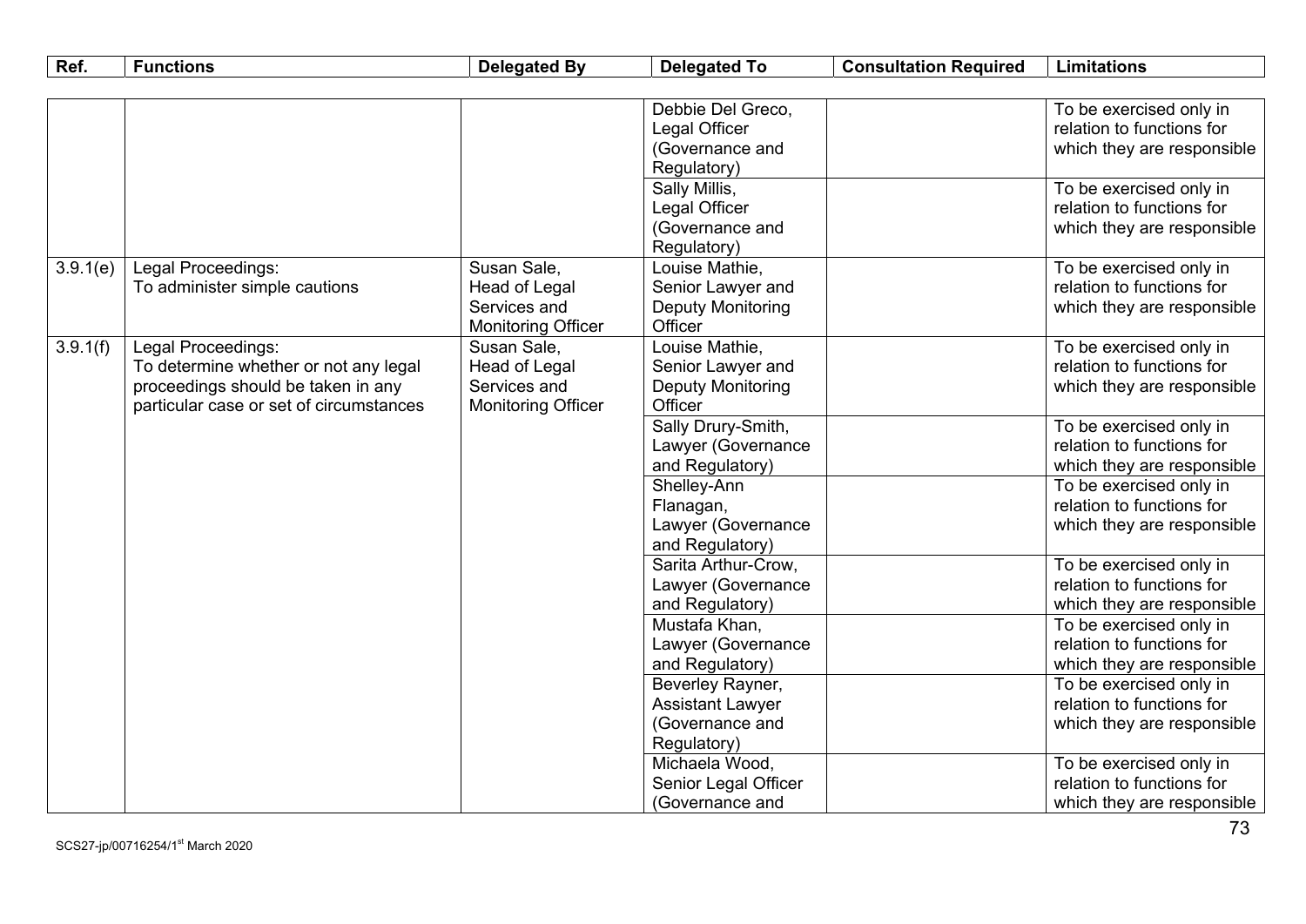| Ref. | Functions | Delegated By | Delegated To | Consultation Required | Limitations |
|---|---|---|---|---|---|
| | | | Debbie Del Greco, Legal Officer (Governance and Regulatory) | | To be exercised only in relation to functions for which they are responsible |
| | | | Sally Millis, Legal Officer (Governance and Regulatory) | | To be exercised only in relation to functions for which they are responsible |
| 3.9.1(e) | Legal Proceedings: To administer simple cautions | Susan Sale, Head of Legal Services and Monitoring Officer | Louise Mathie, Senior Lawyer and Deputy Monitoring Officer | | To be exercised only in relation to functions for which they are responsible |
| 3.9.1(f) | Legal Proceedings: To determine whether or not any legal proceedings should be taken in any particular case or set of circumstances | Susan Sale, Head of Legal Services and Monitoring Officer | Louise Mathie, Senior Lawyer and Deputy Monitoring Officer | | To be exercised only in relation to functions for which they are responsible |
| | | | Sally Drury-Smith, Lawyer (Governance and Regulatory) | | To be exercised only in relation to functions for which they are responsible |
| | | | Shelley-Ann Flanagan, Lawyer (Governance and Regulatory) | | To be exercised only in relation to functions for which they are responsible |
| | | | Sarita Arthur-Crow, Lawyer (Governance and Regulatory) | | To be exercised only in relation to functions for which they are responsible |
| | | | Mustafa Khan, Lawyer (Governance and Regulatory) | | To be exercised only in relation to functions for which they are responsible |
| | | | Beverley Rayner, Assistant Lawyer (Governance and Regulatory) | | To be exercised only in relation to functions for which they are responsible |
| | | | Michaela Wood, Senior Legal Officer (Governance and | | To be exercised only in relation to functions for which they are responsible |

SCS27-jp/00716254/1st March 2020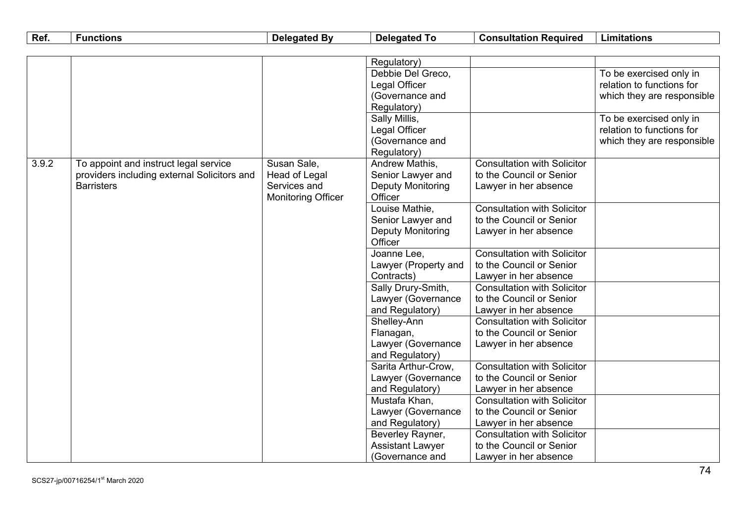| Ref. | Functions | Delegated By | Delegated To | Consultation Required | Limitations |
|---|---|---|---|---|---|
| | | | Regulatory) | | |
| | | | Debbie Del Greco, Legal Officer (Governance and Regulatory) | | To be exercised only in relation to functions for which they are responsible |
| | | | Sally Millis, Legal Officer (Governance and Regulatory) | | To be exercised only in relation to functions for which they are responsible |
| 3.9.2 | To appoint and instruct legal service providers including external Solicitors and Barristers | Susan Sale, Head of Legal Services and Monitoring Officer | Andrew Mathis, Senior Lawyer and Deputy Monitoring Officer | Consultation with Solicitor to the Council or Senior Lawyer in her absence | |
| | | | Louise Mathie, Senior Lawyer and Deputy Monitoring Officer | Consultation with Solicitor to the Council or Senior Lawyer in her absence | |
| | | | Joanne Lee, Lawyer (Property and Contracts) | Consultation with Solicitor to the Council or Senior Lawyer in her absence | |
| | | | Sally Drury-Smith, Lawyer (Governance and Regulatory) | Consultation with Solicitor to the Council or Senior Lawyer in her absence | |
| | | | Shelley-Ann Flanagan, Lawyer (Governance and Regulatory) | Consultation with Solicitor to the Council or Senior Lawyer in her absence | |
| | | | Sarita Arthur-Crow, Lawyer (Governance and Regulatory) | Consultation with Solicitor to the Council or Senior Lawyer in her absence | |
| | | | Mustafa Khan, Lawyer (Governance and Regulatory) | Consultation with Solicitor to the Council or Senior Lawyer in her absence | |
| | | | Beverley Rayner, Assistant Lawyer (Governance and | Consultation with Solicitor to the Council or Senior Lawyer in her absence | |

SCS27-jp/00716254/1st March 2020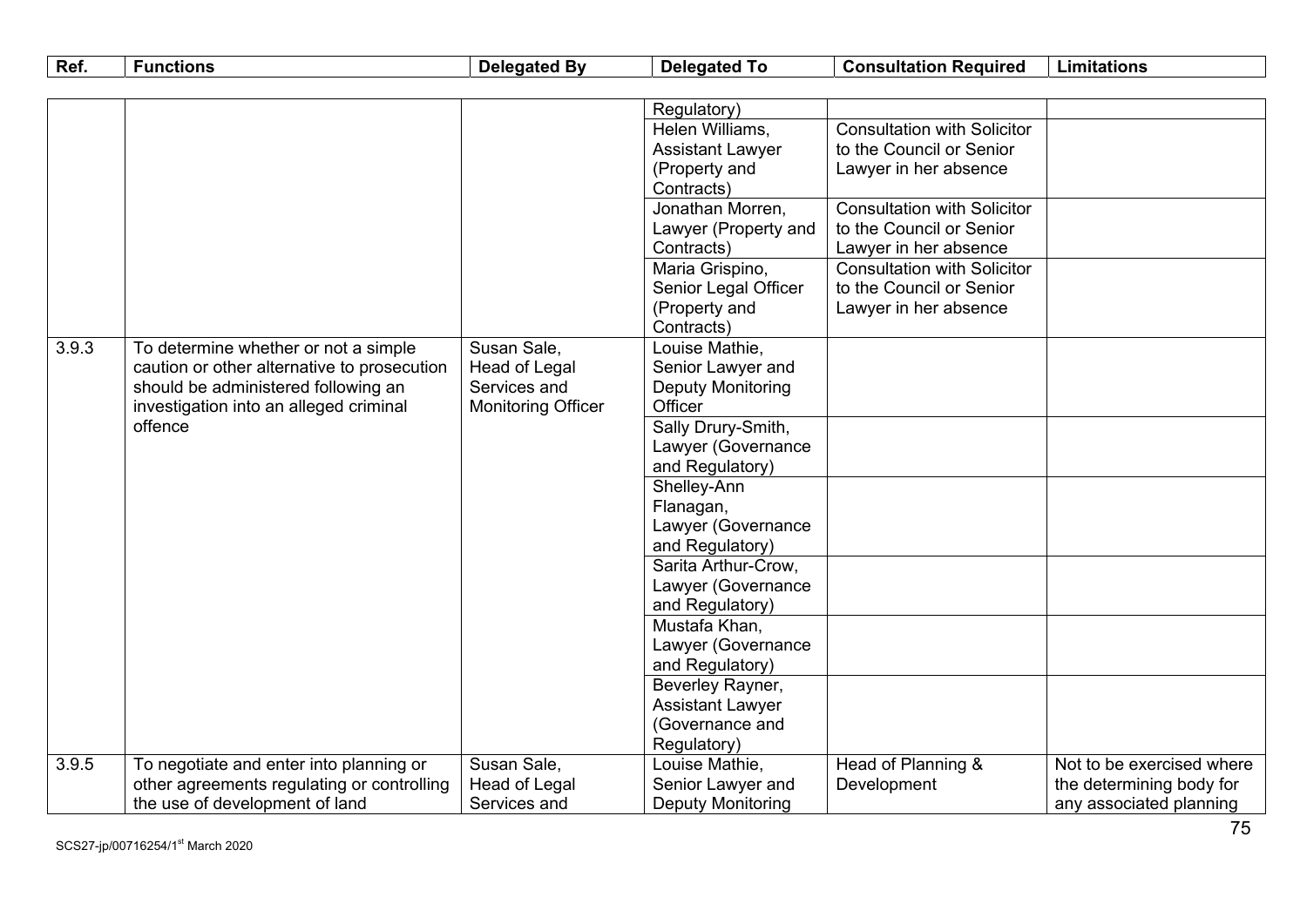| Ref. | Functions | Delegated By | Delegated To | Consultation Required | Limitations |
|---|---|---|---|---|---|
| | | | Regulatory) | | |
| | | | Helen Williams, Assistant Lawyer (Property and Contracts) | Consultation with Solicitor to the Council or Senior Lawyer in her absence | |
| | | | Jonathan Morren, Lawyer (Property and Contracts) | Consultation with Solicitor to the Council or Senior Lawyer in her absence | |
| | | | Maria Grispino, Senior Legal Officer (Property and Contracts) | Consultation with Solicitor to the Council or Senior Lawyer in her absence | |
| 3.9.3 | To determine whether or not a simple caution or other alternative to prosecution should be administered following an investigation into an alleged criminal offence | Susan Sale, Head of Legal Services and Monitoring Officer | Louise Mathie, Senior Lawyer and Deputy Monitoring Officer | | |
| | | | Sally Drury-Smith, Lawyer (Governance and Regulatory) | | |
| | | | Shelley-Ann Flanagan, Lawyer (Governance and Regulatory) | | |
| | | | Sarita Arthur-Crow, Lawyer (Governance and Regulatory) | | |
| | | | Mustafa Khan, Lawyer (Governance and Regulatory) | | |
| | | | Beverley Rayner, Assistant Lawyer (Governance and Regulatory) | | |
| 3.9.5 | To negotiate and enter into planning or other agreements regulating or controlling the use of development of land | Susan Sale, Head of Legal Services and | Louise Mathie, Senior Lawyer and Deputy Monitoring | Head of Planning & Development | Not to be exercised where the determining body for any associated planning |

SCS27-jp/00716254/1st March 2020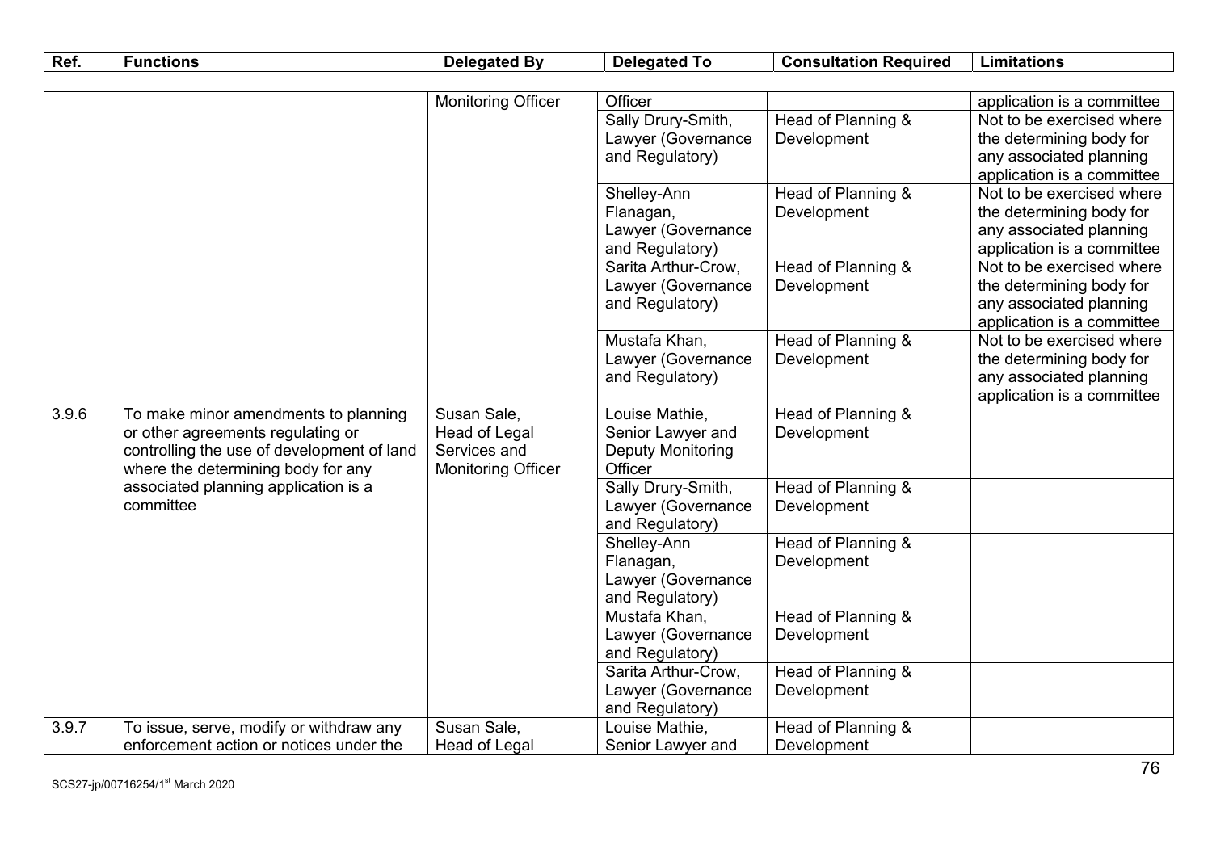| Ref. | Functions | Delegated By | Delegated To | Consultation Required | Limitations |
|---|---|---|---|---|---|
| | | Monitoring Officer | Officer | | application is a committee |
| | | | Sally Drury-Smith, Lawyer (Governance and Regulatory) | Head of Planning & Development | Not to be exercised where the determining body for any associated planning application is a committee |
| | | | Shelley-Ann Flanagan, Lawyer (Governance and Regulatory) | Head of Planning & Development | Not to be exercised where the determining body for any associated planning application is a committee |
| | | | Sarita Arthur-Crow, Lawyer (Governance and Regulatory) | Head of Planning & Development | Not to be exercised where the determining body for any associated planning application is a committee |
| | | | Mustafa Khan, Lawyer (Governance and Regulatory) | Head of Planning & Development | Not to be exercised where the determining body for any associated planning application is a committee |
| 3.9.6 | To make minor amendments to planning or other agreements regulating or controlling the use of development of land where the determining body for any associated planning application is a committee | Susan Sale, Head of Legal Services and Monitoring Officer | Louise Mathie, Senior Lawyer and Deputy Monitoring Officer | Head of Planning & Development | |
| | | | Sally Drury-Smith, Lawyer (Governance and Regulatory) | Head of Planning & Development | |
| | | | Shelley-Ann Flanagan, Lawyer (Governance and Regulatory) | Head of Planning & Development | |
| | | | Mustafa Khan, Lawyer (Governance and Regulatory) | Head of Planning & Development | |
| | | | Sarita Arthur-Crow, Lawyer (Governance and Regulatory) | Head of Planning & Development | |
| 3.9.7 | To issue, serve, modify or withdraw any enforcement action or notices under the | Susan Sale, Head of Legal | Louise Mathie, Senior Lawyer and | Head of Planning & Development | |

SCS27-jp/00716254/1st March 2020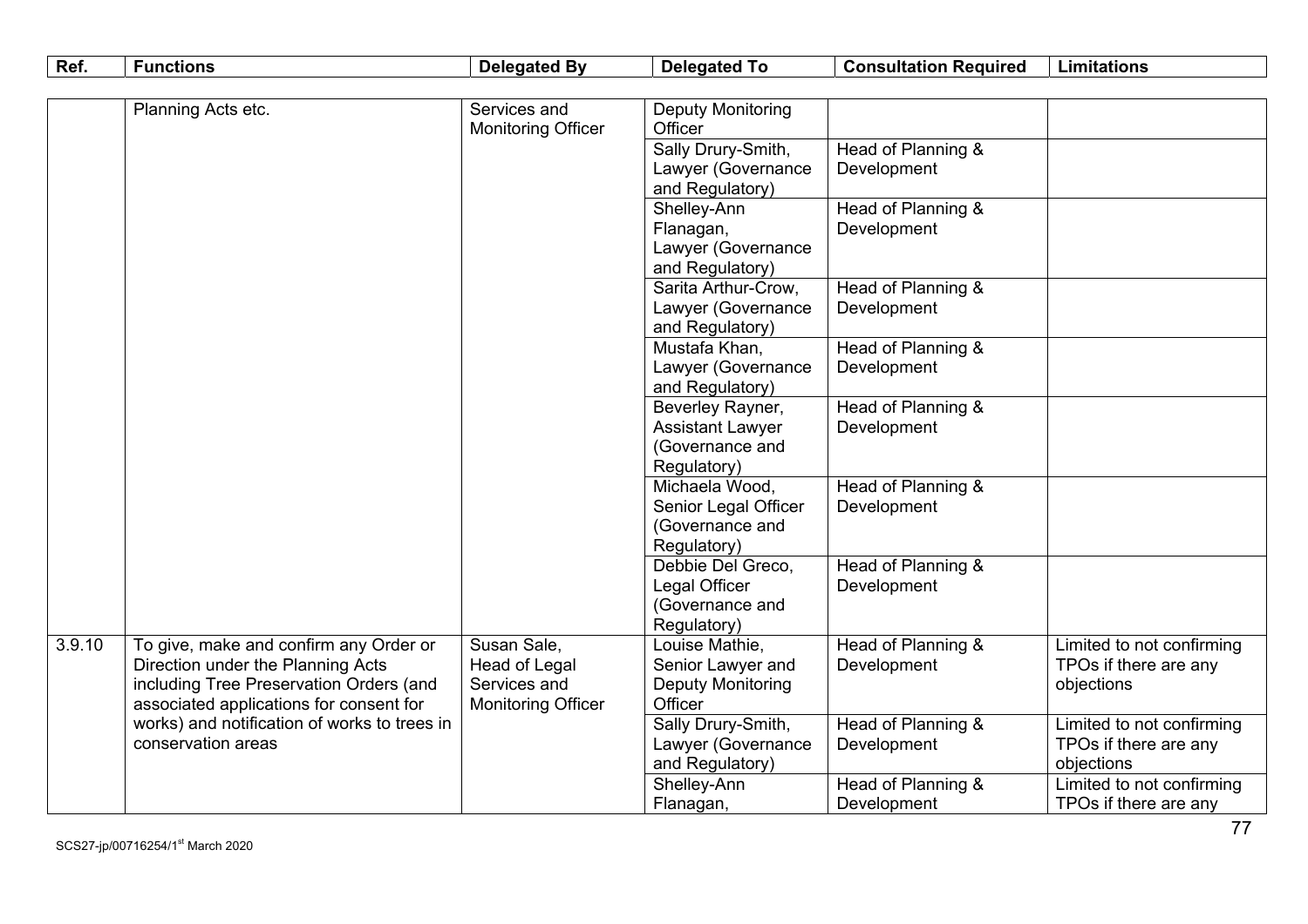| Ref. | Functions | Delegated By | Delegated To | Consultation Required | Limitations |
|---|---|---|---|---|---|
| | Planning Acts etc. | Services and Monitoring Officer | Deputy Monitoring Officer | | |
| | | | Sally Drury-Smith, Lawyer (Governance and Regulatory) | Head of Planning & Development | |
| | | | Shelley-Ann Flanagan, Lawyer (Governance and Regulatory) | Head of Planning & Development | |
| | | | Sarita Arthur-Crow, Lawyer (Governance and Regulatory) | Head of Planning & Development | |
| | | | Mustafa Khan, Lawyer (Governance and Regulatory) | Head of Planning & Development | |
| | | | Beverley Rayner, Assistant Lawyer (Governance and Regulatory) | Head of Planning & Development | |
| | | | Michaela Wood, Senior Legal Officer (Governance and Regulatory) | Head of Planning & Development | |
| | | | Debbie Del Greco, Legal Officer (Governance and Regulatory) | Head of Planning & Development | |
| 3.9.10 | To give, make and confirm any Order or Direction under the Planning Acts including Tree Preservation Orders (and associated applications for consent for works) and notification of works to trees in conservation areas | Susan Sale, Head of Legal Services and Monitoring Officer | Louise Mathie, Senior Lawyer and Deputy Monitoring Officer | Head of Planning & Development | Limited to not confirming TPOs if there are any objections |
| | | | Sally Drury-Smith, Lawyer (Governance and Regulatory) | Head of Planning & Development | Limited to not confirming TPOs if there are any objections |
| | | | Shelley-Ann Flanagan, | Head of Planning & Development | Limited to not confirming TPOs if there are any |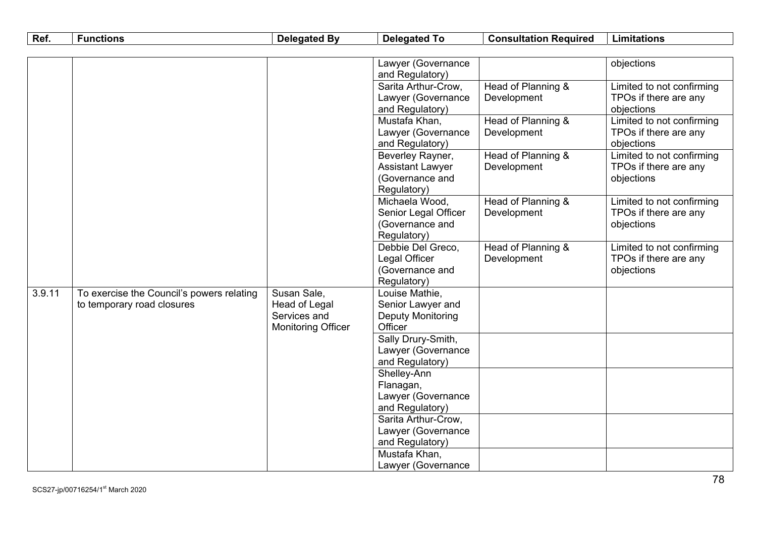| Ref. | Functions | Delegated By | Delegated To | Consultation Required | Limitations |
|---|---|---|---|---|---|
| | | | Lawyer (Governance and Regulatory) | | objections |
| | | | Sarita Arthur-Crow, Lawyer (Governance and Regulatory) | Head of Planning & Development | Limited to not confirming TPOs if there are any objections |
| | | | Mustafa Khan, Lawyer (Governance and Regulatory) | Head of Planning & Development | Limited to not confirming TPOs if there are any objections |
| | | | Beverley Rayner, Assistant Lawyer (Governance and Regulatory) | Head of Planning & Development | Limited to not confirming TPOs if there are any objections |
| | | | Michaela Wood, Senior Legal Officer (Governance and Regulatory) | Head of Planning & Development | Limited to not confirming TPOs if there are any objections |
| | | | Debbie Del Greco, Legal Officer (Governance and Regulatory) | Head of Planning & Development | Limited to not confirming TPOs if there are any objections |
| 3.9.11 | To exercise the Council's powers relating to temporary road closures | Susan Sale, Head of Legal Services and Monitoring Officer | Louise Mathie, Senior Lawyer and Deputy Monitoring Officer | | |
| | | | Sally Drury-Smith, Lawyer (Governance and Regulatory) | | |
| | | | Shelley-Ann Flanagan, Lawyer (Governance and Regulatory) | | |
| | | | Sarita Arthur-Crow, Lawyer (Governance and Regulatory) | | |
| | | | Mustafa Khan, Lawyer (Governance | | |

SCS27-jp/00716254/1st March 2020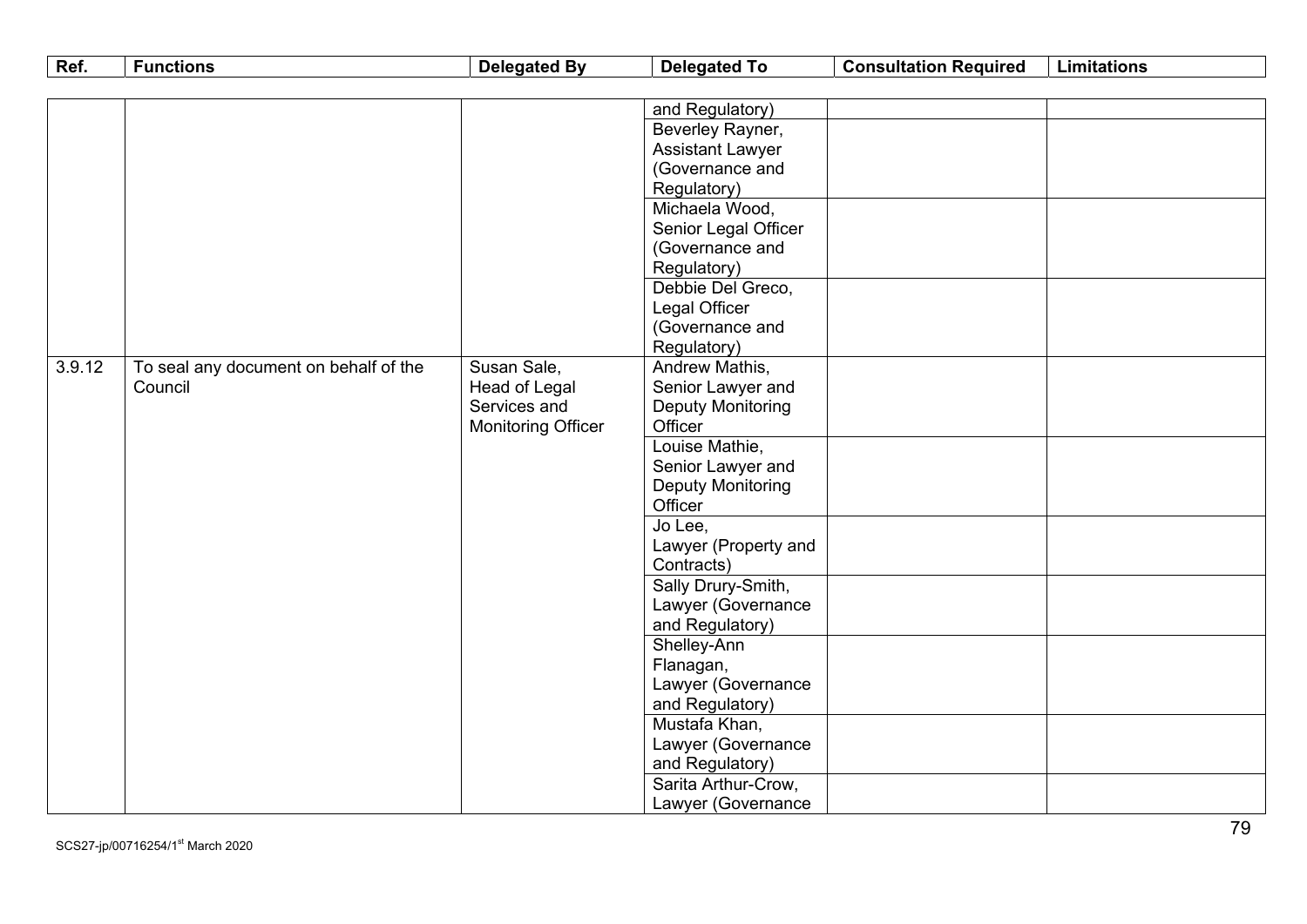| Ref. | Functions | Delegated By | Delegated To | Consultation Required | Limitations |
|---|---|---|---|---|---|
| | | | and Regulatory) | | |
| | | | Beverley Rayner, Assistant Lawyer (Governance and Regulatory) | | |
| | | | Michaela Wood, Senior Legal Officer (Governance and Regulatory) | | |
| | | | Debbie Del Greco, Legal Officer (Governance and Regulatory) | | |
| 3.9.12 | To seal any document on behalf of the Council | Susan Sale, Head of Legal Services and Monitoring Officer | Andrew Mathis, Senior Lawyer and Deputy Monitoring Officer | | |
| | | | Louise Mathie, Senior Lawyer and Deputy Monitoring Officer | | |
| | | | Jo Lee, Lawyer (Property and Contracts) | | |
| | | | Sally Drury-Smith, Lawyer (Governance and Regulatory) | | |
| | | | Shelley-Ann Flanagan, Lawyer (Governance and Regulatory) | | |
| | | | Mustafa Khan, Lawyer (Governance and Regulatory) | | |
| | | | Sarita Arthur-Crow, Lawyer (Governance | | |

SCS27-jp/00716254/1st March 2020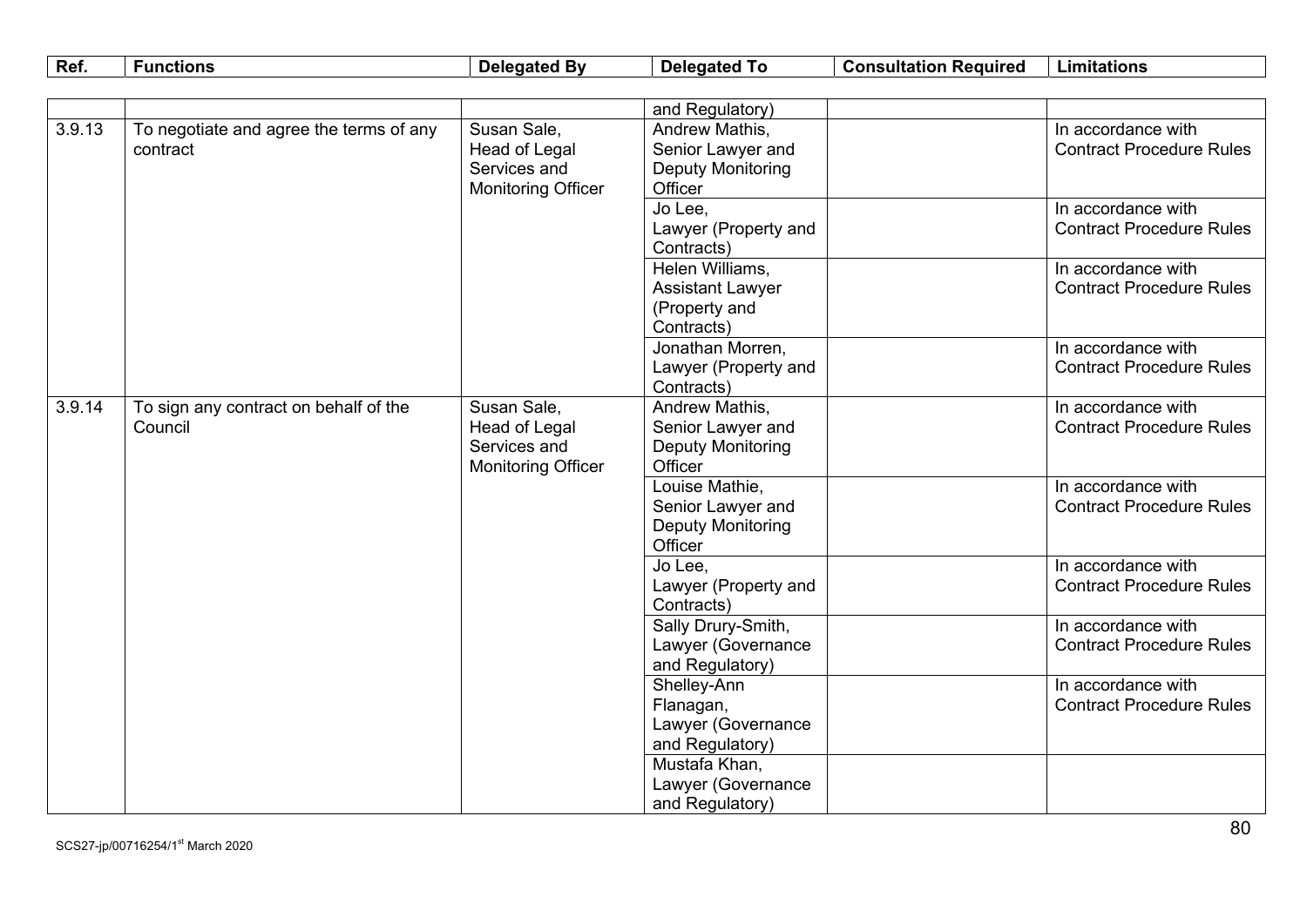| Ref. | Functions | Delegated By | Delegated To | Consultation Required | Limitations |
|---|---|---|---|---|---|
| | | | and Regulatory) | | |
| 3.9.13 | To negotiate and agree the terms of any contract | Susan Sale, Head of Legal Services and Monitoring Officer | Andrew Mathis, Senior Lawyer and Deputy Monitoring Officer | | In accordance with Contract Procedure Rules |
| | | | Jo Lee, Lawyer (Property and Contracts) | | In accordance with Contract Procedure Rules |
| | | | Helen Williams, Assistant Lawyer (Property and Contracts) | | In accordance with Contract Procedure Rules |
| | | | Jonathan Morren, Lawyer (Property and Contracts) | | In accordance with Contract Procedure Rules |
| 3.9.14 | To sign any contract on behalf of the Council | Susan Sale, Head of Legal Services and Monitoring Officer | Andrew Mathis, Senior Lawyer and Deputy Monitoring Officer | | In accordance with Contract Procedure Rules |
| | | | Louise Mathie, Senior Lawyer and Deputy Monitoring Officer | | In accordance with Contract Procedure Rules |
| | | | Jo Lee, Lawyer (Property and Contracts) | | In accordance with Contract Procedure Rules |
| | | | Sally Drury-Smith, Lawyer (Governance and Regulatory) | | In accordance with Contract Procedure Rules |
| | | | Shelley-Ann Flanagan, Lawyer (Governance and Regulatory) | | In accordance with Contract Procedure Rules |
| | | | Mustafa Khan, Lawyer (Governance and Regulatory) | | |

SCS27-jp/00716254/1st March 2020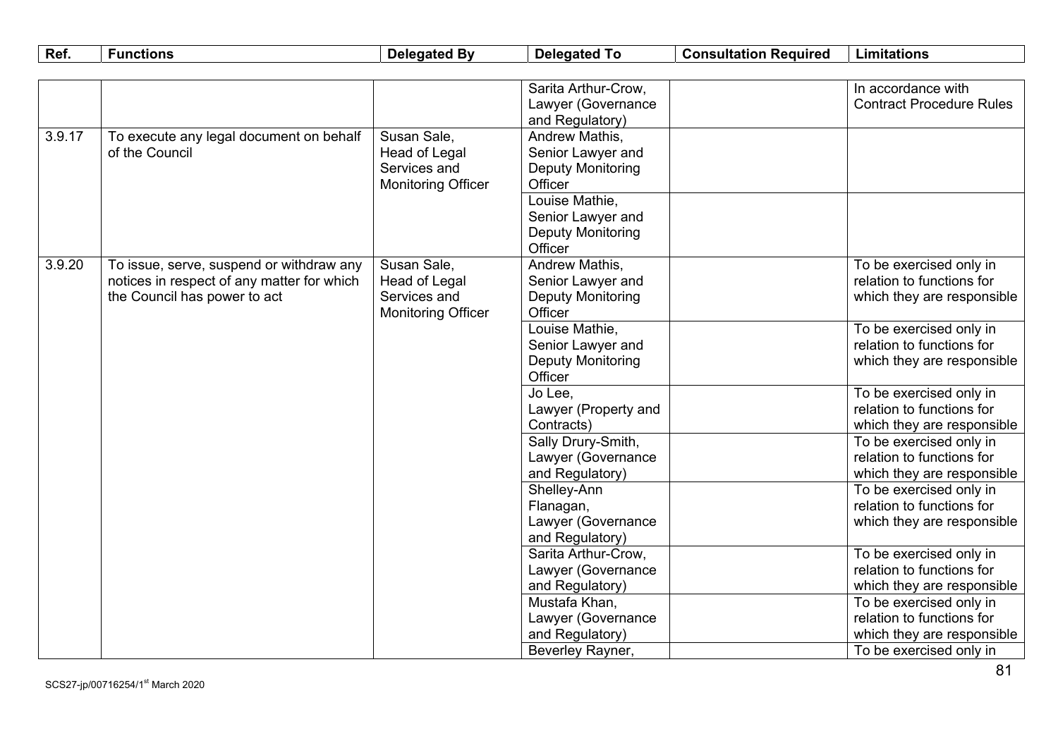| Ref. | Functions | Delegated By | Delegated To | Consultation Required | Limitations |
|---|---|---|---|---|---|
| | | | Sarita Arthur-Crow, Lawyer (Governance and Regulatory) | | In accordance with Contract Procedure Rules |
| 3.9.17 | To execute any legal document on behalf of the Council | Susan Sale, Head of Legal Services and Monitoring Officer | Andrew Mathis, Senior Lawyer and Deputy Monitoring Officer | | |
| | | | Louise Mathie, Senior Lawyer and Deputy Monitoring Officer | | |
| 3.9.20 | To issue, serve, suspend or withdraw any notices in respect of any matter for which the Council has power to act | Susan Sale, Head of Legal Services and Monitoring Officer | Andrew Mathis, Senior Lawyer and Deputy Monitoring Officer | | To be exercised only in relation to functions for which they are responsible |
| | | | Louise Mathie, Senior Lawyer and Deputy Monitoring Officer | | To be exercised only in relation to functions for which they are responsible |
| | | | Jo Lee, Lawyer (Property and Contracts) | | To be exercised only in relation to functions for which they are responsible |
| | | | Sally Drury-Smith, Lawyer (Governance and Regulatory) | | To be exercised only in relation to functions for which they are responsible |
| | | | Shelley-Ann Flanagan, Lawyer (Governance and Regulatory) | | To be exercised only in relation to functions for which they are responsible |
| | | | Sarita Arthur-Crow, Lawyer (Governance and Regulatory) | | To be exercised only in relation to functions for which they are responsible |
| | | | Mustafa Khan, Lawyer (Governance and Regulatory) | | To be exercised only in relation to functions for which they are responsible |
| | | | Beverley Rayner, | | To be exercised only in |

SCS27-jp/00716254/1st March 2020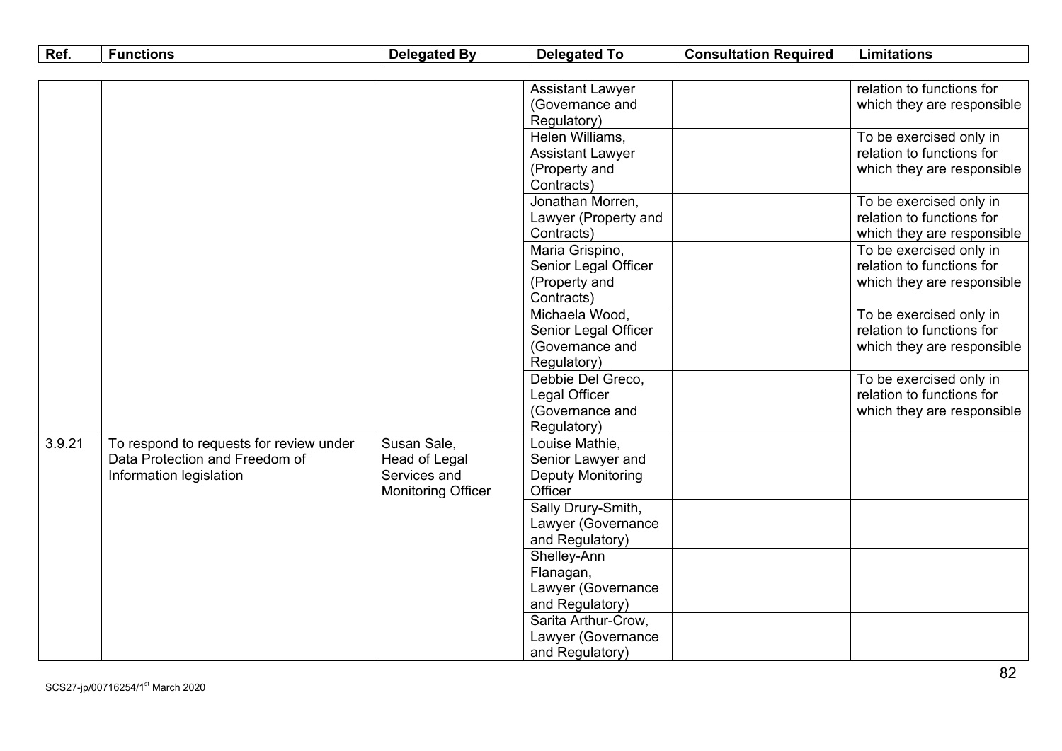| Ref. | Functions | Delegated By | Delegated To | Consultation Required | Limitations |
|---|---|---|---|---|---|
| | | | Assistant Lawyer (Governance and Regulatory) | | relation to functions for which they are responsible |
| | | | Helen Williams, Assistant Lawyer (Property and Contracts) | | To be exercised only in relation to functions for which they are responsible |
| | | | Jonathan Morren, Lawyer (Property and Contracts) | | To be exercised only in relation to functions for which they are responsible |
| | | | Maria Grispino, Senior Legal Officer (Property and Contracts) | | To be exercised only in relation to functions for which they are responsible |
| | | | Michaela Wood, Senior Legal Officer (Governance and Regulatory) | | To be exercised only in relation to functions for which they are responsible |
| | | | Debbie Del Greco, Legal Officer (Governance and Regulatory) | | To be exercised only in relation to functions for which they are responsible |
| 3.9.21 | To respond to requests for review under Data Protection and Freedom of Information legislation | Susan Sale, Head of Legal Services and Monitoring Officer | Louise Mathie, Senior Lawyer and Deputy Monitoring Officer | | |
| | | | Sally Drury-Smith, Lawyer (Governance and Regulatory) | | |
| | | | Shelley-Ann Flanagan, Lawyer (Governance and Regulatory) | | |
| | | | Sarita Arthur-Crow, Lawyer (Governance and Regulatory) | | |

SCS27-jp/00716254/1st March 2020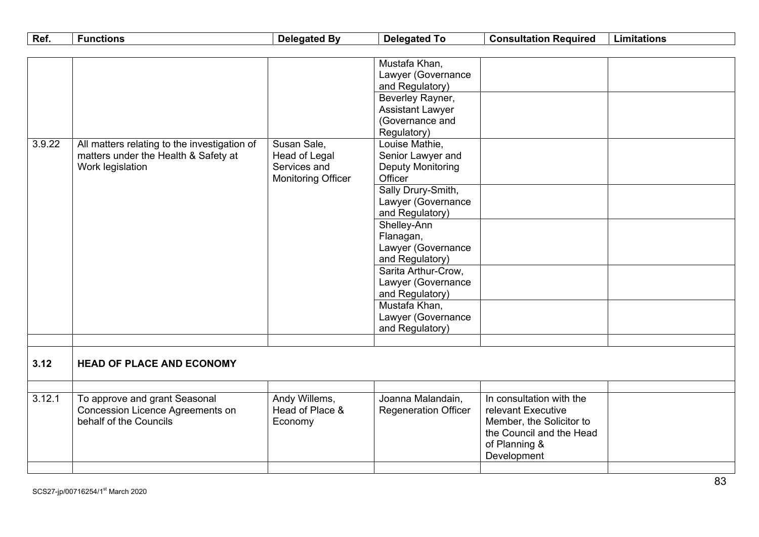| Ref. | Functions | Delegated By | Delegated To | Consultation Required | Limitations |
|---|---|---|---|---|---|
| | | | Mustafa Khan, Lawyer (Governance and Regulatory) | | |
| | | | Beverley Rayner, Assistant Lawyer (Governance and Regulatory) | | |
| 3.9.22 | All matters relating to the investigation of matters under the Health & Safety at Work legislation | Susan Sale, Head of Legal Services and Monitoring Officer | Louise Mathie, Senior Lawyer and Deputy Monitoring Officer | | |
| | | | Sally Drury-Smith, Lawyer (Governance and Regulatory) | | |
| | | | Shelley-Ann Flanagan, Lawyer (Governance and Regulatory) | | |
| | | | Sarita Arthur-Crow, Lawyer (Governance and Regulatory) | | |
| | | | Mustafa Khan, Lawyer (Governance and Regulatory) | | |
| | | | | | |
| **3.12** | **HEAD OF PLACE AND ECONOMY** | | | | |
| | | | | | |
| 3.12.1 | To approve and grant Seasonal Concession Licence Agreements on behalf of the Councils | Andy Willems, Head of Place & Economy | Joanna Malandain, Regeneration Officer | In consultation with the relevant Executive Member, the Solicitor to the Council and the Head of Planning & Development | |
| | | | | | |

SCS27-jp/00716254/1st March 2020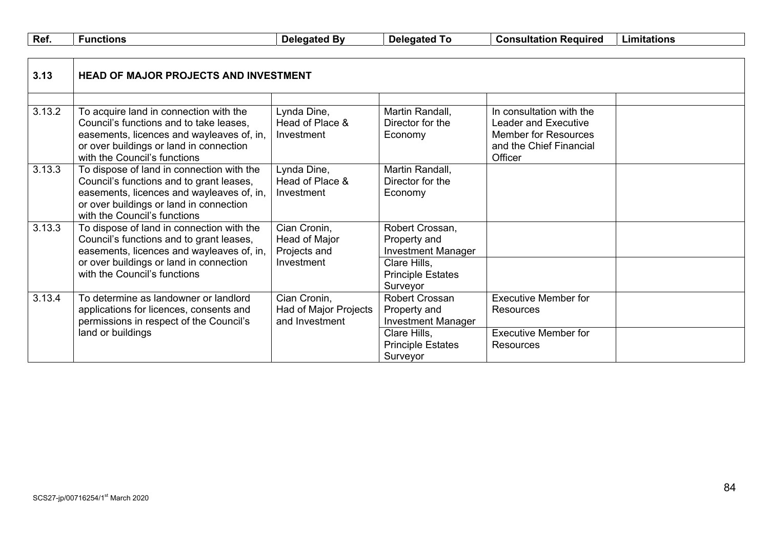| Ref. | Functions | Delegated By | Delegated To | Consultation Required | Limitations |
|---|---|---|---|---|---|
| **3.13** | **HEAD OF MAJOR PROJECTS AND INVESTMENT** | | | | |
| | | | | | |
| 3.13.2 | To acquire land in connection with the Council's functions and to take leases, easements, licences and wayleaves of, in, or over buildings or land in connection with the Council's functions | Lynda Dine, Head of Place & Investment | Martin Randall, Director for the Economy | In consultation with the Leader and Executive Member for Resources and the Chief Financial Officer | |
| 3.13.3 | To dispose of land in connection with the Council's functions and to grant leases, easements, licences and wayleaves of, in, or over buildings or land in connection with the Council's functions | Lynda Dine, Head of Place & Investment | Martin Randall, Director for the Economy | | |
| 3.13.3 | To dispose of land in connection with the Council's functions and to grant leases, easements, licences and wayleaves of, in, or over buildings or land in connection with the Council's functions | Cian Cronin, Head of Major Projects and Investment | Robert Crossan, Property and Investment Manager | | |
| | | | Clare Hills, Principle Estates Surveyor | | |
| 3.13.4 | To determine as landowner or landlord applications for licences, consents and permissions in respect of the Council's land or buildings | Cian Cronin, Had of Major Projects and Investment | Robert Crossan Property and Investment Manager | Executive Member for Resources | |
| | | | Clare Hills, Principle Estates Surveyor | Executive Member for Resources | |

SCS27-jp/00716254/1st March 2020